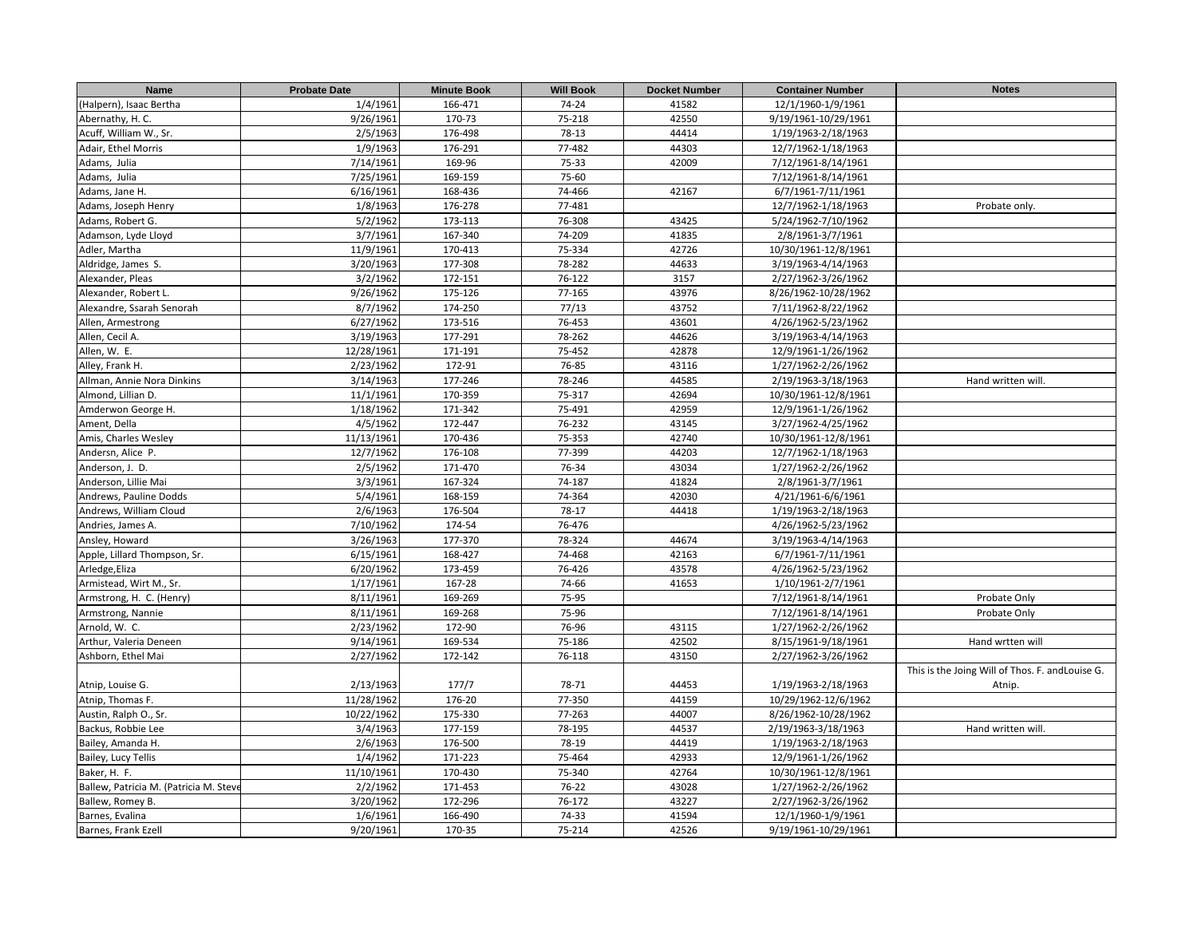| Name | Probate Date | Minute Book | Will Book | Docket Number | Container Number | Notes |
|---|---|---|---|---|---|---|
| (Halpern), Isaac Bertha | 1/4/1961 | 166-471 | 74-24 | 41582 | 12/1/1960-1/9/1961 | |
| Abernathy, H. C. | 9/26/1961 | 170-73 | 75-218 | 42550 | 9/19/1961-10/29/1961 | |
| Acuff, William W., Sr. | 2/5/1963 | 176-498 | 78-13 | 44414 | 1/19/1963-2/18/1963 | |
| Adair, Ethel Morris | 1/9/1963 | 176-291 | 77-482 | 44303 | 12/7/1962-1/18/1963 | |
| Adams, Julia | 7/14/1961 | 169-96 | 75-33 | 42009 | 7/12/1961-8/14/1961 | |
| Adams, Julia | 7/25/1961 | 169-159 | 75-60 | | 7/12/1961-8/14/1961 | |
| Adams, Jane H. | 6/16/1961 | 168-436 | 74-466 | 42167 | 6/7/1961-7/11/1961 | |
| Adams, Joseph Henry | 1/8/1963 | 176-278 | 77-481 | | 12/7/1962-1/18/1963 | Probate only. |
| Adams, Robert G. | 5/2/1962 | 173-113 | 76-308 | 43425 | 5/24/1962-7/10/1962 | |
| Adamson, Lyde Lloyd | 3/7/1961 | 167-340 | 74-209 | 41835 | 2/8/1961-3/7/1961 | |
| Adler, Martha | 11/9/1961 | 170-413 | 75-334 | 42726 | 10/30/1961-12/8/1961 | |
| Aldridge, James S. | 3/20/1963 | 177-308 | 78-282 | 44633 | 3/19/1963-4/14/1963 | |
| Alexander, Pleas | 3/2/1962 | 172-151 | 76-122 | 3157 | 2/27/1962-3/26/1962 | |
| Alexander, Robert L. | 9/26/1962 | 175-126 | 77-165 | 43976 | 8/26/1962-10/28/1962 | |
| Alexandre, Ssarah Senorah | 8/7/1962 | 174-250 | 77/13 | 43752 | 7/11/1962-8/22/1962 | |
| Allen, Armestrong | 6/27/1962 | 173-516 | 76-453 | 43601 | 4/26/1962-5/23/1962 | |
| Allen, Cecil A. | 3/19/1963 | 177-291 | 78-262 | 44626 | 3/19/1963-4/14/1963 | |
| Allen, W. E. | 12/28/1961 | 171-191 | 75-452 | 42878 | 12/9/1961-1/26/1962 | |
| Alley, Frank H. | 2/23/1962 | 172-91 | 76-85 | 43116 | 1/27/1962-2/26/1962 | |
| Allman, Annie Nora Dinkins | 3/14/1963 | 177-246 | 78-246 | 44585 | 2/19/1963-3/18/1963 | Hand written will. |
| Almond, Lillian D. | 11/1/1961 | 170-359 | 75-317 | 42694 | 10/30/1961-12/8/1961 | |
| Amderwon George H. | 1/18/1962 | 171-342 | 75-491 | 42959 | 12/9/1961-1/26/1962 | |
| Ament, Della | 4/5/1962 | 172-447 | 76-232 | 43145 | 3/27/1962-4/25/1962 | |
| Amis, Charles Wesley | 11/13/1961 | 170-436 | 75-353 | 42740 | 10/30/1961-12/8/1961 | |
| Andersn, Alice P. | 12/7/1962 | 176-108 | 77-399 | 44203 | 12/7/1962-1/18/1963 | |
| Anderson, J. D. | 2/5/1962 | 171-470 | 76-34 | 43034 | 1/27/1962-2/26/1962 | |
| Anderson, Lillie Mai | 3/3/1961 | 167-324 | 74-187 | 41824 | 2/8/1961-3/7/1961 | |
| Andrews, Pauline Dodds | 5/4/1961 | 168-159 | 74-364 | 42030 | 4/21/1961-6/6/1961 | |
| Andrews, William Cloud | 2/6/1963 | 176-504 | 78-17 | 44418 | 1/19/1963-2/18/1963 | |
| Andries, James A. | 7/10/1962 | 174-54 | 76-476 | | 4/26/1962-5/23/1962 | |
| Ansley, Howard | 3/26/1963 | 177-370 | 78-324 | 44674 | 3/19/1963-4/14/1963 | |
| Apple, Lillard Thompson, Sr. | 6/15/1961 | 168-427 | 74-468 | 42163 | 6/7/1961-7/11/1961 | |
| Arledge,Eliza | 6/20/1962 | 173-459 | 76-426 | 43578 | 4/26/1962-5/23/1962 | |
| Armistead, Wirt M., Sr. | 1/17/1961 | 167-28 | 74-66 | 41653 | 1/10/1961-2/7/1961 | |
| Armstrong, H. C. (Henry) | 8/11/1961 | 169-269 | 75-95 | | 7/12/1961-8/14/1961 | Probate Only |
| Armstrong, Nannie | 8/11/1961 | 169-268 | 75-96 | | 7/12/1961-8/14/1961 | Probate Only |
| Arnold, W. C. | 2/23/1962 | 172-90 | 76-96 | 43115 | 1/27/1962-2/26/1962 | |
| Arthur, Valeria Deneen | 9/14/1961 | 169-534 | 75-186 | 42502 | 8/15/1961-9/18/1961 | Hand wrtten will |
| Ashborn, Ethel Mai | 2/27/1962 | 172-142 | 76-118 | 43150 | 2/27/1962-3/26/1962 | |
| Atnip, Louise G. | 2/13/1963 | 177/7 | 78-71 | 44453 | 1/19/1963-2/18/1963 | This is the Joing Will of Thos. F. andLouise G. Atnip. |
| Atnip, Thomas F. | 11/28/1962 | 176-20 | 77-350 | 44159 | 10/29/1962-12/6/1962 | |
| Austin, Ralph O., Sr. | 10/22/1962 | 175-330 | 77-263 | 44007 | 8/26/1962-10/28/1962 | |
| Backus, Robbie Lee | 3/4/1963 | 177-159 | 78-195 | 44537 | 2/19/1963-3/18/1963 | Hand written will. |
| Bailey, Amanda H. | 2/6/1963 | 176-500 | 78-19 | 44419 | 1/19/1963-2/18/1963 | |
| Bailey, Lucy Tellis | 1/4/1962 | 171-223 | 75-464 | 42933 | 12/9/1961-1/26/1962 | |
| Baker, H. F. | 11/10/1961 | 170-430 | 75-340 | 42764 | 10/30/1961-12/8/1961 | |
| Ballew, Patricia M. (Patricia M. Steve | 2/2/1962 | 171-453 | 76-22 | 43028 | 1/27/1962-2/26/1962 | |
| Ballew, Romey B. | 3/20/1962 | 172-296 | 76-172 | 43227 | 2/27/1962-3/26/1962 | |
| Barnes, Evalina | 1/6/1961 | 166-490 | 74-33 | 41594 | 12/1/1960-1/9/1961 | |
| Barnes, Frank Ezell | 9/20/1961 | 170-35 | 75-214 | 42526 | 9/19/1961-10/29/1961 | |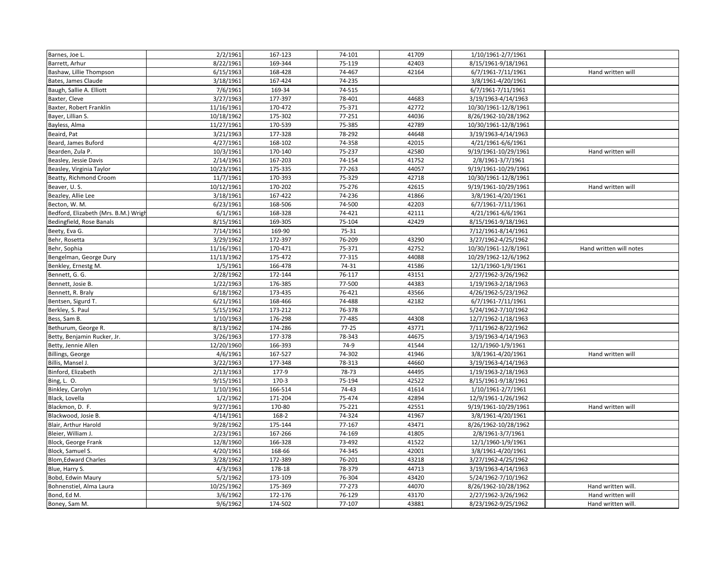| Barnes, Joe L. | 2/2/1961 | 167-123 | 74-101 | 41709 | 1/10/1961-2/7/1961 | |
|---|---|---|---|---|---|---|
| Barrett, Arhur | 8/22/1961 | 169-344 | 75-119 | 42403 | 8/15/1961-9/18/1961 | |
| Bashaw, Lillie Thompson | 6/15/1963 | 168-428 | 74-467 | 42164 | 6/7/1961-7/11/1961 | Hand written will |
| Bates, James Claude | 3/18/1961 | 167-424 | 74-235 | | 3/8/1961-4/20/1961 | |
| Baugh, Sallie A. Elliott | 7/6/1961 | 169-34 | 74-515 | | 6/7/1961-7/11/1961 | |
| Baxter, Cleve | 3/27/1963 | 177-397 | 78-401 | 44683 | 3/19/1963-4/14/1963 | |
| Baxter, Robert Franklin | 11/16/1961 | 170-472 | 75-371 | 42772 | 10/30/1961-12/8/1961 | |
| Bayer, Lillian S. | 10/18/1962 | 175-302 | 77-251 | 44036 | 8/26/1962-10/28/1962 | |
| Bayless, Alma | 11/27/1961 | 170-539 | 75-385 | 42789 | 10/30/1961-12/8/1961 | |
| Beaird, Pat | 3/21/1963 | 177-328 | 78-292 | 44648 | 3/19/1963-4/14/1963 | |
| Beard, James Buford | 4/27/1961 | 168-102 | 74-358 | 42015 | 4/21/1961-6/6/1961 | |
| Bearden, Zula P. | 10/3/1961 | 170-140 | 75-237 | 42580 | 9/19/1961-10/29/1961 | Hand written will |
| Beasley, Jessie Davis | 2/14/1961 | 167-203 | 74-154 | 41752 | 2/8/1961-3/7/1961 | |
| Beasley, Virginia Taylor | 10/23/1961 | 175-335 | 77-263 | 44057 | 9/19/1961-10/29/1961 | |
| Beatty, Richmond Croom | 11/7/1961 | 170-393 | 75-329 | 42718 | 10/30/1961-12/8/1961 | |
| Beaver, U. S. | 10/12/1961 | 170-202 | 75-276 | 42615 | 9/19/1961-10/29/1961 | Hand written will |
| Beazley, Allie Lee | 3/18/1961 | 167-422 | 74-236 | 41866 | 3/8/1961-4/20/1961 | |
| Becton, W. M. | 6/23/1961 | 168-506 | 74-500 | 42203 | 6/7/1961-7/11/1961 | |
| Bedford, Elizabeth (Mrs. B.M.) Wrigh | 6/1/1961 | 168-328 | 74-421 | 42111 | 4/21/1961-6/6/1961 | |
| Bedingfield, Rose Banals | 8/15/1961 | 169-305 | 75-104 | 42429 | 8/15/1961-9/18/1961 | |
| Beety, Eva G. | 7/14/1961 | 169-90 | 75-31 | | 7/12/1961-8/14/1961 | |
| Behr, Rosetta | 3/29/1962 | 172-397 | 76-209 | 43290 | 3/27/1962-4/25/1962 | |
| Behr, Sophia | 11/16/1961 | 170-471 | 75-371 | 42752 | 10/30/1961-12/8/1961 | Hand written will notes |
| Bengelman, George Dury | 11/13/1962 | 175-472 | 77-315 | 44088 | 10/29/1962-12/6/1962 | |
| Benkley, Ernestg M. | 1/5/1961 | 166-478 | 74-31 | 41586 | 12/1/1960-1/9/1961 | |
| Bennett, G. G. | 2/28/1962 | 172-144 | 76-117 | 43151 | 2/27/1962-3/26/1962 | |
| Bennett, Josie B. | 1/22/1963 | 176-385 | 77-500 | 44383 | 1/19/1963-2/18/1963 | |
| Bennett, R. Braly | 6/18/1962 | 173-435 | 76-421 | 43566 | 4/26/1962-5/23/1962 | |
| Bentsen, Sigurd T. | 6/21/1961 | 168-466 | 74-488 | 42182 | 6/7/1961-7/11/1961 | |
| Berkley, S. Paul | 5/15/1962 | 173-212 | 76-378 | | 5/24/1962-7/10/1962 | |
| Bess, Sam B. | 1/10/1963 | 176-298 | 77-485 | 44308 | 12/7/1962-1/18/1963 | |
| Bethurum, George R. | 8/13/1962 | 174-286 | 77-25 | 43771 | 7/11/1962-8/22/1962 | |
| Betty, Benjamin Rucker, Jr. | 3/26/1963 | 177-378 | 78-343 | 44675 | 3/19/1963-4/14/1963 | |
| Betty, Jennie Allen | 12/20/1960 | 166-393 | 74-9 | 41544 | 12/1/1960-1/9/1961 | |
| Billings, George | 4/6/1961 | 167-527 | 74-302 | 41946 | 3/8/1961-4/20/1961 | Hand written will |
| Billis, Mansel J. | 3/22/1963 | 177-348 | 78-313 | 44660 | 3/19/1963-4/14/1963 | |
| Binford, Elizabeth | 2/13/1963 | 177-9 | 78-73 | 44495 | 1/19/1963-2/18/1963 | |
| Bing, L. O. | 9/15/1961 | 170-3 | 75-194 | 42522 | 8/15/1961-9/18/1961 | |
| Binkley, Carolyn | 1/10/1961 | 166-514 | 74-43 | 41614 | 1/10/1961-2/7/1961 | |
| Black, Lovella | 1/2/1962 | 171-204 | 75-474 | 42894 | 12/9/1961-1/26/1962 | |
| Blackmon, D. F. | 9/27/1961 | 170-80 | 75-221 | 42551 | 9/19/1961-10/29/1961 | Hand written will |
| Blackwood, Josie B. | 4/14/1961 | 168-2 | 74-324 | 41967 | 3/8/1961-4/20/1961 | |
| Blair, Arthur Harold | 9/28/1962 | 175-144 | 77-167 | 43471 | 8/26/1962-10/28/1962 | |
| Bleier, William J. | 2/23/1961 | 167-266 | 74-169 | 41805 | 2/8/1961-3/7/1961 | |
| Block, George Frank | 12/8/1960 | 166-328 | 73-492 | 41522 | 12/1/1960-1/9/1961 | |
| Block, Samuel S. | 4/20/1961 | 168-66 | 74-345 | 42001 | 3/8/1961-4/20/1961 | |
| Blom,Edward Charles | 3/28/1962 | 172-389 | 76-201 | 43218 | 3/27/1962-4/25/1962 | |
| Blue, Harry S. | 4/3/1963 | 178-18 | 78-379 | 44713 | 3/19/1963-4/14/1963 | |
| Bobd, Edwin Maury | 5/2/1962 | 173-109 | 76-304 | 43420 | 5/24/1962-7/10/1962 | |
| Bohnenstiel, Alma Laura | 10/25/1962 | 175-369 | 77-273 | 44070 | 8/26/1962-10/28/1962 | Hand written will. |
| Bond, Ed M. | 3/6/1962 | 172-176 | 76-129 | 43170 | 2/27/1962-3/26/1962 | Hand written will |
| Boney, Sam M. | 9/6/1962 | 174-502 | 77-107 | 43881 | 8/23/1962-9/25/1962 | Hand written will. |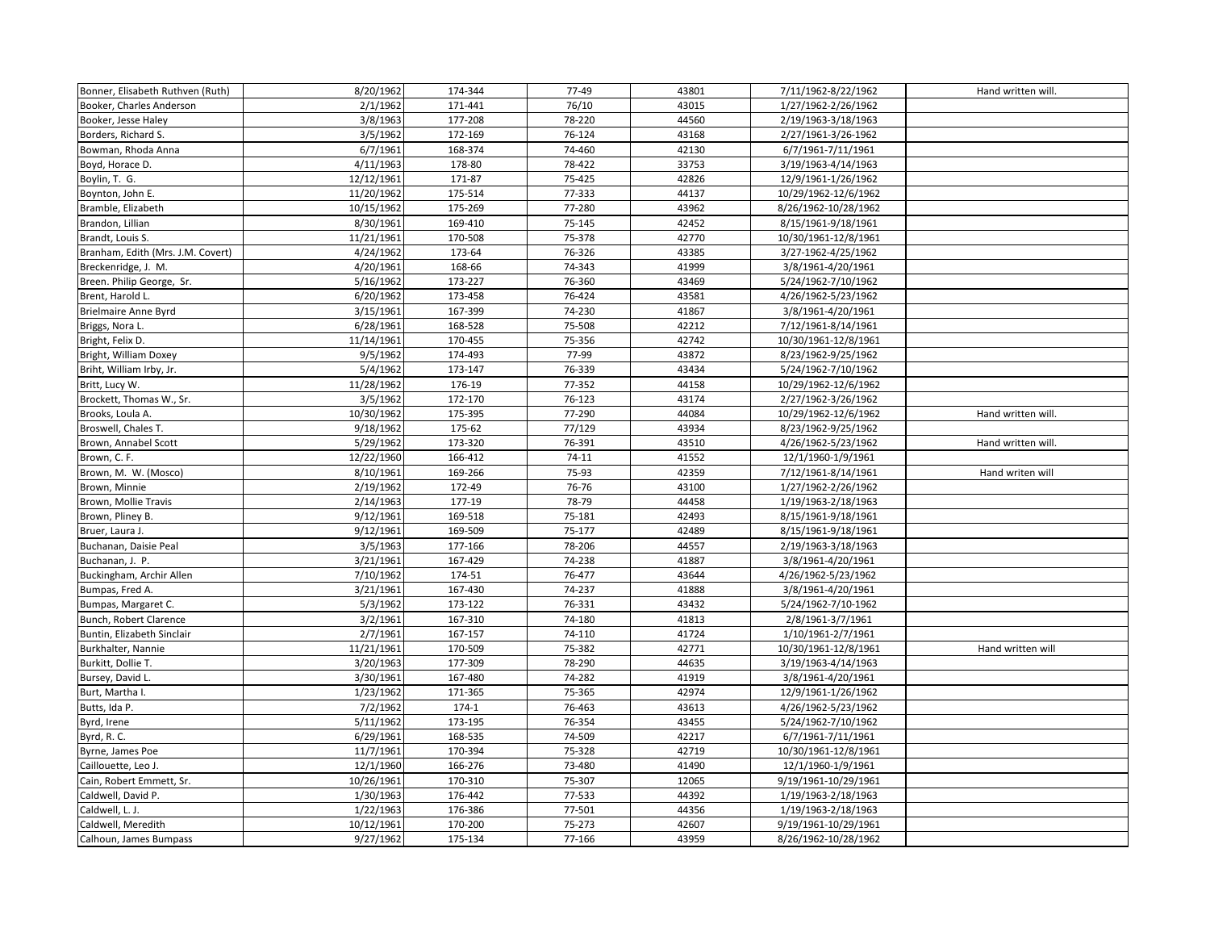| | | | | | | |
|---|---|---|---|---|---|---|
| Bonner, Elisabeth Ruthven (Ruth) | 8/20/1962 | 174-344 | 77-49 | 43801 | 7/11/1962-8/22/1962 | Hand written will. |
| Booker, Charles Anderson | 2/1/1962 | 171-441 | 76/10 | 43015 | 1/27/1962-2/26/1962 | |
| Booker, Jesse Haley | 3/8/1963 | 177-208 | 78-220 | 44560 | 2/19/1963-3/18/1963 | |
| Borders, Richard S. | 3/5/1962 | 172-169 | 76-124 | 43168 | 2/27/1961-3/26-1962 | |
| Bowman, Rhoda Anna | 6/7/1961 | 168-374 | 74-460 | 42130 | 6/7/1961-7/11/1961 | |
| Boyd, Horace D. | 4/11/1963 | 178-80 | 78-422 | 33753 | 3/19/1963-4/14/1963 | |
| Boylin, T. G. | 12/12/1961 | 171-87 | 75-425 | 42826 | 12/9/1961-1/26/1962 | |
| Boynton, John E. | 11/20/1962 | 175-514 | 77-333 | 44137 | 10/29/1962-12/6/1962 | |
| Bramble, Elizabeth | 10/15/1962 | 175-269 | 77-280 | 43962 | 8/26/1962-10/28/1962 | |
| Brandon, Lillian | 8/30/1961 | 169-410 | 75-145 | 42452 | 8/15/1961-9/18/1961 | |
| Brandt, Louis S. | 11/21/1961 | 170-508 | 75-378 | 42770 | 10/30/1961-12/8/1961 | |
| Branham, Edith (Mrs. J.M. Covert) | 4/24/1962 | 173-64 | 76-326 | 43385 | 3/27-1962-4/25/1962 | |
| Breckenridge, J. M. | 4/20/1961 | 168-66 | 74-343 | 41999 | 3/8/1961-4/20/1961 | |
| Breen. Philip George, Sr. | 5/16/1962 | 173-227 | 76-360 | 43469 | 5/24/1962-7/10/1962 | |
| Brent, Harold L. | 6/20/1962 | 173-458 | 76-424 | 43581 | 4/26/1962-5/23/1962 | |
| Brielmaire Anne Byrd | 3/15/1961 | 167-399 | 74-230 | 41867 | 3/8/1961-4/20/1961 | |
| Briggs, Nora L. | 6/28/1961 | 168-528 | 75-508 | 42212 | 7/12/1961-8/14/1961 | |
| Bright, Felix D. | 11/14/1961 | 170-455 | 75-356 | 42742 | 10/30/1961-12/8/1961 | |
| Bright, William Doxey | 9/5/1962 | 174-493 | 77-99 | 43872 | 8/23/1962-9/25/1962 | |
| Briht, William Irby, Jr. | 5/4/1962 | 173-147 | 76-339 | 43434 | 5/24/1962-7/10/1962 | |
| Britt, Lucy W. | 11/28/1962 | 176-19 | 77-352 | 44158 | 10/29/1962-12/6/1962 | |
| Brockett, Thomas W., Sr. | 3/5/1962 | 172-170 | 76-123 | 43174 | 2/27/1962-3/26/1962 | |
| Brooks, Loula A. | 10/30/1962 | 175-395 | 77-290 | 44084 | 10/29/1962-12/6/1962 | Hand written will. |
| Broswell, Chales T. | 9/18/1962 | 175-62 | 77/129 | 43934 | 8/23/1962-9/25/1962 | |
| Brown, Annabel Scott | 5/29/1962 | 173-320 | 76-391 | 43510 | 4/26/1962-5/23/1962 | Hand written will. |
| Brown, C. F. | 12/22/1960 | 166-412 | 74-11 | 41552 | 12/1/1960-1/9/1961 | |
| Brown, M. W. (Mosco) | 8/10/1961 | 169-266 | 75-93 | 42359 | 7/12/1961-8/14/1961 | Hand writen will |
| Brown, Minnie | 2/19/1962 | 172-49 | 76-76 | 43100 | 1/27/1962-2/26/1962 | |
| Brown, Mollie Travis | 2/14/1963 | 177-19 | 78-79 | 44458 | 1/19/1963-2/18/1963 | |
| Brown, Pliney B. | 9/12/1961 | 169-518 | 75-181 | 42493 | 8/15/1961-9/18/1961 | |
| Bruer, Laura J. | 9/12/1961 | 169-509 | 75-177 | 42489 | 8/15/1961-9/18/1961 | |
| Buchanan, Daisie Peal | 3/5/1963 | 177-166 | 78-206 | 44557 | 2/19/1963-3/18/1963 | |
| Buchanan, J. P. | 3/21/1961 | 167-429 | 74-238 | 41887 | 3/8/1961-4/20/1961 | |
| Buckingham, Archir Allen | 7/10/1962 | 174-51 | 76-477 | 43644 | 4/26/1962-5/23/1962 | |
| Bumpas, Fred A. | 3/21/1961 | 167-430 | 74-237 | 41888 | 3/8/1961-4/20/1961 | |
| Bumpas, Margaret C. | 5/3/1962 | 173-122 | 76-331 | 43432 | 5/24/1962-7/10-1962 | |
| Bunch, Robert Clarence | 3/2/1961 | 167-310 | 74-180 | 41813 | 2/8/1961-3/7/1961 | |
| Buntin, Elizabeth Sinclair | 2/7/1961 | 167-157 | 74-110 | 41724 | 1/10/1961-2/7/1961 | |
| Burkhalter, Nannie | 11/21/1961 | 170-509 | 75-382 | 42771 | 10/30/1961-12/8/1961 | Hand written will |
| Burkitt, Dollie T. | 3/20/1963 | 177-309 | 78-290 | 44635 | 3/19/1963-4/14/1963 | |
| Bursey, David L. | 3/30/1961 | 167-480 | 74-282 | 41919 | 3/8/1961-4/20/1961 | |
| Burt, Martha I. | 1/23/1962 | 171-365 | 75-365 | 42974 | 12/9/1961-1/26/1962 | |
| Butts, Ida P. | 7/2/1962 | 174-1 | 76-463 | 43613 | 4/26/1962-5/23/1962 | |
| Byrd, Irene | 5/11/1962 | 173-195 | 76-354 | 43455 | 5/24/1962-7/10/1962 | |
| Byrd, R. C. | 6/29/1961 | 168-535 | 74-509 | 42217 | 6/7/1961-7/11/1961 | |
| Byrne, James Poe | 11/7/1961 | 170-394 | 75-328 | 42719 | 10/30/1961-12/8/1961 | |
| Caillouette, Leo J. | 12/1/1960 | 166-276 | 73-480 | 41490 | 12/1/1960-1/9/1961 | |
| Cain, Robert Emmett, Sr. | 10/26/1961 | 170-310 | 75-307 | 12065 | 9/19/1961-10/29/1961 | |
| Caldwell, David P. | 1/30/1963 | 176-442 | 77-533 | 44392 | 1/19/1963-2/18/1963 | |
| Caldwell, L. J. | 1/22/1963 | 176-386 | 77-501 | 44356 | 1/19/1963-2/18/1963 | |
| Caldwell, Meredith | 10/12/1961 | 170-200 | 75-273 | 42607 | 9/19/1961-10/29/1961 | |
| Calhoun, James Bumpass | 9/27/1962 | 175-134 | 77-166 | 43959 | 8/26/1962-10/28/1962 | |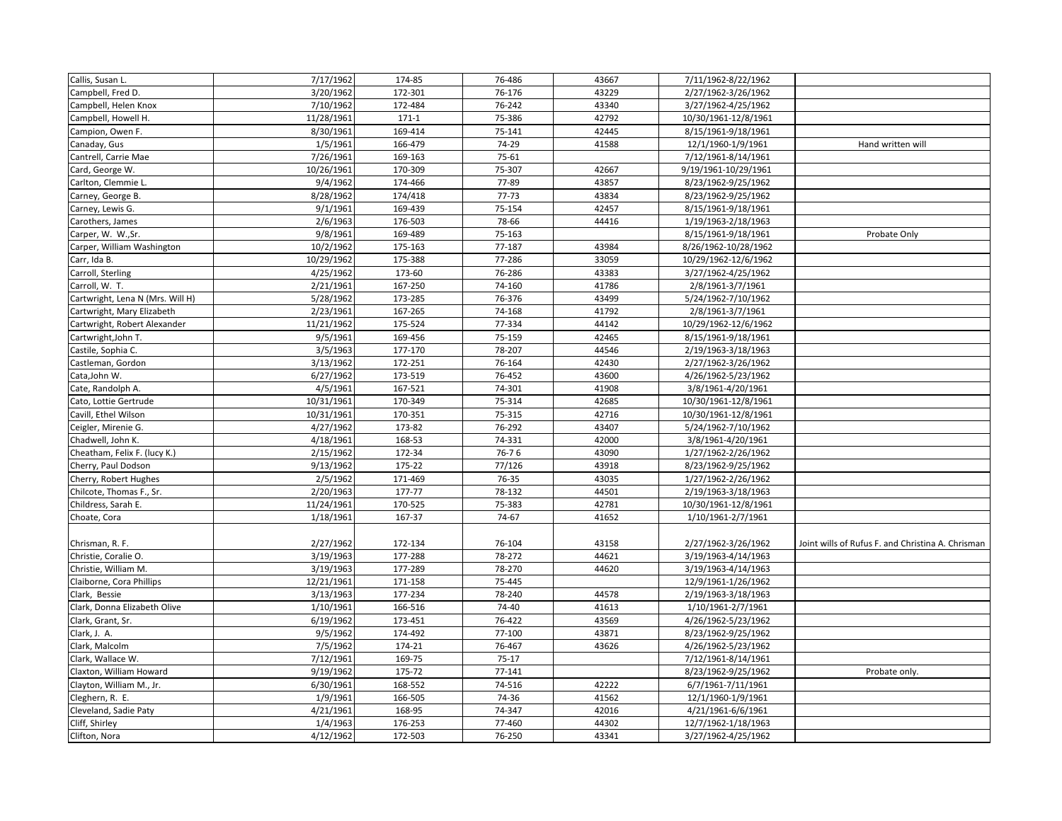| | | | | | | |
|---|---|---|---|---|---|---|
| Callis, Susan L. | 7/17/1962 | 174-85 | 76-486 | 43667 | 7/11/1962-8/22/1962 | |
| Campbell, Fred D. | 3/20/1962 | 172-301 | 76-176 | 43229 | 2/27/1962-3/26/1962 | |
| Campbell, Helen Knox | 7/10/1962 | 172-484 | 76-242 | 43340 | 3/27/1962-4/25/1962 | |
| Campbell, Howell H. | 11/28/1961 | 171-1 | 75-386 | 42792 | 10/30/1961-12/8/1961 | |
| Campion, Owen F. | 8/30/1961 | 169-414 | 75-141 | 42445 | 8/15/1961-9/18/1961 | |
| Canaday, Gus | 1/5/1961 | 166-479 | 74-29 | 41588 | 12/1/1960-1/9/1961 | Hand written will |
| Cantrell, Carrie Mae | 7/26/1961 | 169-163 | 75-61 | | 7/12/1961-8/14/1961 | |
| Card, George W. | 10/26/1961 | 170-309 | 75-307 | 42667 | 9/19/1961-10/29/1961 | |
| Carlton, Clemmie L. | 9/4/1962 | 174-466 | 77-89 | 43857 | 8/23/1962-9/25/1962 | |
| Carney, George B. | 8/28/1962 | 174/418 | 77-73 | 43834 | 8/23/1962-9/25/1962 | |
| Carney, Lewis G. | 9/1/1961 | 169-439 | 75-154 | 42457 | 8/15/1961-9/18/1961 | |
| Carothers, James | 2/6/1963 | 176-503 | 78-66 | 44416 | 1/19/1963-2/18/1963 | |
| Carper, W. W.,Sr. | 9/8/1961 | 169-489 | 75-163 | | 8/15/1961-9/18/1961 | Probate Only |
| Carper, William Washington | 10/2/1962 | 175-163 | 77-187 | 43984 | 8/26/1962-10/28/1962 | |
| Carr, Ida B. | 10/29/1962 | 175-388 | 77-286 | 33059 | 10/29/1962-12/6/1962 | |
| Carroll, Sterling | 4/25/1962 | 173-60 | 76-286 | 43383 | 3/27/1962-4/25/1962 | |
| Carroll, W. T. | 2/21/1961 | 167-250 | 74-160 | 41786 | 2/8/1961-3/7/1961 | |
| Cartwright, Lena N (Mrs. Will H) | 5/28/1962 | 173-285 | 76-376 | 43499 | 5/24/1962-7/10/1962 | |
| Cartwright, Mary Elizabeth | 2/23/1961 | 167-265 | 74-168 | 41792 | 2/8/1961-3/7/1961 | |
| Cartwright, Robert Alexander | 11/21/1962 | 175-524 | 77-334 | 44142 | 10/29/1962-12/6/1962 | |
| Cartwright,John T. | 9/5/1961 | 169-456 | 75-159 | 42465 | 8/15/1961-9/18/1961 | |
| Castile, Sophia C. | 3/5/1963 | 177-170 | 78-207 | 44546 | 2/19/1963-3/18/1963 | |
| Castleman, Gordon | 3/13/1962 | 172-251 | 76-164 | 42430 | 2/27/1962-3/26/1962 | |
| Cata,John W. | 6/27/1962 | 173-519 | 76-452 | 43600 | 4/26/1962-5/23/1962 | |
| Cate, Randolph A. | 4/5/1961 | 167-521 | 74-301 | 41908 | 3/8/1961-4/20/1961 | |
| Cato, Lottie Gertrude | 10/31/1961 | 170-349 | 75-314 | 42685 | 10/30/1961-12/8/1961 | |
| Cavill, Ethel Wilson | 10/31/1961 | 170-351 | 75-315 | 42716 | 10/30/1961-12/8/1961 | |
| Ceigler, Mirenie G. | 4/27/1962 | 173-82 | 76-292 | 43407 | 5/24/1962-7/10/1962 | |
| Chadwell, John K. | 4/18/1961 | 168-53 | 74-331 | 42000 | 3/8/1961-4/20/1961 | |
| Cheatham, Felix F. (lucy K.) | 2/15/1962 | 172-34 | 76-7 6 | 43090 | 1/27/1962-2/26/1962 | |
| Cherry, Paul Dodson | 9/13/1962 | 175-22 | 77/126 | 43918 | 8/23/1962-9/25/1962 | |
| Cherry, Robert Hughes | 2/5/1962 | 171-469 | 76-35 | 43035 | 1/27/1962-2/26/1962 | |
| Chilcote, Thomas F., Sr. | 2/20/1963 | 177-77 | 78-132 | 44501 | 2/19/1963-3/18/1963 | |
| Childress, Sarah E. | 11/24/1961 | 170-525 | 75-383 | 42781 | 10/30/1961-12/8/1961 | |
| Choate, Cora | 1/18/1961 | 167-37 | 74-67 | 41652 | 1/10/1961-2/7/1961 | |
| Chrisman, R. F. | 2/27/1962 | 172-134 | 76-104 | 43158 | 2/27/1962-3/26/1962 | Joint wills of Rufus F. and Christina A. Chrisman |
| Christie, Coralie O. | 3/19/1963 | 177-288 | 78-272 | 44621 | 3/19/1963-4/14/1963 | |
| Christie, William M. | 3/19/1963 | 177-289 | 78-270 | 44620 | 3/19/1963-4/14/1963 | |
| Claiborne, Cora Phillips | 12/21/1961 | 171-158 | 75-445 | | 12/9/1961-1/26/1962 | |
| Clark, Bessie | 3/13/1963 | 177-234 | 78-240 | 44578 | 2/19/1963-3/18/1963 | |
| Clark, Donna Elizabeth Olive | 1/10/1961 | 166-516 | 74-40 | 41613 | 1/10/1961-2/7/1961 | |
| Clark, Grant, Sr. | 6/19/1962 | 173-451 | 76-422 | 43569 | 4/26/1962-5/23/1962 | |
| Clark, J. A. | 9/5/1962 | 174-492 | 77-100 | 43871 | 8/23/1962-9/25/1962 | |
| Clark, Malcolm | 7/5/1962 | 174-21 | 76-467 | 43626 | 4/26/1962-5/23/1962 | |
| Clark, Wallace W. | 7/12/1961 | 169-75 | 75-17 | | 7/12/1961-8/14/1961 | |
| Claxton, William Howard | 9/19/1962 | 175-72 | 77-141 | | 8/23/1962-9/25/1962 | Probate only. |
| Clayton, William M., Jr. | 6/30/1961 | 168-552 | 74-516 | 42222 | 6/7/1961-7/11/1961 | |
| Cleghern, R. E. | 1/9/1961 | 166-505 | 74-36 | 41562 | 12/1/1960-1/9/1961 | |
| Cleveland, Sadie Paty | 4/21/1961 | 168-95 | 74-347 | 42016 | 4/21/1961-6/6/1961 | |
| Cliff, Shirley | 1/4/1963 | 176-253 | 77-460 | 44302 | 12/7/1962-1/18/1963 | |
| Clifton, Nora | 4/12/1962 | 172-503 | 76-250 | 43341 | 3/27/1962-4/25/1962 | |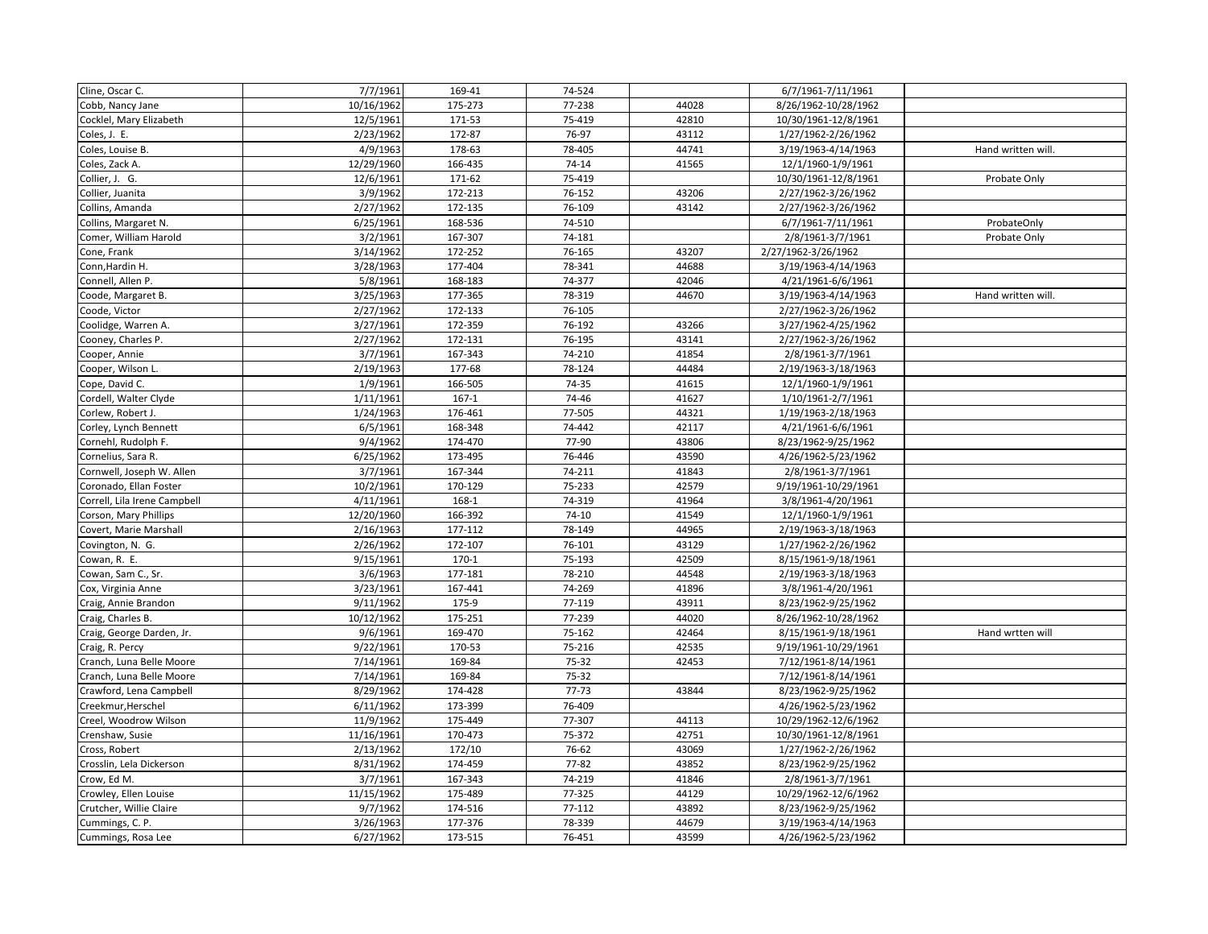| | | | | | | |
|---|---|---|---|---|---|---|
| Cline, Oscar C. | 7/7/1961 | 169-41 | 74-524 | | 6/7/1961-7/11/1961 | |
| Cobb, Nancy Jane | 10/16/1962 | 175-273 | 77-238 | 44028 | 8/26/1962-10/28/1962 | |
| Cocklel, Mary Elizabeth | 12/5/1961 | 171-53 | 75-419 | 42810 | 10/30/1961-12/8/1961 | |
| Coles, J. E. | 2/23/1962 | 172-87 | 76-97 | 43112 | 1/27/1962-2/26/1962 | |
| Coles, Louise B. | 4/9/1963 | 178-63 | 78-405 | 44741 | 3/19/1963-4/14/1963 | Hand written will. |
| Coles, Zack A. | 12/29/1960 | 166-435 | 74-14 | 41565 | 12/1/1960-1/9/1961 | |
| Collier, J. G. | 12/6/1961 | 171-62 | 75-419 | | 10/30/1961-12/8/1961 | Probate Only |
| Collier, Juanita | 3/9/1962 | 172-213 | 76-152 | 43206 | 2/27/1962-3/26/1962 | |
| Collins, Amanda | 2/27/1962 | 172-135 | 76-109 | 43142 | 2/27/1962-3/26/1962 | |
| Collins, Margaret N. | 6/25/1961 | 168-536 | 74-510 | | 6/7/1961-7/11/1961 | ProbateOnly |
| Comer, William Harold | 3/2/1961 | 167-307 | 74-181 | | 2/8/1961-3/7/1961 | Probate Only |
| Cone, Frank | 3/14/1962 | 172-252 | 76-165 | 43207 | 2/27/1962-3/26/1962 | |
| Conn,Hardin H. | 3/28/1963 | 177-404 | 78-341 | 44688 | 3/19/1963-4/14/1963 | |
| Connell, Allen P. | 5/8/1961 | 168-183 | 74-377 | 42046 | 4/21/1961-6/6/1961 | |
| Coode, Margaret B. | 3/25/1963 | 177-365 | 78-319 | 44670 | 3/19/1963-4/14/1963 | Hand written will. |
| Coode, Victor | 2/27/1962 | 172-133 | 76-105 | | 2/27/1962-3/26/1962 | |
| Coolidge, Warren A. | 3/27/1961 | 172-359 | 76-192 | 43266 | 3/27/1962-4/25/1962 | |
| Cooney, Charles P. | 2/27/1962 | 172-131 | 76-195 | 43141 | 2/27/1962-3/26/1962 | |
| Cooper, Annie | 3/7/1961 | 167-343 | 74-210 | 41854 | 2/8/1961-3/7/1961 | |
| Cooper, Wilson L. | 2/19/1963 | 177-68 | 78-124 | 44484 | 2/19/1963-3/18/1963 | |
| Cope, David C. | 1/9/1961 | 166-505 | 74-35 | 41615 | 12/1/1960-1/9/1961 | |
| Cordell, Walter Clyde | 1/11/1961 | 167-1 | 74-46 | 41627 | 1/10/1961-2/7/1961 | |
| Corlew, Robert J. | 1/24/1963 | 176-461 | 77-505 | 44321 | 1/19/1963-2/18/1963 | |
| Corley, Lynch Bennett | 6/5/1961 | 168-348 | 74-442 | 42117 | 4/21/1961-6/6/1961 | |
| Cornehl, Rudolph F. | 9/4/1962 | 174-470 | 77-90 | 43806 | 8/23/1962-9/25/1962 | |
| Cornelius, Sara R. | 6/25/1962 | 173-495 | 76-446 | 43590 | 4/26/1962-5/23/1962 | |
| Cornwell, Joseph W. Allen | 3/7/1961 | 167-344 | 74-211 | 41843 | 2/8/1961-3/7/1961 | |
| Coronado, Ellan Foster | 10/2/1961 | 170-129 | 75-233 | 42579 | 9/19/1961-10/29/1961 | |
| Correll, Lila Irene Campbell | 4/11/1961 | 168-1 | 74-319 | 41964 | 3/8/1961-4/20/1961 | |
| Corson, Mary Phillips | 12/20/1960 | 166-392 | 74-10 | 41549 | 12/1/1960-1/9/1961 | |
| Covert, Marie Marshall | 2/16/1963 | 177-112 | 78-149 | 44965 | 2/19/1963-3/18/1963 | |
| Covington, N. G. | 2/26/1962 | 172-107 | 76-101 | 43129 | 1/27/1962-2/26/1962 | |
| Cowan, R. E. | 9/15/1961 | 170-1 | 75-193 | 42509 | 8/15/1961-9/18/1961 | |
| Cowan, Sam C., Sr. | 3/6/1963 | 177-181 | 78-210 | 44548 | 2/19/1963-3/18/1963 | |
| Cox, Virginia Anne | 3/23/1961 | 167-441 | 74-269 | 41896 | 3/8/1961-4/20/1961 | |
| Craig, Annie Brandon | 9/11/1962 | 175-9 | 77-119 | 43911 | 8/23/1962-9/25/1962 | |
| Craig, Charles B. | 10/12/1962 | 175-251 | 77-239 | 44020 | 8/26/1962-10/28/1962 | |
| Craig, George Darden, Jr. | 9/6/1961 | 169-470 | 75-162 | 42464 | 8/15/1961-9/18/1961 | Hand wrtten will |
| Craig, R. Percy | 9/22/1961 | 170-53 | 75-216 | 42535 | 9/19/1961-10/29/1961 | |
| Cranch, Luna Belle Moore | 7/14/1961 | 169-84 | 75-32 | 42453 | 7/12/1961-8/14/1961 | |
| Cranch, Luna Belle Moore | 7/14/1961 | 169-84 | 75-32 | | 7/12/1961-8/14/1961 | |
| Crawford, Lena Campbell | 8/29/1962 | 174-428 | 77-73 | 43844 | 8/23/1962-9/25/1962 | |
| Creekmur,Herschel | 6/11/1962 | 173-399 | 76-409 | | 4/26/1962-5/23/1962 | |
| Creel, Woodrow Wilson | 11/9/1962 | 175-449 | 77-307 | 44113 | 10/29/1962-12/6/1962 | |
| Crenshaw, Susie | 11/16/1961 | 170-473 | 75-372 | 42751 | 10/30/1961-12/8/1961 | |
| Cross, Robert | 2/13/1962 | 172/10 | 76-62 | 43069 | 1/27/1962-2/26/1962 | |
| Crosslin, Lela Dickerson | 8/31/1962 | 174-459 | 77-82 | 43852 | 8/23/1962-9/25/1962 | |
| Crow, Ed M. | 3/7/1961 | 167-343 | 74-219 | 41846 | 2/8/1961-3/7/1961 | |
| Crowley, Ellen Louise | 11/15/1962 | 175-489 | 77-325 | 44129 | 10/29/1962-12/6/1962 | |
| Crutcher, Willie Claire | 9/7/1962 | 174-516 | 77-112 | 43892 | 8/23/1962-9/25/1962 | |
| Cummings, C. P. | 3/26/1963 | 177-376 | 78-339 | 44679 | 3/19/1963-4/14/1963 | |
| Cummings, Rosa Lee | 6/27/1962 | 173-515 | 76-451 | 43599 | 4/26/1962-5/23/1962 | |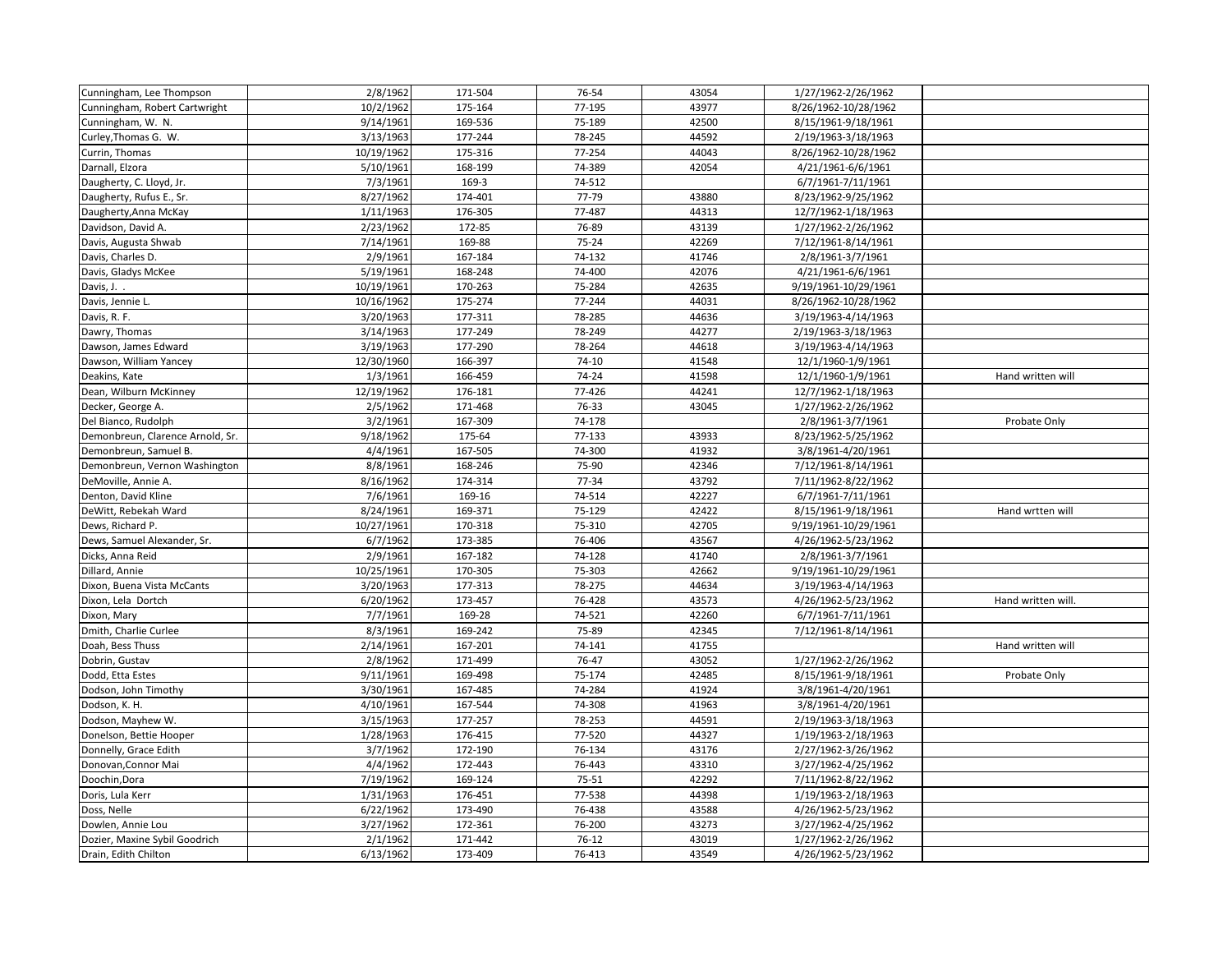| | | | | | | |
|---|---|---|---|---|---|---|
| Cunningham, Lee Thompson | 2/8/1962 | 171-504 | 76-54 | 43054 | 1/27/1962-2/26/1962 | |
| Cunningham, Robert Cartwright | 10/2/1962 | 175-164 | 77-195 | 43977 | 8/26/1962-10/28/1962 | |
| Cunningham, W. N. | 9/14/1961 | 169-536 | 75-189 | 42500 | 8/15/1961-9/18/1961 | |
| Curley,Thomas G. W. | 3/13/1963 | 177-244 | 78-245 | 44592 | 2/19/1963-3/18/1963 | |
| Currin, Thomas | 10/19/1962 | 175-316 | 77-254 | 44043 | 8/26/1962-10/28/1962 | |
| Darnall, Elzora | 5/10/1961 | 168-199 | 74-389 | 42054 | 4/21/1961-6/6/1961 | |
| Daugherty, C. Lloyd, Jr. | 7/3/1961 | 169-3 | 74-512 | | 6/7/1961-7/11/1961 | |
| Daugherty, Rufus E., Sr. | 8/27/1962 | 174-401 | 77-79 | 43880 | 8/23/1962-9/25/1962 | |
| Daugherty,Anna McKay | 1/11/1963 | 176-305 | 77-487 | 44313 | 12/7/1962-1/18/1963 | |
| Davidson, David A. | 2/23/1962 | 172-85 | 76-89 | 43139 | 1/27/1962-2/26/1962 | |
| Davis, Augusta Shwab | 7/14/1961 | 169-88 | 75-24 | 42269 | 7/12/1961-8/14/1961 | |
| Davis, Charles D. | 2/9/1961 | 167-184 | 74-132 | 41746 | 2/8/1961-3/7/1961 | |
| Davis, Gladys McKee | 5/19/1961 | 168-248 | 74-400 | 42076 | 4/21/1961-6/6/1961 | |
| Davis, J. . | 10/19/1961 | 170-263 | 75-284 | 42635 | 9/19/1961-10/29/1961 | |
| Davis, Jennie L. | 10/16/1962 | 175-274 | 77-244 | 44031 | 8/26/1962-10/28/1962 | |
| Davis, R. F. | 3/20/1963 | 177-311 | 78-285 | 44636 | 3/19/1963-4/14/1963 | |
| Dawry, Thomas | 3/14/1963 | 177-249 | 78-249 | 44277 | 2/19/1963-3/18/1963 | |
| Dawson, James Edward | 3/19/1963 | 177-290 | 78-264 | 44618 | 3/19/1963-4/14/1963 | |
| Dawson, William Yancey | 12/30/1960 | 166-397 | 74-10 | 41548 | 12/1/1960-1/9/1961 | |
| Deakins, Kate | 1/3/1961 | 166-459 | 74-24 | 41598 | 12/1/1960-1/9/1961 | Hand written will |
| Dean, Wilburn McKinney | 12/19/1962 | 176-181 | 77-426 | 44241 | 12/7/1962-1/18/1963 | |
| Decker, George A. | 2/5/1962 | 171-468 | 76-33 | 43045 | 1/27/1962-2/26/1962 | |
| Del Bianco, Rudolph | 3/2/1961 | 167-309 | 74-178 | | 2/8/1961-3/7/1961 | Probate Only |
| Demonbreun, Clarence Arnold, Sr. | 9/18/1962 | 175-64 | 77-133 | 43933 | 8/23/1962-5/25/1962 | |
| Demonbreun, Samuel B. | 4/4/1961 | 167-505 | 74-300 | 41932 | 3/8/1961-4/20/1961 | |
| Demonbreun, Vernon Washington | 8/8/1961 | 168-246 | 75-90 | 42346 | 7/12/1961-8/14/1961 | |
| DeMoville, Annie A. | 8/16/1962 | 174-314 | 77-34 | 43792 | 7/11/1962-8/22/1962 | |
| Denton, David Kline | 7/6/1961 | 169-16 | 74-514 | 42227 | 6/7/1961-7/11/1961 | |
| DeWitt, Rebekah Ward | 8/24/1961 | 169-371 | 75-129 | 42422 | 8/15/1961-9/18/1961 | Hand wrtten will |
| Dews, Richard P. | 10/27/1961 | 170-318 | 75-310 | 42705 | 9/19/1961-10/29/1961 | |
| Dews, Samuel Alexander, Sr. | 6/7/1962 | 173-385 | 76-406 | 43567 | 4/26/1962-5/23/1962 | |
| Dicks, Anna Reid | 2/9/1961 | 167-182 | 74-128 | 41740 | 2/8/1961-3/7/1961 | |
| Dillard, Annie | 10/25/1961 | 170-305 | 75-303 | 42662 | 9/19/1961-10/29/1961 | |
| Dixon, Buena Vista McCants | 3/20/1963 | 177-313 | 78-275 | 44634 | 3/19/1963-4/14/1963 | |
| Dixon, Lela Dortch | 6/20/1962 | 173-457 | 76-428 | 43573 | 4/26/1962-5/23/1962 | Hand written will. |
| Dixon, Mary | 7/7/1961 | 169-28 | 74-521 | 42260 | 6/7/1961-7/11/1961 | |
| Dmith, Charlie Curlee | 8/3/1961 | 169-242 | 75-89 | 42345 | 7/12/1961-8/14/1961 | |
| Doah, Bess Thuss | 2/14/1961 | 167-201 | 74-141 | 41755 | | Hand written will |
| Dobrin, Gustav | 2/8/1962 | 171-499 | 76-47 | 43052 | 1/27/1962-2/26/1962 | |
| Dodd, Etta Estes | 9/11/1961 | 169-498 | 75-174 | 42485 | 8/15/1961-9/18/1961 | Probate Only |
| Dodson, John Timothy | 3/30/1961 | 167-485 | 74-284 | 41924 | 3/8/1961-4/20/1961 | |
| Dodson, K. H. | 4/10/1961 | 167-544 | 74-308 | 41963 | 3/8/1961-4/20/1961 | |
| Dodson, Mayhew W. | 3/15/1963 | 177-257 | 78-253 | 44591 | 2/19/1963-3/18/1963 | |
| Donelson, Bettie Hooper | 1/28/1963 | 176-415 | 77-520 | 44327 | 1/19/1963-2/18/1963 | |
| Donnelly, Grace Edith | 3/7/1962 | 172-190 | 76-134 | 43176 | 2/27/1962-3/26/1962 | |
| Donovan,Connor Mai | 4/4/1962 | 172-443 | 76-443 | 43310 | 3/27/1962-4/25/1962 | |
| Doochin,Dora | 7/19/1962 | 169-124 | 75-51 | 42292 | 7/11/1962-8/22/1962 | |
| Doris, Lula Kerr | 1/31/1963 | 176-451 | 77-538 | 44398 | 1/19/1963-2/18/1963 | |
| Doss, Nelle | 6/22/1962 | 173-490 | 76-438 | 43588 | 4/26/1962-5/23/1962 | |
| Dowlen, Annie Lou | 3/27/1962 | 172-361 | 76-200 | 43273 | 3/27/1962-4/25/1962 | |
| Dozier, Maxine Sybil Goodrich | 2/1/1962 | 171-442 | 76-12 | 43019 | 1/27/1962-2/26/1962 | |
| Drain, Edith Chilton | 6/13/1962 | 173-409 | 76-413 | 43549 | 4/26/1962-5/23/1962 | |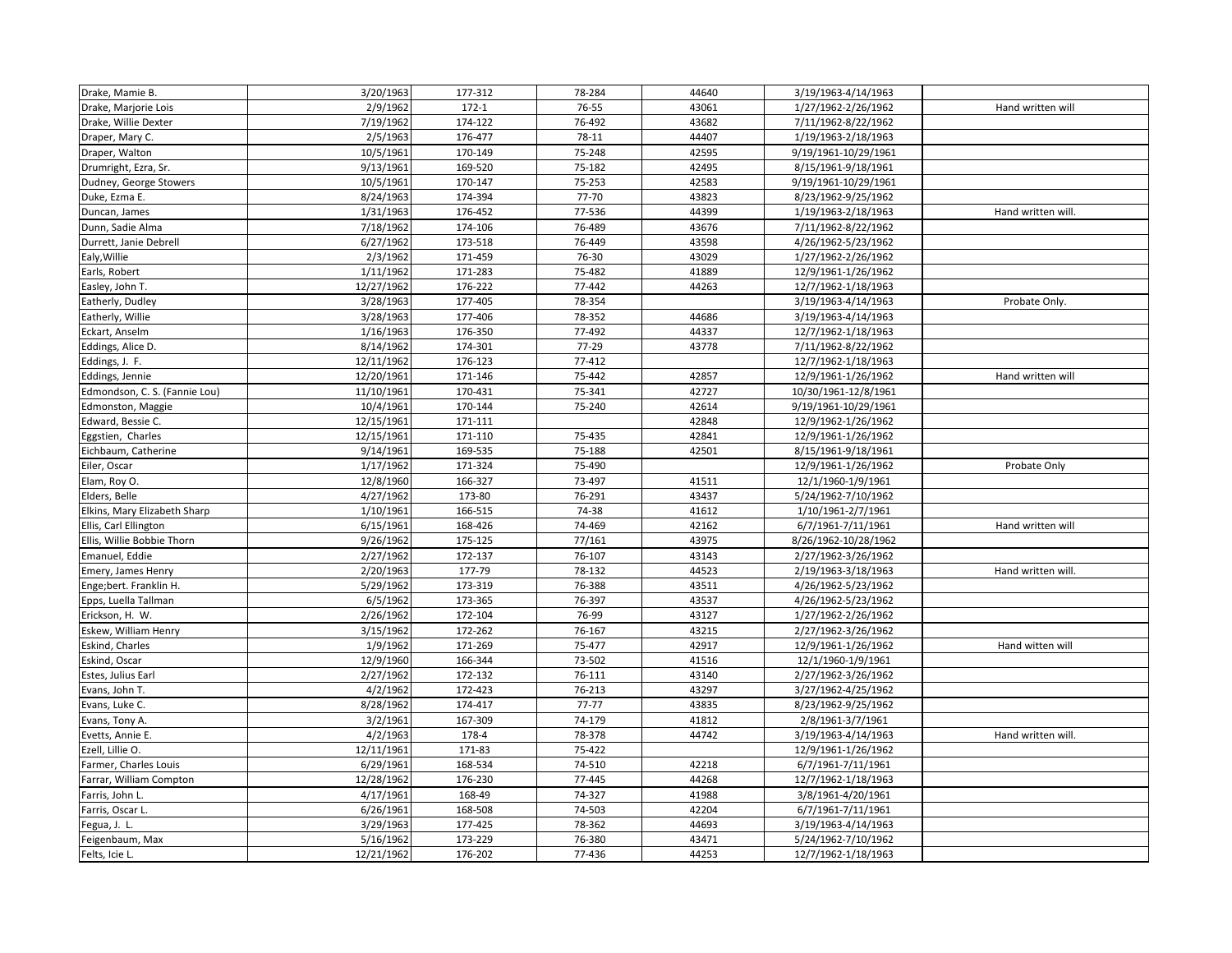| | | | | | | |
|---|---|---|---|---|---|---|
| Drake, Mamie B. | 3/20/1963 | 177-312 | 78-284 | 44640 | 3/19/1963-4/14/1963 | |
| Drake, Marjorie Lois | 2/9/1962 | 172-1 | 76-55 | 43061 | 1/27/1962-2/26/1962 | Hand written will |
| Drake, Willie Dexter | 7/19/1962 | 174-122 | 76-492 | 43682 | 7/11/1962-8/22/1962 | |
| Draper, Mary C. | 2/5/1963 | 176-477 | 78-11 | 44407 | 1/19/1963-2/18/1963 | |
| Draper, Walton | 10/5/1961 | 170-149 | 75-248 | 42595 | 9/19/1961-10/29/1961 | |
| Drumright, Ezra, Sr. | 9/13/1961 | 169-520 | 75-182 | 42495 | 8/15/1961-9/18/1961 | |
| Dudney, George Stowers | 10/5/1961 | 170-147 | 75-253 | 42583 | 9/19/1961-10/29/1961 | |
| Duke, Ezma E. | 8/24/1963 | 174-394 | 77-70 | 43823 | 8/23/1962-9/25/1962 | |
| Duncan, James | 1/31/1963 | 176-452 | 77-536 | 44399 | 1/19/1963-2/18/1963 | Hand written will. |
| Dunn, Sadie Alma | 7/18/1962 | 174-106 | 76-489 | 43676 | 7/11/1962-8/22/1962 | |
| Durrett, Janie Debrell | 6/27/1962 | 173-518 | 76-449 | 43598 | 4/26/1962-5/23/1962 | |
| Ealy,Willie | 2/3/1962 | 171-459 | 76-30 | 43029 | 1/27/1962-2/26/1962 | |
| Earls, Robert | 1/11/1962 | 171-283 | 75-482 | 41889 | 12/9/1961-1/26/1962 | |
| Easley, John T. | 12/27/1962 | 176-222 | 77-442 | 44263 | 12/7/1962-1/18/1963 | |
| Eatherly, Dudley | 3/28/1963 | 177-405 | 78-354 | | 3/19/1963-4/14/1963 | Probate Only. |
| Eatherly, Willie | 3/28/1963 | 177-406 | 78-352 | 44686 | 3/19/1963-4/14/1963 | |
| Eckart, Anselm | 1/16/1963 | 176-350 | 77-492 | 44337 | 12/7/1962-1/18/1963 | |
| Eddings, Alice D. | 8/14/1962 | 174-301 | 77-29 | 43778 | 7/11/1962-8/22/1962 | |
| Eddings, J. F. | 12/11/1962 | 176-123 | 77-412 | | 12/7/1962-1/18/1963 | |
| Eddings, Jennie | 12/20/1961 | 171-146 | 75-442 | 42857 | 12/9/1961-1/26/1962 | Hand written will |
| Edmondson, C. S. (Fannie Lou) | 11/10/1961 | 170-431 | 75-341 | 42727 | 10/30/1961-12/8/1961 | |
| Edmonston, Maggie | 10/4/1961 | 170-144 | 75-240 | 42614 | 9/19/1961-10/29/1961 | |
| Edward, Bessie C. | 12/15/1961 | 171-111 | | 42848 | 12/9/1962-1/26/1962 | |
| Eggstien, Charles | 12/15/1961 | 171-110 | 75-435 | 42841 | 12/9/1961-1/26/1962 | |
| Eichbaum, Catherine | 9/14/1961 | 169-535 | 75-188 | 42501 | 8/15/1961-9/18/1961 | |
| Eiler, Oscar | 1/17/1962 | 171-324 | 75-490 | | 12/9/1961-1/26/1962 | Probate Only |
| Elam, Roy O. | 12/8/1960 | 166-327 | 73-497 | 41511 | 12/1/1960-1/9/1961 | |
| Elders, Belle | 4/27/1962 | 173-80 | 76-291 | 43437 | 5/24/1962-7/10/1962 | |
| Elkins, Mary Elizabeth Sharp | 1/10/1961 | 166-515 | 74-38 | 41612 | 1/10/1961-2/7/1961 | |
| Ellis, Carl Ellington | 6/15/1961 | 168-426 | 74-469 | 42162 | 6/7/1961-7/11/1961 | Hand written will |
| Ellis, Willie Bobbie Thorn | 9/26/1962 | 175-125 | 77/161 | 43975 | 8/26/1962-10/28/1962 | |
| Emanuel, Eddie | 2/27/1962 | 172-137 | 76-107 | 43143 | 2/27/1962-3/26/1962 | |
| Emery, James Henry | 2/20/1963 | 177-79 | 78-132 | 44523 | 2/19/1963-3/18/1963 | Hand written will. |
| Enge;bert. Franklin H. | 5/29/1962 | 173-319 | 76-388 | 43511 | 4/26/1962-5/23/1962 | |
| Epps, Luella Tallman | 6/5/1962 | 173-365 | 76-397 | 43537 | 4/26/1962-5/23/1962 | |
| Erickson, H. W. | 2/26/1962 | 172-104 | 76-99 | 43127 | 1/27/1962-2/26/1962 | |
| Eskew, William Henry | 3/15/1962 | 172-262 | 76-167 | 43215 | 2/27/1962-3/26/1962 | |
| Eskind, Charles | 1/9/1962 | 171-269 | 75-477 | 42917 | 12/9/1961-1/26/1962 | Hand witten will |
| Eskind, Oscar | 12/9/1960 | 166-344 | 73-502 | 41516 | 12/1/1960-1/9/1961 | |
| Estes, Julius Earl | 2/27/1962 | 172-132 | 76-111 | 43140 | 2/27/1962-3/26/1962 | |
| Evans, John T. | 4/2/1962 | 172-423 | 76-213 | 43297 | 3/27/1962-4/25/1962 | |
| Evans, Luke C. | 8/28/1962 | 174-417 | 77-77 | 43835 | 8/23/1962-9/25/1962 | |
| Evans, Tony A. | 3/2/1961 | 167-309 | 74-179 | 41812 | 2/8/1961-3/7/1961 | |
| Evetts, Annie E. | 4/2/1963 | 178-4 | 78-378 | 44742 | 3/19/1963-4/14/1963 | Hand written will. |
| Ezell, Lillie O. | 12/11/1961 | 171-83 | 75-422 | | 12/9/1961-1/26/1962 | |
| Farmer, Charles Louis | 6/29/1961 | 168-534 | 74-510 | 42218 | 6/7/1961-7/11/1961 | |
| Farrar, William Compton | 12/28/1962 | 176-230 | 77-445 | 44268 | 12/7/1962-1/18/1963 | |
| Farris, John L. | 4/17/1961 | 168-49 | 74-327 | 41988 | 3/8/1961-4/20/1961 | |
| Farris, Oscar L. | 6/26/1961 | 168-508 | 74-503 | 42204 | 6/7/1961-7/11/1961 | |
| Fegua, J. L. | 3/29/1963 | 177-425 | 78-362 | 44693 | 3/19/1963-4/14/1963 | |
| Feigenbaum, Max | 5/16/1962 | 173-229 | 76-380 | 43471 | 5/24/1962-7/10/1962 | |
| Felts, Icie L. | 12/21/1962 | 176-202 | 77-436 | 44253 | 12/7/1962-1/18/1963 | |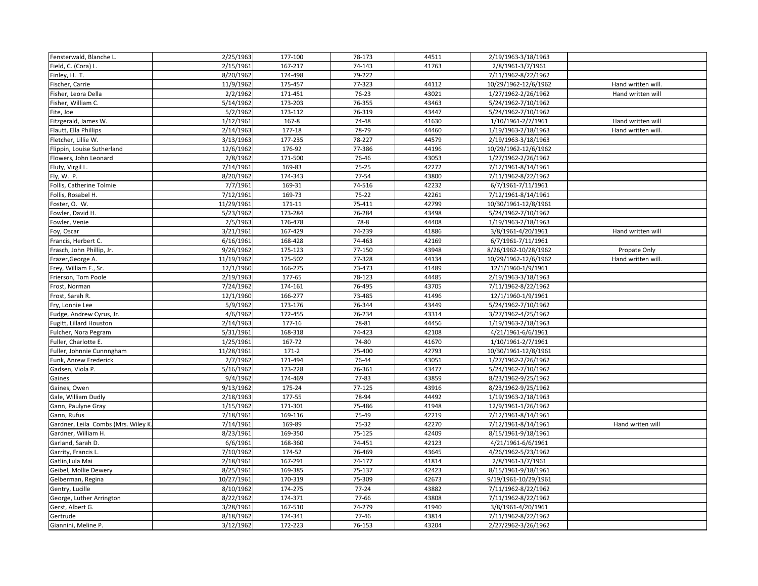| | | | | | | |
|---|---|---|---|---|---|---|
| Fensterwald, Blanche L. | 2/25/1963 | 177-100 | 78-173 | 44511 | 2/19/1963-3/18/1963 | |
| Field, C. (Cora) L. | 2/15/1961 | 167-217 | 74-143 | 41763 | 2/8/1961-3/7/1961 | |
| Finley, H. T. | 8/20/1962 | 174-498 | 79-222 | | 7/11/1962-8/22/1962 | |
| Fischer, Carrie | 11/9/1962 | 175-457 | 77-323 | 44112 | 10/29/1962-12/6/1962 | Hand written will. |
| Fisher, Leora Della | 2/2/1962 | 171-451 | 76-23 | 43021 | 1/27/1962-2/26/1962 | Hand written will |
| Fisher, William C. | 5/14/1962 | 173-203 | 76-355 | 43463 | 5/24/1962-7/10/1962 | |
| Fite, Joe | 5/2/1962 | 173-112 | 76-319 | 43447 | 5/24/1962-7/10/1962 | |
| Fitzgerald, James W. | 1/12/1961 | 167-8 | 74-48 | 41630 | 1/10/1961-2/7/1961 | Hand written will |
| Flautt, Ella Phillips | 2/14/1963 | 177-18 | 78-79 | 44460 | 1/19/1963-2/18/1963 | Hand written will. |
| Fletcher, Lillie W. | 3/13/1963 | 177-235 | 78-227 | 44579 | 2/19/1963-3/18/1963 | |
| Flippin, Louise Sutherland | 12/6/1962 | 176-92 | 77-386 | 44196 | 10/29/1962-12/6/1962 | |
| Flowers, John Leonard | 2/8/1962 | 171-500 | 76-46 | 43053 | 1/27/1962-2/26/1962 | |
| Fluty, Virgil L. | 7/14/1961 | 169-83 | 75-25 | 42272 | 7/12/1961-8/14/1961 | |
| Fly, W. P. | 8/20/1962 | 174-343 | 77-54 | 43800 | 7/11/1962-8/22/1962 | |
| Follis, Catherine Tolmie | 7/7/1961 | 169-31 | 74-516 | 42232 | 6/7/1961-7/11/1961 | |
| Follis, Rosabel H. | 7/12/1961 | 169-73 | 75-22 | 42261 | 7/12/1961-8/14/1961 | |
| Foster, O. W. | 11/29/1961 | 171-11 | 75-411 | 42799 | 10/30/1961-12/8/1961 | |
| Fowler, David H. | 5/23/1962 | 173-284 | 76-284 | 43498 | 5/24/1962-7/10/1962 | |
| Fowler, Venie | 2/5/1963 | 176-478 | 78-8 | 44408 | 1/19/1963-2/18/1963 | |
| Foy, Oscar | 3/21/1961 | 167-429 | 74-239 | 41886 | 3/8/1961-4/20/1961 | Hand written will |
| Francis, Herbert C. | 6/16/1961 | 168-428 | 74-463 | 42169 | 6/7/1961-7/11/1961 | |
| Frasch, John Phillip, Jr. | 9/26/1962 | 175-123 | 77-150 | 43948 | 8/26/1962-10/28/1962 | Propate Only |
| Frazer,George A. | 11/19/1962 | 175-502 | 77-328 | 44134 | 10/29/1962-12/6/1962 | Hand written will. |
| Frey, William F., Sr. | 12/1/1960 | 166-275 | 73-473 | 41489 | 12/1/1960-1/9/1961 | |
| Frierson, Tom Poole | 2/19/1963 | 177-65 | 78-123 | 44485 | 2/19/1963-3/18/1963 | |
| Frost, Norman | 7/24/1962 | 174-161 | 76-495 | 43705 | 7/11/1962-8/22/1962 | |
| Frost, Sarah R. | 12/1/1960 | 166-277 | 73-485 | 41496 | 12/1/1960-1/9/1961 | |
| Fry, Lonnie Lee | 5/9/1962 | 173-176 | 76-344 | 43449 | 5/24/1962-7/10/1962 | |
| Fudge, Andrew Cyrus, Jr. | 4/6/1962 | 172-455 | 76-234 | 43314 | 3/27/1962-4/25/1962 | |
| Fugitt, Lillard Houston | 2/14/1963 | 177-16 | 78-81 | 44456 | 1/19/1963-2/18/1963 | |
| Fulcher, Nora Pegram | 5/31/1961 | 168-318 | 74-423 | 42108 | 4/21/1961-6/6/1961 | |
| Fuller, Charlotte E. | 1/25/1961 | 167-72 | 74-80 | 41670 | 1/10/1961-2/7/1961 | |
| Fuller, Johnnie Cunnngham | 11/28/1961 | 171-2 | 75-400 | 42793 | 10/30/1961-12/8/1961 | |
| Funk, Anrew Frederick | 2/7/1962 | 171-494 | 76-44 | 43051 | 1/27/1962-2/26/1962 | |
| Gadsen, Viola P. | 5/16/1962 | 173-228 | 76-361 | 43477 | 5/24/1962-7/10/1962 | |
| Gaines | 9/4/1962 | 174-469 | 77-83 | 43859 | 8/23/1962-9/25/1962 | |
| Gaines, Owen | 9/13/1962 | 175-24 | 77-125 | 43916 | 8/23/1962-9/25/1962 | |
| Gale, William Dudly | 2/18/1963 | 177-55 | 78-94 | 44492 | 1/19/1963-2/18/1963 | |
| Gann, Paulyne Gray | 1/15/1962 | 171-301 | 75-486 | 41948 | 12/9/1961-1/26/1962 | |
| Gann, Rufus | 7/18/1961 | 169-116 | 75-49 | 42219 | 7/12/1961-8/14/1961 | |
| Gardner, Leila Combs (Mrs. Wiley K. | 7/14/1961 | 169-89 | 75-32 | 42270 | 7/12/1961-8/14/1961 | Hand writen will |
| Gardner, William H. | 8/23/1961 | 169-350 | 75-125 | 42409 | 8/15/1961-9/18/1961 | |
| Garland, Sarah D. | 6/6/1961 | 168-360 | 74-451 | 42123 | 4/21/1961-6/6/1961 | |
| Garrity, Francis L. | 7/10/1962 | 174-52 | 76-469 | 43645 | 4/26/1962-5/23/1962 | |
| Gatlin,Lula Mai | 2/18/1961 | 167-291 | 74-177 | 41814 | 2/8/1961-3/7/1961 | |
| Geibel, Mollie Dewery | 8/25/1961 | 169-385 | 75-137 | 42423 | 8/15/1961-9/18/1961 | |
| Gelberman, Regina | 10/27/1961 | 170-319 | 75-309 | 42673 | 9/19/1961-10/29/1961 | |
| Gentry, Lucille | 8/10/1962 | 174-275 | 77-24 | 43882 | 7/11/1962-8/22/1962 | |
| George, Luther Arrington | 8/22/1962 | 174-371 | 77-66 | 43808 | 7/11/1962-8/22/1962 | |
| Gerst, Albert G. | 3/28/1961 | 167-510 | 74-279 | 41940 | 3/8/1961-4/20/1961 | |
| Gertrude | 8/18/1962 | 174-341 | 77-46 | 43814 | 7/11/1962-8/22/1962 | |
| Giannini, Meline P. | 3/12/1962 | 172-223 | 76-153 | 43204 | 2/27/2962-3/26/1962 | |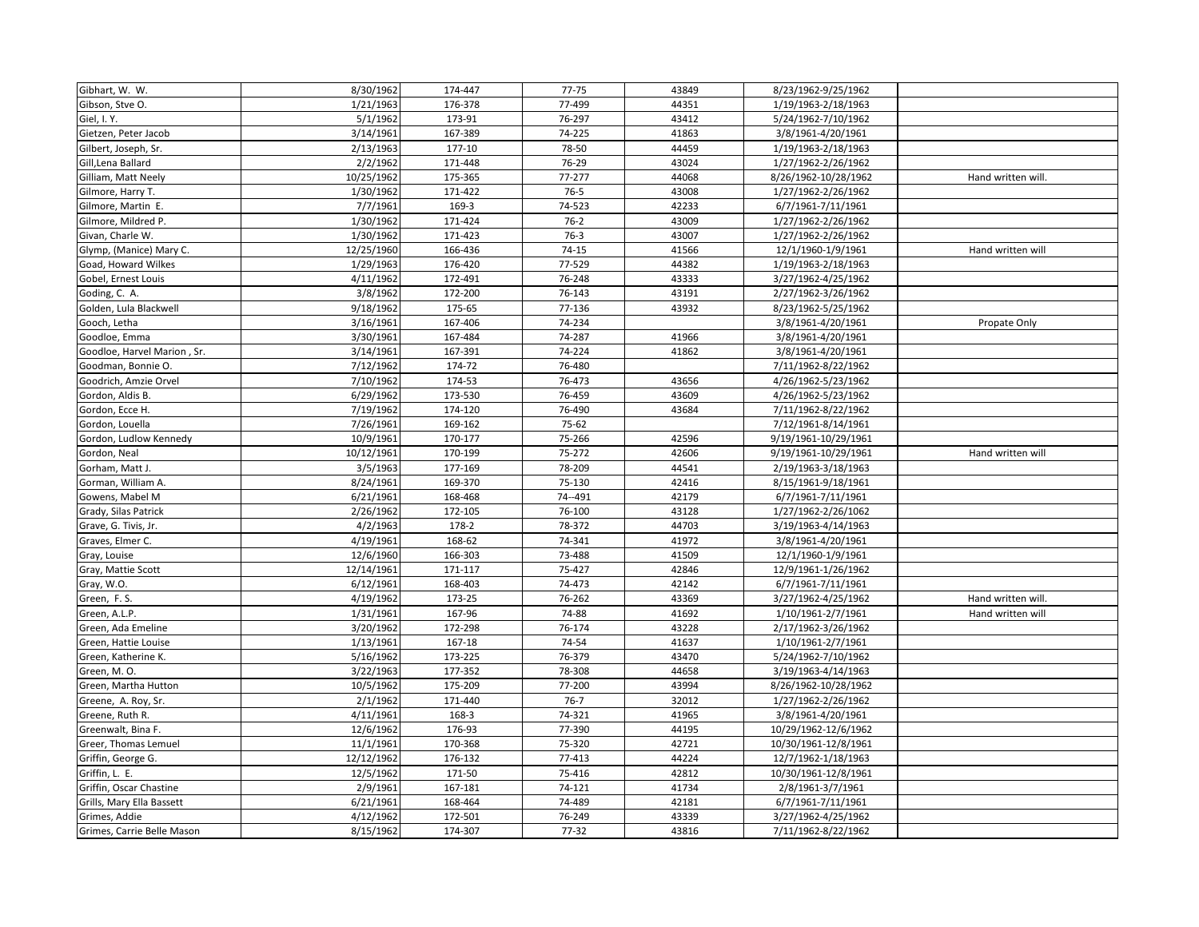| | | | | | | |
|---|---|---|---|---|---|---|
| Gibhart, W. W. | 8/30/1962 | 174-447 | 77-75 | 43849 | 8/23/1962-9/25/1962 | |
| Gibson, Stve O. | 1/21/1963 | 176-378 | 77-499 | 44351 | 1/19/1963-2/18/1963 | |
| Giel, I. Y. | 5/1/1962 | 173-91 | 76-297 | 43412 | 5/24/1962-7/10/1962 | |
| Gietzen, Peter Jacob | 3/14/1961 | 167-389 | 74-225 | 41863 | 3/8/1961-4/20/1961 | |
| Gilbert, Joseph, Sr. | 2/13/1963 | 177-10 | 78-50 | 44459 | 1/19/1963-2/18/1963 | |
| Gill,Lena Ballard | 2/2/1962 | 171-448 | 76-29 | 43024 | 1/27/1962-2/26/1962 | |
| Gilliam, Matt Neely | 10/25/1962 | 175-365 | 77-277 | 44068 | 8/26/1962-10/28/1962 | Hand written will. |
| Gilmore, Harry T. | 1/30/1962 | 171-422 | 76-5 | 43008 | 1/27/1962-2/26/1962 | |
| Gilmore, Martin E. | 7/7/1961 | 169-3 | 74-523 | 42233 | 6/7/1961-7/11/1961 | |
| Gilmore, Mildred P. | 1/30/1962 | 171-424 | 76-2 | 43009 | 1/27/1962-2/26/1962 | |
| Givan, Charle W. | 1/30/1962 | 171-423 | 76-3 | 43007 | 1/27/1962-2/26/1962 | |
| Glymp, (Manice) Mary C. | 12/25/1960 | 166-436 | 74-15 | 41566 | 12/1/1960-1/9/1961 | Hand written will |
| Goad, Howard Wilkes | 1/29/1963 | 176-420 | 77-529 | 44382 | 1/19/1963-2/18/1963 | |
| Gobel, Ernest Louis | 4/11/1962 | 172-491 | 76-248 | 43333 | 3/27/1962-4/25/1962 | |
| Goding, C. A. | 3/8/1962 | 172-200 | 76-143 | 43191 | 2/27/1962-3/26/1962 | |
| Golden, Lula Blackwell | 9/18/1962 | 175-65 | 77-136 | 43932 | 8/23/1962-5/25/1962 | |
| Gooch, Letha | 3/16/1961 | 167-406 | 74-234 | | 3/8/1961-4/20/1961 | Propate Only |
| Goodloe, Emma | 3/30/1961 | 167-484 | 74-287 | 41966 | 3/8/1961-4/20/1961 | |
| Goodloe, Harvel Marion , Sr. | 3/14/1961 | 167-391 | 74-224 | 41862 | 3/8/1961-4/20/1961 | |
| Goodman, Bonnie O. | 7/12/1962 | 174-72 | 76-480 | | 7/11/1962-8/22/1962 | |
| Goodrich, Amzie Orvel | 7/10/1962 | 174-53 | 76-473 | 43656 | 4/26/1962-5/23/1962 | |
| Gordon, Aldis B. | 6/29/1962 | 173-530 | 76-459 | 43609 | 4/26/1962-5/23/1962 | |
| Gordon, Ecce H. | 7/19/1962 | 174-120 | 76-490 | 43684 | 7/11/1962-8/22/1962 | |
| Gordon, Louella | 7/26/1961 | 169-162 | 75-62 | | 7/12/1961-8/14/1961 | |
| Gordon, Ludlow Kennedy | 10/9/1961 | 170-177 | 75-266 | 42596 | 9/19/1961-10/29/1961 | |
| Gordon, Neal | 10/12/1961 | 170-199 | 75-272 | 42606 | 9/19/1961-10/29/1961 | Hand written will |
| Gorham, Matt J. | 3/5/1963 | 177-169 | 78-209 | 44541 | 2/19/1963-3/18/1963 | |
| Gorman, William A. | 8/24/1961 | 169-370 | 75-130 | 42416 | 8/15/1961-9/18/1961 | |
| Gowens, Mabel M | 6/21/1961 | 168-468 | 74--491 | 42179 | 6/7/1961-7/11/1961 | |
| Grady, Silas Patrick | 2/26/1962 | 172-105 | 76-100 | 43128 | 1/27/1962-2/26/1062 | |
| Grave, G. Tivis, Jr. | 4/2/1963 | 178-2 | 78-372 | 44703 | 3/19/1963-4/14/1963 | |
| Graves, Elmer C. | 4/19/1961 | 168-62 | 74-341 | 41972 | 3/8/1961-4/20/1961 | |
| Gray, Louise | 12/6/1960 | 166-303 | 73-488 | 41509 | 12/1/1960-1/9/1961 | |
| Gray, Mattie Scott | 12/14/1961 | 171-117 | 75-427 | 42846 | 12/9/1961-1/26/1962 | |
| Gray, W.O. | 6/12/1961 | 168-403 | 74-473 | 42142 | 6/7/1961-7/11/1961 | |
| Green, F. S. | 4/19/1962 | 173-25 | 76-262 | 43369 | 3/27/1962-4/25/1962 | Hand written will. |
| Green, A.L.P. | 1/31/1961 | 167-96 | 74-88 | 41692 | 1/10/1961-2/7/1961 | Hand written will |
| Green, Ada Emeline | 3/20/1962 | 172-298 | 76-174 | 43228 | 2/17/1962-3/26/1962 | |
| Green, Hattie Louise | 1/13/1961 | 167-18 | 74-54 | 41637 | 1/10/1961-2/7/1961 | |
| Green, Katherine K. | 5/16/1962 | 173-225 | 76-379 | 43470 | 5/24/1962-7/10/1962 | |
| Green, M. O. | 3/22/1963 | 177-352 | 78-308 | 44658 | 3/19/1963-4/14/1963 | |
| Green, Martha Hutton | 10/5/1962 | 175-209 | 77-200 | 43994 | 8/26/1962-10/28/1962 | |
| Greene, A. Roy, Sr. | 2/1/1962 | 171-440 | 76-7 | 32012 | 1/27/1962-2/26/1962 | |
| Greene, Ruth R. | 4/11/1961 | 168-3 | 74-321 | 41965 | 3/8/1961-4/20/1961 | |
| Greenwalt, Bina F. | 12/6/1962 | 176-93 | 77-390 | 44195 | 10/29/1962-12/6/1962 | |
| Greer, Thomas Lemuel | 11/1/1961 | 170-368 | 75-320 | 42721 | 10/30/1961-12/8/1961 | |
| Griffin, George G. | 12/12/1962 | 176-132 | 77-413 | 44224 | 12/7/1962-1/18/1963 | |
| Griffin, L. E. | 12/5/1962 | 171-50 | 75-416 | 42812 | 10/30/1961-12/8/1961 | |
| Griffin, Oscar Chastine | 2/9/1961 | 167-181 | 74-121 | 41734 | 2/8/1961-3/7/1961 | |
| Grills, Mary Ella Bassett | 6/21/1961 | 168-464 | 74-489 | 42181 | 6/7/1961-7/11/1961 | |
| Grimes, Addie | 4/12/1962 | 172-501 | 76-249 | 43339 | 3/27/1962-4/25/1962 | |
| Grimes, Carrie Belle Mason | 8/15/1962 | 174-307 | 77-32 | 43816 | 7/11/1962-8/22/1962 | |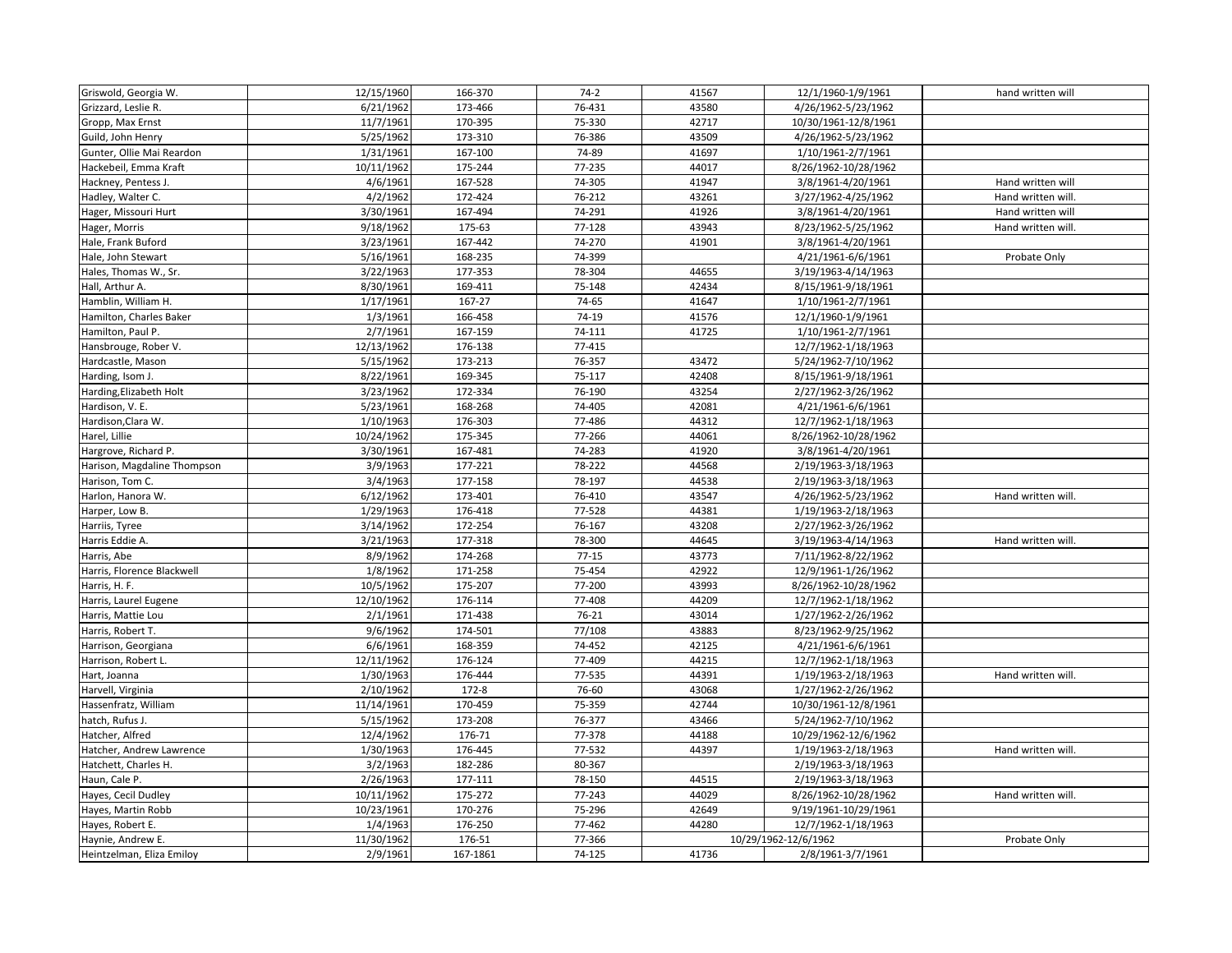| Griswold, Georgia W. | 12/15/1960 | 166-370 | 74-2 | 41567 | 12/1/1960-1/9/1961 | hand written will |
|---|---|---|---|---|---|---|
| Grizzard, Leslie R. | 6/21/1962 | 173-466 | 76-431 | 43580 | 4/26/1962-5/23/1962 | |
| Gropp, Max Ernst | 11/7/1961 | 170-395 | 75-330 | 42717 | 10/30/1961-12/8/1961 | |
| Guild, John Henry | 5/25/1962 | 173-310 | 76-386 | 43509 | 4/26/1962-5/23/1962 | |
| Gunter, Ollie Mai Reardon | 1/31/1961 | 167-100 | 74-89 | 41697 | 1/10/1961-2/7/1961 | |
| Hackebeil, Emma Kraft | 10/11/1962 | 175-244 | 77-235 | 44017 | 8/26/1962-10/28/1962 | |
| Hackney, Pentess J. | 4/6/1961 | 167-528 | 74-305 | 41947 | 3/8/1961-4/20/1961 | Hand written will |
| Hadley, Walter C. | 4/2/1962 | 172-424 | 76-212 | 43261 | 3/27/1962-4/25/1962 | Hand written will. |
| Hager, Missouri Hurt | 3/30/1961 | 167-494 | 74-291 | 41926 | 3/8/1961-4/20/1961 | Hand written will |
| Hager, Morris | 9/18/1962 | 175-63 | 77-128 | 43943 | 8/23/1962-5/25/1962 | Hand written will. |
| Hale, Frank Buford | 3/23/1961 | 167-442 | 74-270 | 41901 | 3/8/1961-4/20/1961 | |
| Hale, John Stewart | 5/16/1961 | 168-235 | 74-399 | | 4/21/1961-6/6/1961 | Probate Only |
| Hales, Thomas W., Sr. | 3/22/1963 | 177-353 | 78-304 | 44655 | 3/19/1963-4/14/1963 | |
| Hall, Arthur A. | 8/30/1961 | 169-411 | 75-148 | 42434 | 8/15/1961-9/18/1961 | |
| Hamblin, William H. | 1/17/1961 | 167-27 | 74-65 | 41647 | 1/10/1961-2/7/1961 | |
| Hamilton, Charles Baker | 1/3/1961 | 166-458 | 74-19 | 41576 | 12/1/1960-1/9/1961 | |
| Hamilton, Paul P. | 2/7/1961 | 167-159 | 74-111 | 41725 | 1/10/1961-2/7/1961 | |
| Hansbrouge, Rober V. | 12/13/1962 | 176-138 | 77-415 | | 12/7/1962-1/18/1963 | |
| Hardcastle, Mason | 5/15/1962 | 173-213 | 76-357 | 43472 | 5/24/1962-7/10/1962 | |
| Harding, Isom J. | 8/22/1961 | 169-345 | 75-117 | 42408 | 8/15/1961-9/18/1961 | |
| Harding,Elizabeth Holt | 3/23/1962 | 172-334 | 76-190 | 43254 | 2/27/1962-3/26/1962 | |
| Hardison, V. E. | 5/23/1961 | 168-268 | 74-405 | 42081 | 4/21/1961-6/6/1961 | |
| Hardison,Clara W. | 1/10/1963 | 176-303 | 77-486 | 44312 | 12/7/1962-1/18/1963 | |
| Harel, Lillie | 10/24/1962 | 175-345 | 77-266 | 44061 | 8/26/1962-10/28/1962 | |
| Hargrove, Richard P. | 3/30/1961 | 167-481 | 74-283 | 41920 | 3/8/1961-4/20/1961 | |
| Harison, Magdaline Thompson | 3/9/1963 | 177-221 | 78-222 | 44568 | 2/19/1963-3/18/1963 | |
| Harison, Tom C. | 3/4/1963 | 177-158 | 78-197 | 44538 | 2/19/1963-3/18/1963 | |
| Harlon, Hanora W. | 6/12/1962 | 173-401 | 76-410 | 43547 | 4/26/1962-5/23/1962 | Hand written will. |
| Harper, Low B. | 1/29/1963 | 176-418 | 77-528 | 44381 | 1/19/1963-2/18/1963 | |
| Harriis, Tyree | 3/14/1962 | 172-254 | 76-167 | 43208 | 2/27/1962-3/26/1962 | |
| Harris Eddie A. | 3/21/1963 | 177-318 | 78-300 | 44645 | 3/19/1963-4/14/1963 | Hand written will. |
| Harris, Abe | 8/9/1962 | 174-268 | 77-15 | 43773 | 7/11/1962-8/22/1962 | |
| Harris, Florence Blackwell | 1/8/1962 | 171-258 | 75-454 | 42922 | 12/9/1961-1/26/1962 | |
| Harris, H. F. | 10/5/1962 | 175-207 | 77-200 | 43993 | 8/26/1962-10/28/1962 | |
| Harris, Laurel Eugene | 12/10/1962 | 176-114 | 77-408 | 44209 | 12/7/1962-1/18/1962 | |
| Harris, Mattie Lou | 2/1/1961 | 171-438 | 76-21 | 43014 | 1/27/1962-2/26/1962 | |
| Harris, Robert T. | 9/6/1962 | 174-501 | 77/108 | 43883 | 8/23/1962-9/25/1962 | |
| Harrison, Georgiana | 6/6/1961 | 168-359 | 74-452 | 42125 | 4/21/1961-6/6/1961 | |
| Harrison, Robert L. | 12/11/1962 | 176-124 | 77-409 | 44215 | 12/7/1962-1/18/1963 | |
| Hart, Joanna | 1/30/1963 | 176-444 | 77-535 | 44391 | 1/19/1963-2/18/1963 | Hand written will. |
| Harvell, Virginia | 2/10/1962 | 172-8 | 76-60 | 43068 | 1/27/1962-2/26/1962 | |
| Hassenfratz, William | 11/14/1961 | 170-459 | 75-359 | 42744 | 10/30/1961-12/8/1961 | |
| hatch, Rufus J. | 5/15/1962 | 173-208 | 76-377 | 43466 | 5/24/1962-7/10/1962 | |
| Hatcher, Alfred | 12/4/1962 | 176-71 | 77-378 | 44188 | 10/29/1962-12/6/1962 | |
| Hatcher, Andrew Lawrence | 1/30/1963 | 176-445 | 77-532 | 44397 | 1/19/1963-2/18/1963 | Hand written will. |
| Hatchett, Charles H. | 3/2/1963 | 182-286 | 80-367 | | 2/19/1963-3/18/1963 | |
| Haun, Cale P. | 2/26/1963 | 177-111 | 78-150 | 44515 | 2/19/1963-3/18/1963 | |
| Hayes, Cecil Dudley | 10/11/1962 | 175-272 | 77-243 | 44029 | 8/26/1962-10/28/1962 | Hand written will. |
| Hayes, Martin Robb | 10/23/1961 | 170-276 | 75-296 | 42649 | 9/19/1961-10/29/1961 | |
| Hayes, Robert E. | 1/4/1963 | 176-250 | 77-462 | 44280 | 12/7/1962-1/18/1963 | |
| Haynie, Andrew E. | 11/30/1962 | 176-51 | 77-366 | 10/29/1962-12/6/1962 | | Probate Only |
| Heintzelman, Eliza Emiloy | 2/9/1961 | 167-1861 | 74-125 | 41736 | 2/8/1961-3/7/1961 | |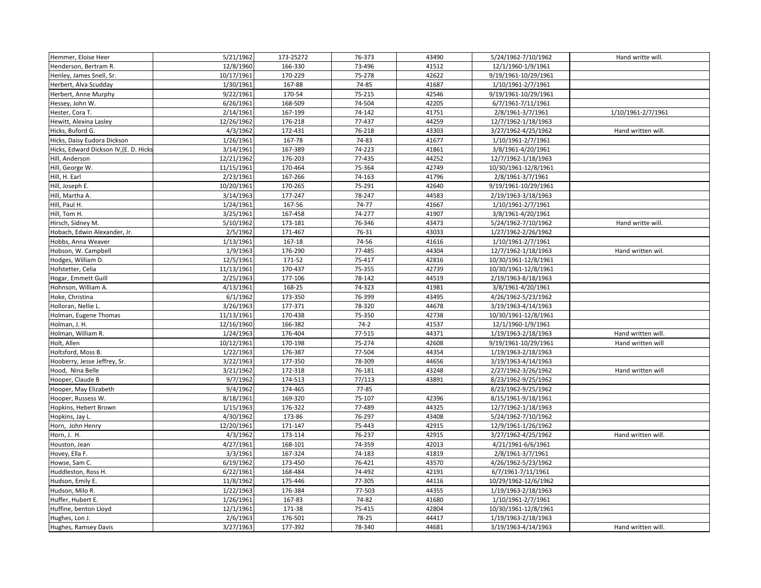| | | | | | | |
|---|---|---|---|---|---|---|
| Hemmer, Eloise Heer | 5/21/1962 | 173-25272 | 76-373 | 43490 | 5/24/1962-7/10/1962 | Hand writte will. |
| Henderson, Bertram R. | 12/8/1960 | 166-330 | 73-496 | 41512 | 12/1/1960-1/9/1961 | |
| Henley, James Snell, Sr. | 10/17/1961 | 170-229 | 75-278 | 42622 | 9/19/1961-10/29/1961 | |
| Herbert, Alva Scudday | 1/30/1961 | 167-88 | 74-85 | 41687 | 1/10/1961-2/7/1961 | |
| Herbert, Anne Murphy | 9/22/1961 | 170-54 | 75-215 | 42546 | 9/19/1961-10/29/1961 | |
| Hessey, John W. | 6/26/1961 | 168-509 | 74-504 | 42205 | 6/7/1961-7/11/1961 | |
| Hester, Cora T. | 2/14/1961 | 167-199 | 74-142 | 41751 | 2/8/1961-3/7/1961 | 1/10/1961-2/7/1961 |
| Hewitt, Alexina Lasley | 12/26/1962 | 176-218 | 77-437 | 44259 | 12/7/1962-1/18/1963 | |
| Hicks, Buford G. | 4/3/1962 | 172-431 | 76-218 | 43303 | 3/27/1962-4/25/1962 | Hand written will. |
| Hicks, Daisy Eudora Dickson | 1/26/1961 | 167-78 | 74-83 | 41677 | 1/10/1961-2/7/1961 | |
| Hicks, Edward Dickson IV,(E. D. Hicks | 3/14/1961 | 167-389 | 74-223 | 41861 | 3/8/1961-4/20/1961 | |
| Hill, Anderson | 12/21/1962 | 176-203 | 77-435 | 44252 | 12/7/1962-1/18/1963 | |
| Hill, George W. | 11/15/1961 | 170-464 | 75-364 | 42749 | 10/30/1961-12/8/1961 | |
| Hill, H. Earl | 2/23/1961 | 167-266 | 74-163 | 41796 | 2/8/1961-3/7/1961 | |
| Hill, Joseph E. | 10/20/1961 | 170-265 | 75-291 | 42640 | 9/19/1961-10/29/1961 | |
| Hill, Martha A. | 3/14/1963 | 177-247 | 78-247 | 44583 | 2/19/1963-3/18/1963 | |
| Hill, Paul H. | 1/24/1961 | 167-56 | 74-77 | 41667 | 1/10/1961-2/7/1961 | |
| Hill, Tom H. | 3/25/1961 | 167-458 | 74-277 | 41907 | 3/8/1961-4/20/1961 | |
| Hirsch, Sidney M. | 5/10/1962 | 173-181 | 76-346 | 43473 | 5/24/1962-7/10/1962 | Hand writte will. |
| Hobach, Edwin Alexander, Jr. | 2/5/1962 | 171-467 | 76-31 | 43033 | 1/27/1962-2/26/1962 | |
| Hobbs, Anna Weaver | 1/13/1961 | 167-18 | 74-56 | 41616 | 1/10/1961-2/7/1961 | |
| Hobson, W. Campbell | 1/9/1963 | 176-290 | 77-485 | 44304 | 12/7/1962-1/18/1963 | Hand written wil. |
| Hodges, William D. | 12/5/1961 | 171-52 | 75-417 | 42816 | 10/30/1961-12/8/1961 | |
| Hofstetter, Celia | 11/13/1961 | 170-437 | 75-355 | 42739 | 10/30/1961-12/8/1961 | |
| Hogar, Emmett Guill | 2/25/1963 | 177-106 | 78-142 | 44519 | 2/19/1963-8/18/1963 | |
| Hohnson, William A. | 4/13/1961 | 168-25 | 74-323 | 41981 | 3/8/1961-4/20/1961 | |
| Hoke, Christina | 6/1/1962 | 173-350 | 76-399 | 43495 | 4/26/1962-5/23/1962 | |
| Holloran, Nellie L. | 3/26/1963 | 177-371 | 78-320 | 44678 | 3/19/1963-4/14/1963 | |
| Holman, Eugene Thomas | 11/13/1961 | 170-438 | 75-350 | 42738 | 10/30/1961-12/8/1961 | |
| Holman, J. H. | 12/16/1960 | 166-382 | 74-2 | 41537 | 12/1/1960-1/9/1961 | |
| Holman, William R. | 1/24/1963 | 176-404 | 77-515 | 44371 | 1/19/1963-2/18/1963 | Hand written will. |
| Holt, Allen | 10/12/1961 | 170-198 | 75-274 | 42608 | 9/19/1961-10/29/1961 | Hand written will |
| Holtsford, Moss B. | 1/22/1963 | 176-387 | 77-504 | 44354 | 1/19/1963-2/18/1963 | |
| Hooberry, Jesse Jeffrey, Sr. | 3/22/1963 | 177-350 | 78-309 | 44656 | 3/19/1963-4/14/1963 | |
| Hood, Nina Belle | 3/21/1962 | 172-318 | 76-181 | 43248 | 2/27/1962-3/26/1962 | Hand written will |
| Hooper, Claude B | 9/7/1962 | 174-513 | 77/113 | 43891 | 8/23/1962-9/25/1962 | |
| Hooper, May Elizabeth | 9/4/1962 | 174-465 | 77-85 | | 8/23/1962-9/25/1962 | |
| Hooper, Russess W. | 8/18/1961 | 169-320 | 75-107 | 42396 | 8/15/1961-9/18/1961 | |
| Hopkins, Hebert Brown | 1/15/1963 | 176-322 | 77-489 | 44325 | 12/7/1962-1/18/1963 | |
| Hopkins, Jay L. | 4/30/1962 | 173-86 | 76-297 | 43408 | 5/24/1962-7/10/1962 | |
| Horn, John Henry | 12/20/1961 | 171-147 | 75-443 | 42915 | 12/9/1961-1/26/1962 | |
| Horn, J. H. | 4/3/1962 | 173-114 | 76-237 | 42915 | 3/27/1962-4/25/1962 | Hand written will. |
| Houston, Jean | 4/27/1961 | 168-101 | 74-359 | 42013 | 4/21/1961-6/6/1961 | |
| Hovey, Ella F. | 3/3/1961 | 167-324 | 74-183 | 41819 | 2/8/1961-3/7/1961 | |
| Howse, Sam C. | 6/19/1962 | 173-450 | 76-421 | 43570 | 4/26/1962-5/23/1962 | |
| Huddleston, Ross H. | 6/22/1961 | 168-484 | 74-492 | 42191 | 6/7/1961-7/11/1961 | |
| Hudson, Emily E. | 11/8/1962 | 175-446 | 77-305 | 44116 | 10/29/1962-12/6/1962 | |
| Hudson, Milo R. | 1/22/1963 | 176-384 | 77-503 | 44355 | 1/19/1963-2/18/1963 | |
| Huffer, Hubert E. | 1/26/1961 | 167-83 | 74-82 | 41680 | 1/10/1961-2/7/1961 | |
| Huffine, benton Lloyd | 12/1/1961 | 171-38 | 75-415 | 42804 | 10/30/1961-12/8/1961 | |
| Hughes, Lon J. | 2/6/1963 | 176-501 | 78-25 | 44417 | 1/19/1963-2/18/1963 | |
| Hughes, Ramsey Davis | 3/27/1963 | 177-392 | 78-340 | 44681 | 3/19/1963-4/14/1963 | Hand written will. |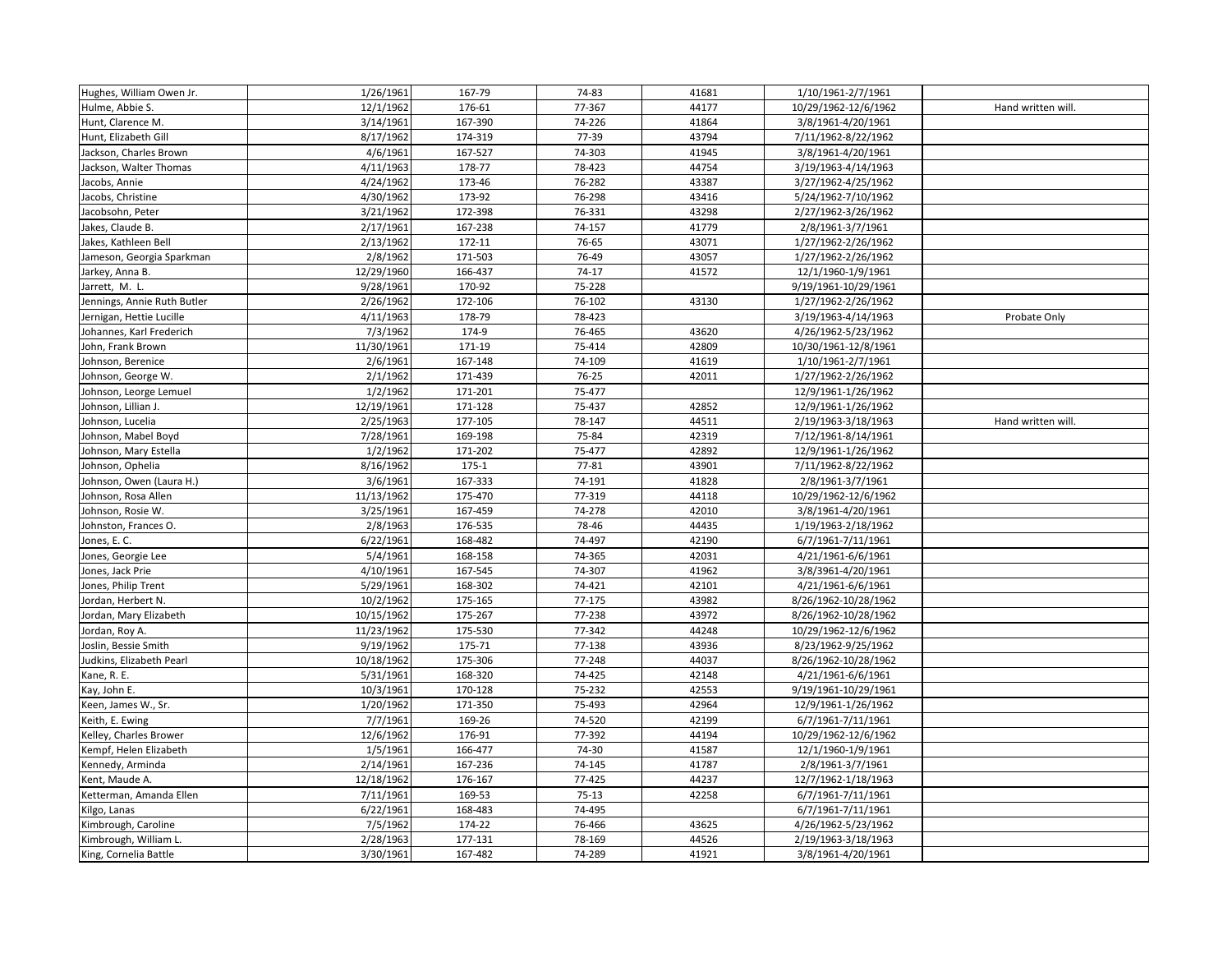| | | | | | | |
|---|---|---|---|---|---|---|
| Hughes, William Owen Jr. | 1/26/1961 | 167-79 | 74-83 | 41681 | 1/10/1961-2/7/1961 | |
| Hulme, Abbie S. | 12/1/1962 | 176-61 | 77-367 | 44177 | 10/29/1962-12/6/1962 | Hand written will. |
| Hunt, Clarence M. | 3/14/1961 | 167-390 | 74-226 | 41864 | 3/8/1961-4/20/1961 | |
| Hunt, Elizabeth Gill | 8/17/1962 | 174-319 | 77-39 | 43794 | 7/11/1962-8/22/1962 | |
| Jackson, Charles Brown | 4/6/1961 | 167-527 | 74-303 | 41945 | 3/8/1961-4/20/1961 | |
| Jackson, Walter Thomas | 4/11/1963 | 178-77 | 78-423 | 44754 | 3/19/1963-4/14/1963 | |
| Jacobs, Annie | 4/24/1962 | 173-46 | 76-282 | 43387 | 3/27/1962-4/25/1962 | |
| Jacobs, Christine | 4/30/1962 | 173-92 | 76-298 | 43416 | 5/24/1962-7/10/1962 | |
| Jacobsohn, Peter | 3/21/1962 | 172-398 | 76-331 | 43298 | 2/27/1962-3/26/1962 | |
| Jakes, Claude B. | 2/17/1961 | 167-238 | 74-157 | 41779 | 2/8/1961-3/7/1961 | |
| Jakes, Kathleen Bell | 2/13/1962 | 172-11 | 76-65 | 43071 | 1/27/1962-2/26/1962 | |
| Jameson, Georgia Sparkman | 2/8/1962 | 171-503 | 76-49 | 43057 | 1/27/1962-2/26/1962 | |
| Jarkey, Anna B. | 12/29/1960 | 166-437 | 74-17 | 41572 | 12/1/1960-1/9/1961 | |
| Jarrett, M. L. | 9/28/1961 | 170-92 | 75-228 | | 9/19/1961-10/29/1961 | |
| Jennings, Annie Ruth Butler | 2/26/1962 | 172-106 | 76-102 | 43130 | 1/27/1962-2/26/1962 | |
| Jernigan, Hettie Lucille | 4/11/1963 | 178-79 | 78-423 | | 3/19/1963-4/14/1963 | Probate Only |
| Johannes, Karl Frederich | 7/3/1962 | 174-9 | 76-465 | 43620 | 4/26/1962-5/23/1962 | |
| John, Frank Brown | 11/30/1961 | 171-19 | 75-414 | 42809 | 10/30/1961-12/8/1961 | |
| Johnson, Berenice | 2/6/1961 | 167-148 | 74-109 | 41619 | 1/10/1961-2/7/1961 | |
| Johnson, George W. | 2/1/1962 | 171-439 | 76-25 | 42011 | 1/27/1962-2/26/1962 | |
| Johnson, Leorge Lemuel | 1/2/1962 | 171-201 | 75-477 | | 12/9/1961-1/26/1962 | |
| Johnson, Lillian J. | 12/19/1961 | 171-128 | 75-437 | 42852 | 12/9/1961-1/26/1962 | |
| Johnson, Lucelia | 2/25/1963 | 177-105 | 78-147 | 44511 | 2/19/1963-3/18/1963 | Hand written will. |
| Johnson, Mabel Boyd | 7/28/1961 | 169-198 | 75-84 | 42319 | 7/12/1961-8/14/1961 | |
| Johnson, Mary Estella | 1/2/1962 | 171-202 | 75-477 | 42892 | 12/9/1961-1/26/1962 | |
| Johnson, Ophelia | 8/16/1962 | 175-1 | 77-81 | 43901 | 7/11/1962-8/22/1962 | |
| Johnson, Owen (Laura H.) | 3/6/1961 | 167-333 | 74-191 | 41828 | 2/8/1961-3/7/1961 | |
| Johnson, Rosa Allen | 11/13/1962 | 175-470 | 77-319 | 44118 | 10/29/1962-12/6/1962 | |
| Johnson, Rosie W. | 3/25/1961 | 167-459 | 74-278 | 42010 | 3/8/1961-4/20/1961 | |
| Johnston, Frances O. | 2/8/1963 | 176-535 | 78-46 | 44435 | 1/19/1963-2/18/1962 | |
| Jones, E. C. | 6/22/1961 | 168-482 | 74-497 | 42190 | 6/7/1961-7/11/1961 | |
| Jones, Georgie Lee | 5/4/1961 | 168-158 | 74-365 | 42031 | 4/21/1961-6/6/1961 | |
| Jones, Jack Prie | 4/10/1961 | 167-545 | 74-307 | 41962 | 3/8/3961-4/20/1961 | |
| Jones, Philip Trent | 5/29/1961 | 168-302 | 74-421 | 42101 | 4/21/1961-6/6/1961 | |
| Jordan, Herbert N. | 10/2/1962 | 175-165 | 77-175 | 43982 | 8/26/1962-10/28/1962 | |
| Jordan, Mary Elizabeth | 10/15/1962 | 175-267 | 77-238 | 43972 | 8/26/1962-10/28/1962 | |
| Jordan, Roy A. | 11/23/1962 | 175-530 | 77-342 | 44248 | 10/29/1962-12/6/1962 | |
| Joslin, Bessie Smith | 9/19/1962 | 175-71 | 77-138 | 43936 | 8/23/1962-9/25/1962 | |
| Judkins, Elizabeth Pearl | 10/18/1962 | 175-306 | 77-248 | 44037 | 8/26/1962-10/28/1962 | |
| Kane, R. E. | 5/31/1961 | 168-320 | 74-425 | 42148 | 4/21/1961-6/6/1961 | |
| Kay, John E. | 10/3/1961 | 170-128 | 75-232 | 42553 | 9/19/1961-10/29/1961 | |
| Keen, James W., Sr. | 1/20/1962 | 171-350 | 75-493 | 42964 | 12/9/1961-1/26/1962 | |
| Keith, E. Ewing | 7/7/1961 | 169-26 | 74-520 | 42199 | 6/7/1961-7/11/1961 | |
| Kelley, Charles Brower | 12/6/1962 | 176-91 | 77-392 | 44194 | 10/29/1962-12/6/1962 | |
| Kempf, Helen Elizabeth | 1/5/1961 | 166-477 | 74-30 | 41587 | 12/1/1960-1/9/1961 | |
| Kennedy, Arminda | 2/14/1961 | 167-236 | 74-145 | 41787 | 2/8/1961-3/7/1961 | |
| Kent, Maude A. | 12/18/1962 | 176-167 | 77-425 | 44237 | 12/7/1962-1/18/1963 | |
| Ketterman, Amanda Ellen | 7/11/1961 | 169-53 | 75-13 | 42258 | 6/7/1961-7/11/1961 | |
| Kilgo, Lanas | 6/22/1961 | 168-483 | 74-495 | | 6/7/1961-7/11/1961 | |
| Kimbrough, Caroline | 7/5/1962 | 174-22 | 76-466 | 43625 | 4/26/1962-5/23/1962 | |
| Kimbrough, William L. | 2/28/1963 | 177-131 | 78-169 | 44526 | 2/19/1963-3/18/1963 | |
| King, Cornelia Battle | 3/30/1961 | 167-482 | 74-289 | 41921 | 3/8/1961-4/20/1961 | |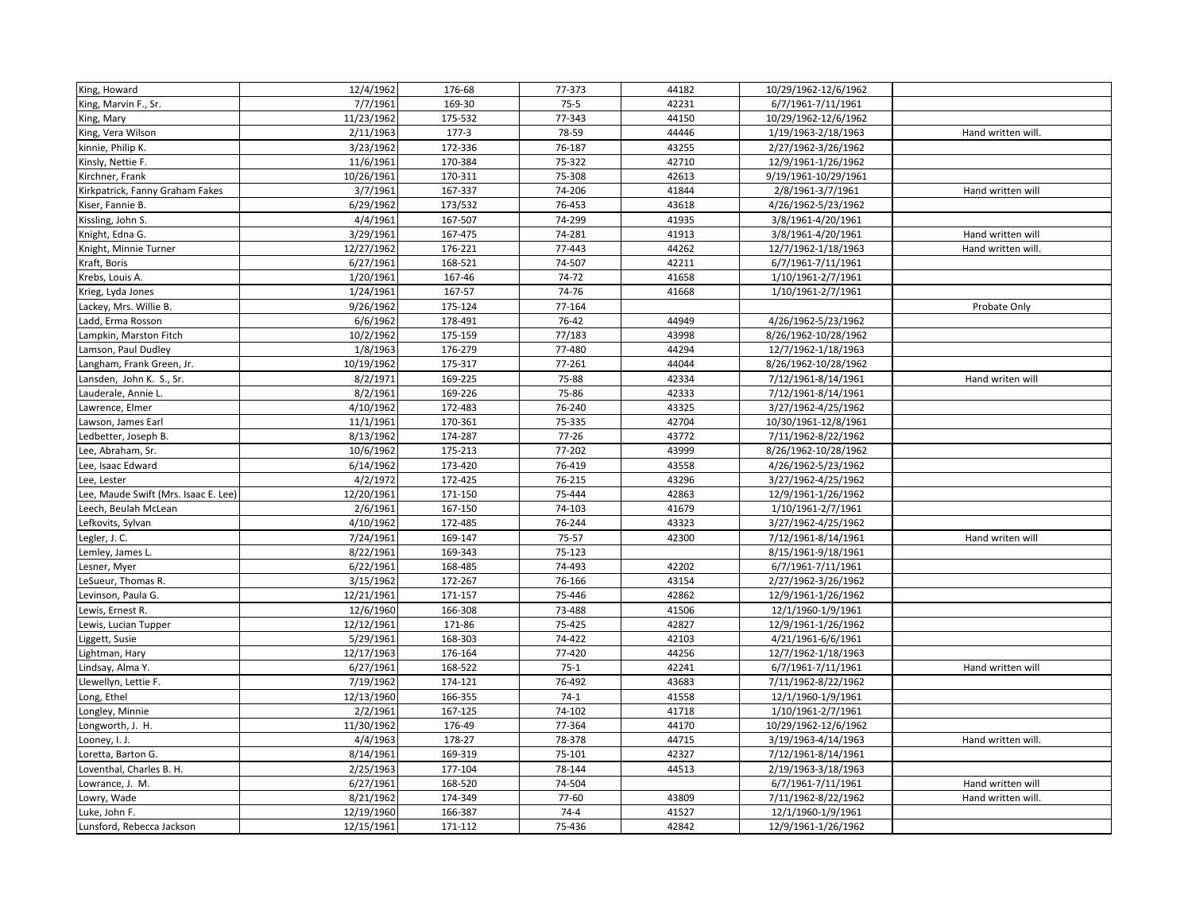| | | | | | | |
|---|---|---|---|---|---|---|
| King, Howard | 12/4/1962 | 176-68 | 77-373 | 44182 | 10/29/1962-12/6/1962 | |
| King, Marvin F., Sr. | 7/7/1961 | 169-30 | 75-5 | 42231 | 6/7/1961-7/11/1961 | |
| King, Mary | 11/23/1962 | 175-532 | 77-343 | 44150 | 10/29/1962-12/6/1962 | |
| King, Vera Wilson | 2/11/1963 | 177-3 | 78-59 | 44446 | 1/19/1963-2/18/1963 | Hand written will. |
| kinnie, Philip K. | 3/23/1962 | 172-336 | 76-187 | 43255 | 2/27/1962-3/26/1962 | |
| Kinsly, Nettie F. | 11/6/1961 | 170-384 | 75-322 | 42710 | 12/9/1961-1/26/1962 | |
| Kirchner, Frank | 10/26/1961 | 170-311 | 75-308 | 42613 | 9/19/1961-10/29/1961 | |
| Kirkpatrick, Fanny Graham Fakes | 3/7/1961 | 167-337 | 74-206 | 41844 | 2/8/1961-3/7/1961 | Hand written will |
| Kiser, Fannie B. | 6/29/1962 | 173/532 | 76-453 | 43618 | 4/26/1962-5/23/1962 | |
| Kissling, John S. | 4/4/1961 | 167-507 | 74-299 | 41935 | 3/8/1961-4/20/1961 | |
| Knight, Edna G. | 3/29/1961 | 167-475 | 74-281 | 41913 | 3/8/1961-4/20/1961 | Hand written will |
| Knight, Minnie Turner | 12/27/1962 | 176-221 | 77-443 | 44262 | 12/7/1962-1/18/1963 | Hand written will. |
| Kraft, Boris | 6/27/1961 | 168-521 | 74-507 | 42211 | 6/7/1961-7/11/1961 | |
| Krebs, Louis A. | 1/20/1961 | 167-46 | 74-72 | 41658 | 1/10/1961-2/7/1961 | |
| Krieg, Lyda Jones | 1/24/1961 | 167-57 | 74-76 | 41668 | 1/10/1961-2/7/1961 | |
| Lackey, Mrs. Willie B. | 9/26/1962 | 175-124 | 77-164 | | | Probate Only |
| Ladd, Erma Rosson | 6/6/1962 | 178-491 | 76-42 | 44949 | 4/26/1962-5/23/1962 | |
| Lampkin, Marston Fitch | 10/2/1962 | 175-159 | 77/183 | 43998 | 8/26/1962-10/28/1962 | |
| Lamson, Paul Dudley | 1/8/1963 | 176-279 | 77-480 | 44294 | 12/7/1962-1/18/1963 | |
| Langham, Frank Green, Jr. | 10/19/1962 | 175-317 | 77-261 | 44044 | 8/26/1962-10/28/1962 | |
| Lansden, John K. S., Sr. | 8/2/1971 | 169-225 | 75-88 | 42334 | 7/12/1961-8/14/1961 | Hand writen will |
| Lauderale, Annie L. | 8/2/1961 | 169-226 | 75-86 | 42333 | 7/12/1961-8/14/1961 | |
| Lawrence, Elmer | 4/10/1962 | 172-483 | 76-240 | 43325 | 3/27/1962-4/25/1962 | |
| Lawson, James Earl | 11/1/1961 | 170-361 | 75-335 | 42704 | 10/30/1961-12/8/1961 | |
| Ledbetter, Joseph B. | 8/13/1962 | 174-287 | 77-26 | 43772 | 7/11/1962-8/22/1962 | |
| Lee, Abraham, Sr. | 10/6/1962 | 175-213 | 77-202 | 43999 | 8/26/1962-10/28/1962 | |
| Lee, Isaac Edward | 6/14/1962 | 173-420 | 76-419 | 43558 | 4/26/1962-5/23/1962 | |
| Lee, Lester | 4/2/1972 | 172-425 | 76-215 | 43296 | 3/27/1962-4/25/1962 | |
| Lee, Maude Swift (Mrs. Isaac E. Lee) | 12/20/1961 | 171-150 | 75-444 | 42863 | 12/9/1961-1/26/1962 | |
| Leech, Beulah McLean | 2/6/1961 | 167-150 | 74-103 | 41679 | 1/10/1961-2/7/1961 | |
| Lefkovits, Sylvan | 4/10/1962 | 172-485 | 76-244 | 43323 | 3/27/1962-4/25/1962 | |
| Legler, J. C. | 7/24/1961 | 169-147 | 75-57 | 42300 | 7/12/1961-8/14/1961 | Hand writen will |
| Lemley, James L. | 8/22/1961 | 169-343 | 75-123 | | 8/15/1961-9/18/1961 | |
| Lesner, Myer | 6/22/1961 | 168-485 | 74-493 | 42202 | 6/7/1961-7/11/1961 | |
| LeSueur, Thomas R. | 3/15/1962 | 172-267 | 76-166 | 43154 | 2/27/1962-3/26/1962 | |
| Levinson, Paula G. | 12/21/1961 | 171-157 | 75-446 | 42862 | 12/9/1961-1/26/1962 | |
| Lewis, Ernest R. | 12/6/1960 | 166-308 | 73-488 | 41506 | 12/1/1960-1/9/1961 | |
| Lewis, Lucian Tupper | 12/12/1961 | 171-86 | 75-425 | 42827 | 12/9/1961-1/26/1962 | |
| Liggett, Susie | 5/29/1961 | 168-303 | 74-422 | 42103 | 4/21/1961-6/6/1961 | |
| Lightman, Hary | 12/17/1963 | 176-164 | 77-420 | 44256 | 12/7/1962-1/18/1963 | |
| Lindsay, Alma Y. | 6/27/1961 | 168-522 | 75-1 | 42241 | 6/7/1961-7/11/1961 | Hand written will |
| Llewellyn, Lettie F. | 7/19/1962 | 174-121 | 76-492 | 43683 | 7/11/1962-8/22/1962 | |
| Long, Ethel | 12/13/1960 | 166-355 | 74-1 | 41558 | 12/1/1960-1/9/1961 | |
| Longley, Minnie | 2/2/1961 | 167-125 | 74-102 | 41718 | 1/10/1961-2/7/1961 | |
| Longworth, J. H. | 11/30/1962 | 176-49 | 77-364 | 44170 | 10/29/1962-12/6/1962 | |
| Looney, I. J. | 4/4/1963 | 178-27 | 78-378 | 44715 | 3/19/1963-4/14/1963 | Hand written will. |
| Loretta, Barton G. | 8/14/1961 | 169-319 | 75-101 | 42327 | 7/12/1961-8/14/1961 | |
| Loventhal, Charles B. H. | 2/25/1963 | 177-104 | 78-144 | 44513 | 2/19/1963-3/18/1963 | |
| Lowrance, J. M. | 6/27/1961 | 168-520 | 74-504 | | 6/7/1961-7/11/1961 | Hand written will |
| Lowry, Wade | 8/21/1962 | 174-349 | 77-60 | 43809 | 7/11/1962-8/22/1962 | Hand written will. |
| Luke, John F. | 12/19/1960 | 166-387 | 74-4 | 41527 | 12/1/1960-1/9/1961 | |
| Lunsford, Rebecca Jackson | 12/15/1961 | 171-112 | 75-436 | 42842 | 12/9/1961-1/26/1962 | |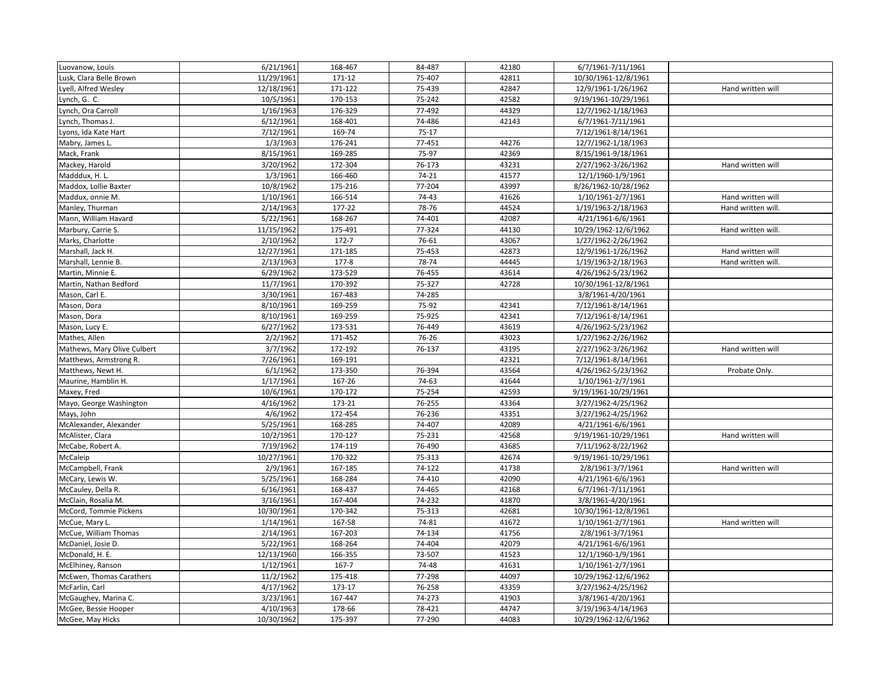| | | | | | | |
|---|---|---|---|---|---|---|
| Luovanow, Louis | 6/21/1961 | 168-467 | 84-487 | 42180 | 6/7/1961-7/11/1961 | |
| Lusk, Clara Belle Brown | 11/29/1961 | 171-12 | 75-407 | 42811 | 10/30/1961-12/8/1961 | |
| Lyell, Alfred Wesley | 12/18/1961 | 171-122 | 75-439 | 42847 | 12/9/1961-1/26/1962 | Hand written will |
| Lynch, G. C. | 10/5/1961 | 170-153 | 75-242 | 42582 | 9/19/1961-10/29/1961 | |
| Lynch, Ora Carroll | 1/16/1963 | 176-329 | 77-492 | 44329 | 12/7/1962-1/18/1963 | |
| Lynch, Thomas J. | 6/12/1961 | 168-401 | 74-486 | 42143 | 6/7/1961-7/11/1961 | |
| Lyons, Ida Kate Hart | 7/12/1961 | 169-74 | 75-17 | | 7/12/1961-8/14/1961 | |
| Mabry, James L. | 1/3/1963 | 176-241 | 77-451 | 44276 | 12/7/1962-1/18/1963 | |
| Mack, Frank | 8/15/1961 | 169-285 | 75-97 | 42369 | 8/15/1961-9/18/1961 | |
| Mackey, Harold | 3/20/1962 | 172-304 | 76-173 | 43231 | 2/27/1962-3/26/1962 | Hand written will |
| Madddux, H. L. | 1/3/1961 | 166-460 | 74-21 | 41577 | 12/1/1960-1/9/1961 | |
| Maddox, Lollie Baxter | 10/8/1962 | 175-216 | 77-204 | 43997 | 8/26/1962-10/28/1962 | |
| Maddux, onnie M. | 1/10/1961 | 166-514 | 74-43 | 41626 | 1/10/1961-2/7/1961 | Hand written will |
| Manley, Thurman | 2/14/1963 | 177-22 | 78-76 | 44524 | 1/19/1963-2/18/1963 | Hand written will. |
| Mann, William Havard | 5/22/1961 | 168-267 | 74-401 | 42087 | 4/21/1961-6/6/1961 | |
| Marbury, Carrie S. | 11/15/1962 | 175-491 | 77-324 | 44130 | 10/29/1962-12/6/1962 | Hand written will. |
| Marks, Charlotte | 2/10/1962 | 172-7 | 76-61 | 43067 | 1/27/1962-2/26/1962 | |
| Marshall, Jack H. | 12/27/1961 | 171-185 | 75-453 | 42873 | 12/9/1961-1/26/1962 | Hand written will |
| Marshall, Lennie B. | 2/13/1963 | 177-8 | 78-74 | 44445 | 1/19/1963-2/18/1963 | Hand written will. |
| Martin, Minnie E. | 6/29/1962 | 173-529 | 76-455 | 43614 | 4/26/1962-5/23/1962 | |
| Martin, Nathan Bedford | 11/7/1961 | 170-392 | 75-327 | 42728 | 10/30/1961-12/8/1961 | |
| Mason, Carl E. | 3/30/1961 | 167-483 | 74-285 | | 3/8/1961-4/20/1961 | |
| Mason, Dora | 8/10/1961 | 169-259 | 75-92 | 42341 | 7/12/1961-8/14/1961 | |
| Mason, Dora | 8/10/1961 | 169-259 | 75-925 | 42341 | 7/12/1961-8/14/1961 | |
| Mason, Lucy E. | 6/27/1962 | 173-531 | 76-449 | 43619 | 4/26/1962-5/23/1962 | |
| Mathes, Allen | 2/2/1962 | 171-452 | 76-26 | 43023 | 1/27/1962-2/26/1962 | |
| Mathews, Mary Olive Culbert | 3/7/1962 | 172-192 | 76-137 | 43195 | 2/27/1962-3/26/1962 | Hand written will |
| Matthews, Armstrong R. | 7/26/1961 | 169-191 | | 42321 | 7/12/1961-8/14/1961 | |
| Matthews, Newt H. | 6/1/1962 | 173-350 | 76-394 | 43564 | 4/26/1962-5/23/1962 | Probate Only. |
| Maurine, Hamblin H. | 1/17/1961 | 167-26 | 74-63 | 41644 | 1/10/1961-2/7/1961 | |
| Maxey, Fred | 10/6/1961 | 170-172 | 75-254 | 42593 | 9/19/1961-10/29/1961 | |
| Mayo, George Washington | 4/16/1962 | 173-21 | 76-255 | 43364 | 3/27/1962-4/25/1962 | |
| Mays, John | 4/6/1962 | 172-454 | 76-236 | 43351 | 3/27/1962-4/25/1962 | |
| McAlexander, Alexander | 5/25/1961 | 168-285 | 74-407 | 42089 | 4/21/1961-6/6/1961 | |
| McAlister, Clara | 10/2/1961 | 170-127 | 75-231 | 42568 | 9/19/1961-10/29/1961 | Hand written will |
| McCabe, Robert A. | 7/19/1962 | 174-119 | 76-490 | 43685 | 7/11/1962-8/22/1962 | |
| McCaleip | 10/27/1961 | 170-322 | 75-313 | 42674 | 9/19/1961-10/29/1961 | |
| McCampbell, Frank | 2/9/1961 | 167-185 | 74-122 | 41738 | 2/8/1961-3/7/1961 | Hand written will |
| McCary, Lewis W. | 5/25/1961 | 168-284 | 74-410 | 42090 | 4/21/1961-6/6/1961 | |
| McCauley, Della R. | 6/16/1961 | 168-437 | 74-465 | 42168 | 6/7/1961-7/11/1961 | |
| McClain, Rosalia M. | 3/16/1961 | 167-404 | 74-232 | 41870 | 3/8/1961-4/20/1961 | |
| McCord, Tommie Pickens | 10/30/1961 | 170-342 | 75-313 | 42681 | 10/30/1961-12/8/1961 | |
| McCue, Mary L. | 1/14/1961 | 167-58 | 74-81 | 41672 | 1/10/1961-2/7/1961 | Hand written will |
| McCue, William Thomas | 2/14/1961 | 167-203 | 74-134 | 41756 | 2/8/1961-3/7/1961 | |
| McDaniel, Josie D. | 5/22/1961 | 168-264 | 74-404 | 42079 | 4/21/1961-6/6/1961 | |
| McDonald, H. E. | 12/13/1960 | 166-355 | 73-507 | 41523 | 12/1/1960-1/9/1961 | |
| McElhiney, Ranson | 1/12/1961 | 167-7 | 74-48 | 41631 | 1/10/1961-2/7/1961 | |
| McEwen, Thomas Carathers | 11/2/1962 | 175-418 | 77-298 | 44097 | 10/29/1962-12/6/1962 | |
| McFarlin, Carl | 4/17/1962 | 173-17 | 76-258 | 43359 | 3/27/1962-4/25/1962 | |
| McGaughey, Marina C. | 3/23/1961 | 167-447 | 74-273 | 41903 | 3/8/1961-4/20/1961 | |
| McGee, Bessie Hooper | 4/10/1963 | 178-66 | 78-421 | 44747 | 3/19/1963-4/14/1963 | |
| McGee, May Hicks | 10/30/1962 | 175-397 | 77-290 | 44083 | 10/29/1962-12/6/1962 | |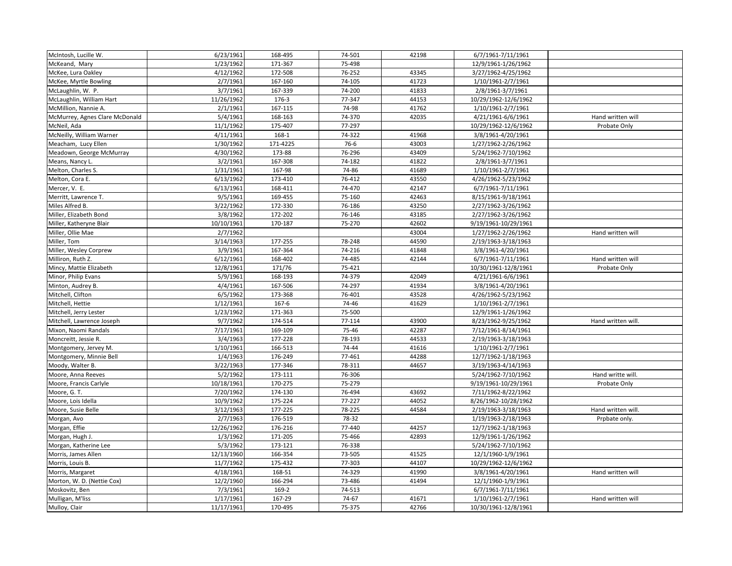| | | | | | | |
|---|---|---|---|---|---|---|
| McIntosh, Lucille W. | 6/23/1961 | 168-495 | 74-501 | 42198 | 6/7/1961-7/11/1961 | |
| McKeand, Mary | 1/23/1962 | 171-367 | 75-498 | | 12/9/1961-1/26/1962 | |
| McKee, Lura Oakley | 4/12/1962 | 172-508 | 76-252 | 43345 | 3/27/1962-4/25/1962 | |
| McKee, Myrtle Bowling | 2/7/1961 | 167-160 | 74-105 | 41723 | 1/10/1961-2/7/1961 | |
| McLaughlin, W. P. | 3/7/1961 | 167-339 | 74-200 | 41833 | 2/8/1961-3/7/1961 | |
| McLaughlin, William Hart | 11/26/1962 | 176-3 | 77-347 | 44153 | 10/29/1962-12/6/1962 | |
| McMillion, Nannie A. | 2/1/1961 | 167-115 | 74-98 | 41762 | 1/10/1961-2/7/1961 | |
| McMurrey, Agnes Clare McDonald | 5/4/1961 | 168-163 | 74-370 | 42035 | 4/21/1961-6/6/1961 | Hand written will |
| McNeil, Ada | 11/1/1962 | 175-407 | 77-297 | | 10/29/1962-12/6/1962 | Probate Only |
| McNeilly, William Warner | 4/11/1961 | 168-1 | 74-322 | 41968 | 3/8/1961-4/20/1961 | |
| Meacham, Lucy Ellen | 1/30/1962 | 171-4225 | 76-6 | 43003 | 1/27/1962-2/26/1962 | |
| Meadown, George McMurray | 4/30/1962 | 173-88 | 76-296 | 43409 | 5/24/1962-7/10/1962 | |
| Means, Nancy L. | 3/2/1961 | 167-308 | 74-182 | 41822 | 2/8/1961-3/7/1961 | |
| Melton, Charles S. | 1/31/1961 | 167-98 | 74-86 | 41689 | 1/10/1961-2/7/1961 | |
| Melton, Cora E. | 6/13/1962 | 173-410 | 76-412 | 43550 | 4/26/1962-5/23/1962 | |
| Mercer, V. E. | 6/13/1961 | 168-411 | 74-470 | 42147 | 6/7/1961-7/11/1961 | |
| Merritt, Lawrence T. | 9/5/1961 | 169-455 | 75-160 | 42463 | 8/15/1961-9/18/1961 | |
| Miles Alfred B. | 3/22/1962 | 172-330 | 76-186 | 43250 | 2/27/1962-3/26/1962 | |
| Miller, Elizabeth Bond | 3/8/1962 | 172-202 | 76-146 | 43185 | 2/27/1962-3/26/1962 | |
| Miller, Katheryne Blair | 10/10/1961 | 170-187 | 75-270 | 42602 | 9/19/1961-10/29/1961 | |
| Miller, Ollie Mae | 2/7/1962 | | | 43004 | 1/27/1962-2/26/1962 | Hand written will |
| Miller, Tom | 3/14/1963 | 177-255 | 78-248 | 44590 | 2/19/1963-3/18/1963 | |
| Miller, Wesley Corprew | 3/9/1961 | 167-364 | 74-216 | 41848 | 3/8/1961-4/20/1961 | |
| Milliron, Ruth Z. | 6/12/1961 | 168-402 | 74-485 | 42144 | 6/7/1961-7/11/1961 | Hand written will |
| Mincy, Mattie Elizabeth | 12/8/1961 | 171/76 | 75-421 | | 10/30/1961-12/8/1961 | Probate Only |
| Minor, Philip Evans | 5/9/1961 | 168-193 | 74-379 | 42049 | 4/21/1961-6/6/1961 | |
| Minton, Audrey B. | 4/4/1961 | 167-506 | 74-297 | 41934 | 3/8/1961-4/20/1961 | |
| Mitchell, Clifton | 6/5/1962 | 173-368 | 76-401 | 43528 | 4/26/1962-5/23/1962 | |
| Mitchell, Hettie | 1/12/1961 | 167-6 | 74-46 | 41629 | 1/10/1961-2/7/1961 | |
| Mitchell, Jerry Lester | 1/23/1962 | 171-363 | 75-500 | | 12/9/1961-1/26/1962 | |
| Mitchell, Lawrence Joseph | 9/7/1962 | 174-514 | 77-114 | 43900 | 8/23/1962-9/25/1962 | Hand written will. |
| Mixon, Naomi Randals | 7/17/1961 | 169-109 | 75-46 | 42287 | 7/12/1961-8/14/1961 | |
| Moncreitt, Jessie R. | 3/4/1963 | 177-228 | 78-193 | 44533 | 2/19/1963-3/18/1963 | |
| Montgomery, Jervey M. | 1/10/1961 | 166-513 | 74-44 | 41616 | 1/10/1961-2/7/1961 | |
| Montgomery, Minnie Bell | 1/4/1963 | 176-249 | 77-461 | 44288 | 12/7/1962-1/18/1963 | |
| Moody, Walter B. | 3/22/1963 | 177-346 | 78-311 | 44657 | 3/19/1963-4/14/1963 | |
| Moore, Anna Reeves | 5/2/1962 | 173-111 | 76-306 | | 5/24/1962-7/10/1962 | Hand writte will. |
| Moore, Francis Carlyle | 10/18/1961 | 170-275 | 75-279 | | 9/19/1961-10/29/1961 | Probate Only |
| Moore, G. T. | 7/20/1962 | 174-130 | 76-494 | 43692 | 7/11/1962-8/22/1962 | |
| Moore, Lois Idella | 10/9/1962 | 175-224 | 77-227 | 44052 | 8/26/1962-10/28/1962 | |
| Moore, Susie Belle | 3/12/1963 | 177-225 | 78-225 | 44584 | 2/19/1963-3/18/1963 | Hand written will. |
| Morgan, Avo | 2/7/1963 | 176-519 | 78-32 | | 1/19/1963-2/18/1963 | Prpbate only. |
| Morgan, Effie | 12/26/1962 | 176-216 | 77-440 | 44257 | 12/7/1962-1/18/1963 | |
| Morgan, Hugh J. | 1/3/1962 | 171-205 | 75-466 | 42893 | 12/9/1961-1/26/1962 | |
| Morgan, Katherine Lee | 5/3/1962 | 173-121 | 76-338 | | 5/24/1962-7/10/1962 | |
| Morris, James Allen | 12/13/1960 | 166-354 | 73-505 | 41525 | 12/1/1960-1/9/1961 | |
| Morris, Louis B. | 11/7/1962 | 175-432 | 77-303 | 44107 | 10/29/1962-12/6/1962 | |
| Morris, Margaret | 4/18/1961 | 168-51 | 74-329 | 41990 | 3/8/1961-4/20/1961 | Hand written will |
| Morton, W. D. (Nettie Cox) | 12/2/1960 | 166-294 | 73-486 | 41494 | 12/1/1960-1/9/1961 | |
| Moskovitz, Ben | 7/3/1961 | 169-2 | 74-513 | | 6/7/1961-7/11/1961 | |
| Mulligan, M'liss | 1/17/1961 | 167-29 | 74-67 | 41671 | 1/10/1961-2/7/1961 | Hand written will |
| Mulloy, Clair | 11/17/1961 | 170-495 | 75-375 | 42766 | 10/30/1961-12/8/1961 | |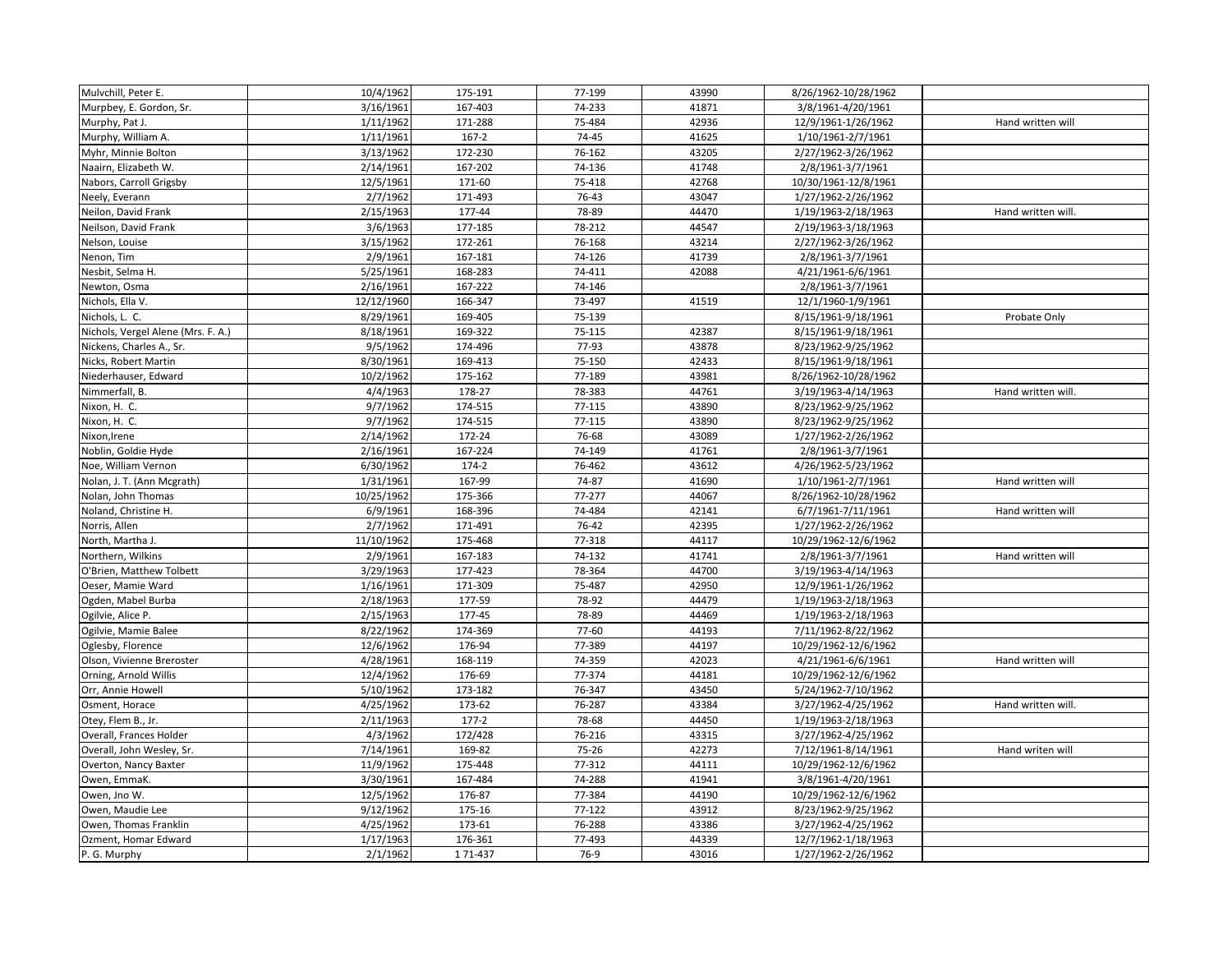| | | | | | | |
|---|---|---|---|---|---|---|
| Mulvchill, Peter E. | 10/4/1962 | 175-191 | 77-199 | 43990 | 8/26/1962-10/28/1962 | |
| Murpbey, E. Gordon, Sr. | 3/16/1961 | 167-403 | 74-233 | 41871 | 3/8/1961-4/20/1961 | |
| Murphy, Pat J. | 1/11/1962 | 171-288 | 75-484 | 42936 | 12/9/1961-1/26/1962 | Hand written will |
| Murphy, William A. | 1/11/1961 | 167-2 | 74-45 | 41625 | 1/10/1961-2/7/1961 | |
| Myhr, Minnie Bolton | 3/13/1962 | 172-230 | 76-162 | 43205 | 2/27/1962-3/26/1962 | |
| Naairn, Elizabeth W. | 2/14/1961 | 167-202 | 74-136 | 41748 | 2/8/1961-3/7/1961 | |
| Nabors, Carroll Grigsby | 12/5/1961 | 171-60 | 75-418 | 42768 | 10/30/1961-12/8/1961 | |
| Neely, Everann | 2/7/1962 | 171-493 | 76-43 | 43047 | 1/27/1962-2/26/1962 | |
| Neilon, David Frank | 2/15/1963 | 177-44 | 78-89 | 44470 | 1/19/1963-2/18/1963 | Hand written will. |
| Neilson, David Frank | 3/6/1963 | 177-185 | 78-212 | 44547 | 2/19/1963-3/18/1963 | |
| Nelson, Louise | 3/15/1962 | 172-261 | 76-168 | 43214 | 2/27/1962-3/26/1962 | |
| Nenon, Tim | 2/9/1961 | 167-181 | 74-126 | 41739 | 2/8/1961-3/7/1961 | |
| Nesbit, Selma H. | 5/25/1961 | 168-283 | 74-411 | 42088 | 4/21/1961-6/6/1961 | |
| Newton, Osma | 2/16/1961 | 167-222 | 74-146 | | 2/8/1961-3/7/1961 | |
| Nichols, Ella V. | 12/12/1960 | 166-347 | 73-497 | 41519 | 12/1/1960-1/9/1961 | |
| Nichols, L. C. | 8/29/1961 | 169-405 | 75-139 | | 8/15/1961-9/18/1961 | Probate Only |
| Nichols, Vergel Alene (Mrs. F. A.) | 8/18/1961 | 169-322 | 75-115 | 42387 | 8/15/1961-9/18/1961 | |
| Nickens, Charles A., Sr. | 9/5/1962 | 174-496 | 77-93 | 43878 | 8/23/1962-9/25/1962 | |
| Nicks, Robert Martin | 8/30/1961 | 169-413 | 75-150 | 42433 | 8/15/1961-9/18/1961 | |
| Niederhauser, Edward | 10/2/1962 | 175-162 | 77-189 | 43981 | 8/26/1962-10/28/1962 | |
| Nimmerfall, B. | 4/4/1963 | 178-27 | 78-383 | 44761 | 3/19/1963-4/14/1963 | Hand written will. |
| Nixon, H. C. | 9/7/1962 | 174-515 | 77-115 | 43890 | 8/23/1962-9/25/1962 | |
| Nixon, H. C. | 9/7/1962 | 174-515 | 77-115 | 43890 | 8/23/1962-9/25/1962 | |
| Nixon,Irene | 2/14/1962 | 172-24 | 76-68 | 43089 | 1/27/1962-2/26/1962 | |
| Noblin, Goldie Hyde | 2/16/1961 | 167-224 | 74-149 | 41761 | 2/8/1961-3/7/1961 | |
| Noe, William Vernon | 6/30/1962 | 174-2 | 76-462 | 43612 | 4/26/1962-5/23/1962 | |
| Nolan, J. T. (Ann Mcgrath) | 1/31/1961 | 167-99 | 74-87 | 41690 | 1/10/1961-2/7/1961 | Hand written will |
| Nolan, John Thomas | 10/25/1962 | 175-366 | 77-277 | 44067 | 8/26/1962-10/28/1962 | |
| Noland, Christine H. | 6/9/1961 | 168-396 | 74-484 | 42141 | 6/7/1961-7/11/1961 | Hand written will |
| Norris, Allen | 2/7/1962 | 171-491 | 76-42 | 42395 | 1/27/1962-2/26/1962 | |
| North, Martha J. | 11/10/1962 | 175-468 | 77-318 | 44117 | 10/29/1962-12/6/1962 | |
| Northern, Wilkins | 2/9/1961 | 167-183 | 74-132 | 41741 | 2/8/1961-3/7/1961 | Hand written will |
| O'Brien, Matthew Tolbett | 3/29/1963 | 177-423 | 78-364 | 44700 | 3/19/1963-4/14/1963 | |
| Oeser, Mamie Ward | 1/16/1961 | 171-309 | 75-487 | 42950 | 12/9/1961-1/26/1962 | |
| Ogden, Mabel Burba | 2/18/1963 | 177-59 | 78-92 | 44479 | 1/19/1963-2/18/1963 | |
| Ogilvie, Alice P. | 2/15/1963 | 177-45 | 78-89 | 44469 | 1/19/1963-2/18/1963 | |
| Ogilvie, Mamie Balee | 8/22/1962 | 174-369 | 77-60 | 44193 | 7/11/1962-8/22/1962 | |
| Oglesby, Florence | 12/6/1962 | 176-94 | 77-389 | 44197 | 10/29/1962-12/6/1962 | |
| Olson, Vivienne Breroster | 4/28/1961 | 168-119 | 74-359 | 42023 | 4/21/1961-6/6/1961 | Hand written will |
| Orning, Arnold Willis | 12/4/1962 | 176-69 | 77-374 | 44181 | 10/29/1962-12/6/1962 | |
| Orr, Annie Howell | 5/10/1962 | 173-182 | 76-347 | 43450 | 5/24/1962-7/10/1962 | |
| Osment, Horace | 4/25/1962 | 173-62 | 76-287 | 43384 | 3/27/1962-4/25/1962 | Hand written will. |
| Otey, Flem B., Jr. | 2/11/1963 | 177-2 | 78-68 | 44450 | 1/19/1963-2/18/1963 | |
| Overall, Frances Holder | 4/3/1962 | 172/428 | 76-216 | 43315 | 3/27/1962-4/25/1962 | |
| Overall, John Wesley, Sr. | 7/14/1961 | 169-82 | 75-26 | 42273 | 7/12/1961-8/14/1961 | Hand writen will |
| Overton, Nancy Baxter | 11/9/1962 | 175-448 | 77-312 | 44111 | 10/29/1962-12/6/1962 | |
| Owen, EmmaK. | 3/30/1961 | 167-484 | 74-288 | 41941 | 3/8/1961-4/20/1961 | |
| Owen, Jno W. | 12/5/1962 | 176-87 | 77-384 | 44190 | 10/29/1962-12/6/1962 | |
| Owen, Maudie Lee | 9/12/1962 | 175-16 | 77-122 | 43912 | 8/23/1962-9/25/1962 | |
| Owen, Thomas Franklin | 4/25/1962 | 173-61 | 76-288 | 43386 | 3/27/1962-4/25/1962 | |
| Ozment, Homar Edward | 1/17/1963 | 176-361 | 77-493 | 44339 | 12/7/1962-1/18/1963 | |
| P. G. Murphy | 2/1/1962 | 1 71-437 | 76-9 | 43016 | 1/27/1962-2/26/1962 | |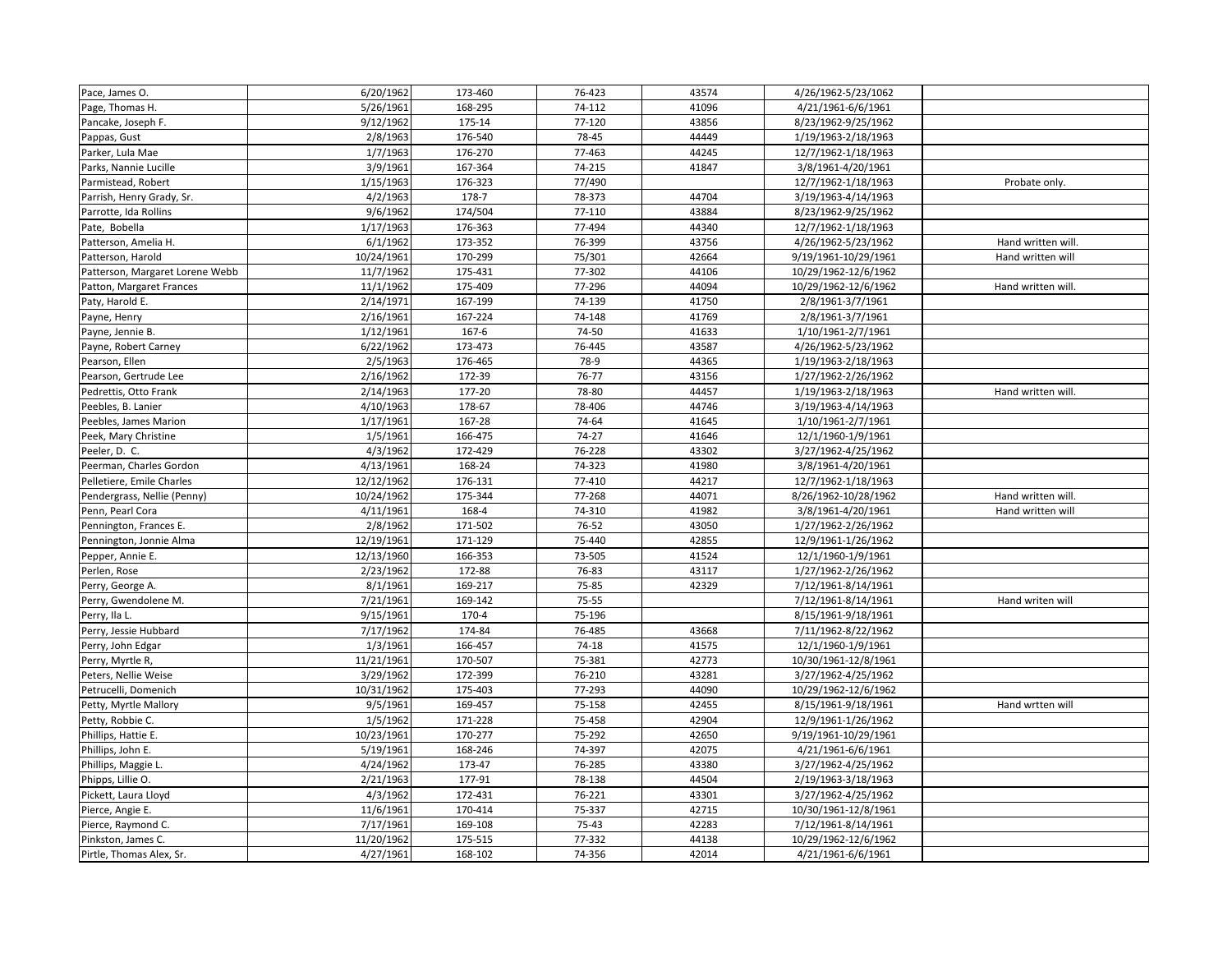| | | | | | | |
|---|---|---|---|---|---|---|
| Pace, James O. | 6/20/1962 | 173-460 | 76-423 | 43574 | 4/26/1962-5/23/1062 | |
| Page, Thomas H. | 5/26/1961 | 168-295 | 74-112 | 41096 | 4/21/1961-6/6/1961 | |
| Pancake, Joseph F. | 9/12/1962 | 175-14 | 77-120 | 43856 | 8/23/1962-9/25/1962 | |
| Pappas, Gust | 2/8/1963 | 176-540 | 78-45 | 44449 | 1/19/1963-2/18/1963 | |
| Parker, Lula Mae | 1/7/1963 | 176-270 | 77-463 | 44245 | 12/7/1962-1/18/1963 | |
| Parks, Nannie Lucille | 3/9/1961 | 167-364 | 74-215 | 41847 | 3/8/1961-4/20/1961 | |
| Parmistead, Robert | 1/15/1963 | 176-323 | 77/490 | | 12/7/1962-1/18/1963 | Probate only. |
| Parrish, Henry Grady, Sr. | 4/2/1963 | 178-7 | 78-373 | 44704 | 3/19/1963-4/14/1963 | |
| Parrotte, Ida Rollins | 9/6/1962 | 174/504 | 77-110 | 43884 | 8/23/1962-9/25/1962 | |
| Pate, Bobella | 1/17/1963 | 176-363 | 77-494 | 44340 | 12/7/1962-1/18/1963 | |
| Patterson, Amelia H. | 6/1/1962 | 173-352 | 76-399 | 43756 | 4/26/1962-5/23/1962 | Hand written will. |
| Patterson, Harold | 10/24/1961 | 170-299 | 75/301 | 42664 | 9/19/1961-10/29/1961 | Hand written will |
| Patterson, Margaret Lorene Webb | 11/7/1962 | 175-431 | 77-302 | 44106 | 10/29/1962-12/6/1962 | |
| Patton, Margaret Frances | 11/1/1962 | 175-409 | 77-296 | 44094 | 10/29/1962-12/6/1962 | Hand written will. |
| Paty, Harold E. | 2/14/1971 | 167-199 | 74-139 | 41750 | 2/8/1961-3/7/1961 | |
| Payne, Henry | 2/16/1961 | 167-224 | 74-148 | 41769 | 2/8/1961-3/7/1961 | |
| Payne, Jennie B. | 1/12/1961 | 167-6 | 74-50 | 41633 | 1/10/1961-2/7/1961 | |
| Payne, Robert Carney | 6/22/1962 | 173-473 | 76-445 | 43587 | 4/26/1962-5/23/1962 | |
| Pearson, Ellen | 2/5/1963 | 176-465 | 78-9 | 44365 | 1/19/1963-2/18/1963 | |
| Pearson, Gertrude Lee | 2/16/1962 | 172-39 | 76-77 | 43156 | 1/27/1962-2/26/1962 | |
| Pedrettis, Otto Frank | 2/14/1963 | 177-20 | 78-80 | 44457 | 1/19/1963-2/18/1963 | Hand written will. |
| Peebles, B. Lanier | 4/10/1963 | 178-67 | 78-406 | 44746 | 3/19/1963-4/14/1963 | |
| Peebles, James Marion | 1/17/1961 | 167-28 | 74-64 | 41645 | 1/10/1961-2/7/1961 | |
| Peek, Mary Christine | 1/5/1961 | 166-475 | 74-27 | 41646 | 12/1/1960-1/9/1961 | |
| Peeler, D. C. | 4/3/1962 | 172-429 | 76-228 | 43302 | 3/27/1962-4/25/1962 | |
| Peerman, Charles Gordon | 4/13/1961 | 168-24 | 74-323 | 41980 | 3/8/1961-4/20/1961 | |
| Pelletiere, Emile Charles | 12/12/1962 | 176-131 | 77-410 | 44217 | 12/7/1962-1/18/1963 | |
| Pendergrass, Nellie (Penny) | 10/24/1962 | 175-344 | 77-268 | 44071 | 8/26/1962-10/28/1962 | Hand written will. |
| Penn, Pearl Cora | 4/11/1961 | 168-4 | 74-310 | 41982 | 3/8/1961-4/20/1961 | Hand written will |
| Pennington, Frances E. | 2/8/1962 | 171-502 | 76-52 | 43050 | 1/27/1962-2/26/1962 | |
| Pennington, Jonnie Alma | 12/19/1961 | 171-129 | 75-440 | 42855 | 12/9/1961-1/26/1962 | |
| Pepper, Annie E. | 12/13/1960 | 166-353 | 73-505 | 41524 | 12/1/1960-1/9/1961 | |
| Perlen, Rose | 2/23/1962 | 172-88 | 76-83 | 43117 | 1/27/1962-2/26/1962 | |
| Perry, George A. | 8/1/1961 | 169-217 | 75-85 | 42329 | 7/12/1961-8/14/1961 | |
| Perry, Gwendolene M. | 7/21/1961 | 169-142 | 75-55 | | 7/12/1961-8/14/1961 | Hand writen will |
| Perry, Ila L. | 9/15/1961 | 170-4 | 75-196 | | 8/15/1961-9/18/1961 | |
| Perry, Jessie Hubbard | 7/17/1962 | 174-84 | 76-485 | 43668 | 7/11/1962-8/22/1962 | |
| Perry, John Edgar | 1/3/1961 | 166-457 | 74-18 | 41575 | 12/1/1960-1/9/1961 | |
| Perry, Myrtle R, | 11/21/1961 | 170-507 | 75-381 | 42773 | 10/30/1961-12/8/1961 | |
| Peters, Nellie Weise | 3/29/1962 | 172-399 | 76-210 | 43281 | 3/27/1962-4/25/1962 | |
| Petrucelli, Domenich | 10/31/1962 | 175-403 | 77-293 | 44090 | 10/29/1962-12/6/1962 | |
| Petty, Myrtle Mallory | 9/5/1961 | 169-457 | 75-158 | 42455 | 8/15/1961-9/18/1961 | Hand wrtten will |
| Petty, Robbie C. | 1/5/1962 | 171-228 | 75-458 | 42904 | 12/9/1961-1/26/1962 | |
| Phillips, Hattie E. | 10/23/1961 | 170-277 | 75-292 | 42650 | 9/19/1961-10/29/1961 | |
| Phillips, John E. | 5/19/1961 | 168-246 | 74-397 | 42075 | 4/21/1961-6/6/1961 | |
| Phillips, Maggie L. | 4/24/1962 | 173-47 | 76-285 | 43380 | 3/27/1962-4/25/1962 | |
| Phipps, Lillie O. | 2/21/1963 | 177-91 | 78-138 | 44504 | 2/19/1963-3/18/1963 | |
| Pickett, Laura Lloyd | 4/3/1962 | 172-431 | 76-221 | 43301 | 3/27/1962-4/25/1962 | |
| Pierce, Angie E. | 11/6/1961 | 170-414 | 75-337 | 42715 | 10/30/1961-12/8/1961 | |
| Pierce, Raymond C. | 7/17/1961 | 169-108 | 75-43 | 42283 | 7/12/1961-8/14/1961 | |
| Pinkston, James C. | 11/20/1962 | 175-515 | 77-332 | 44138 | 10/29/1962-12/6/1962 | |
| Pirtle, Thomas Alex, Sr. | 4/27/1961 | 168-102 | 74-356 | 42014 | 4/21/1961-6/6/1961 | |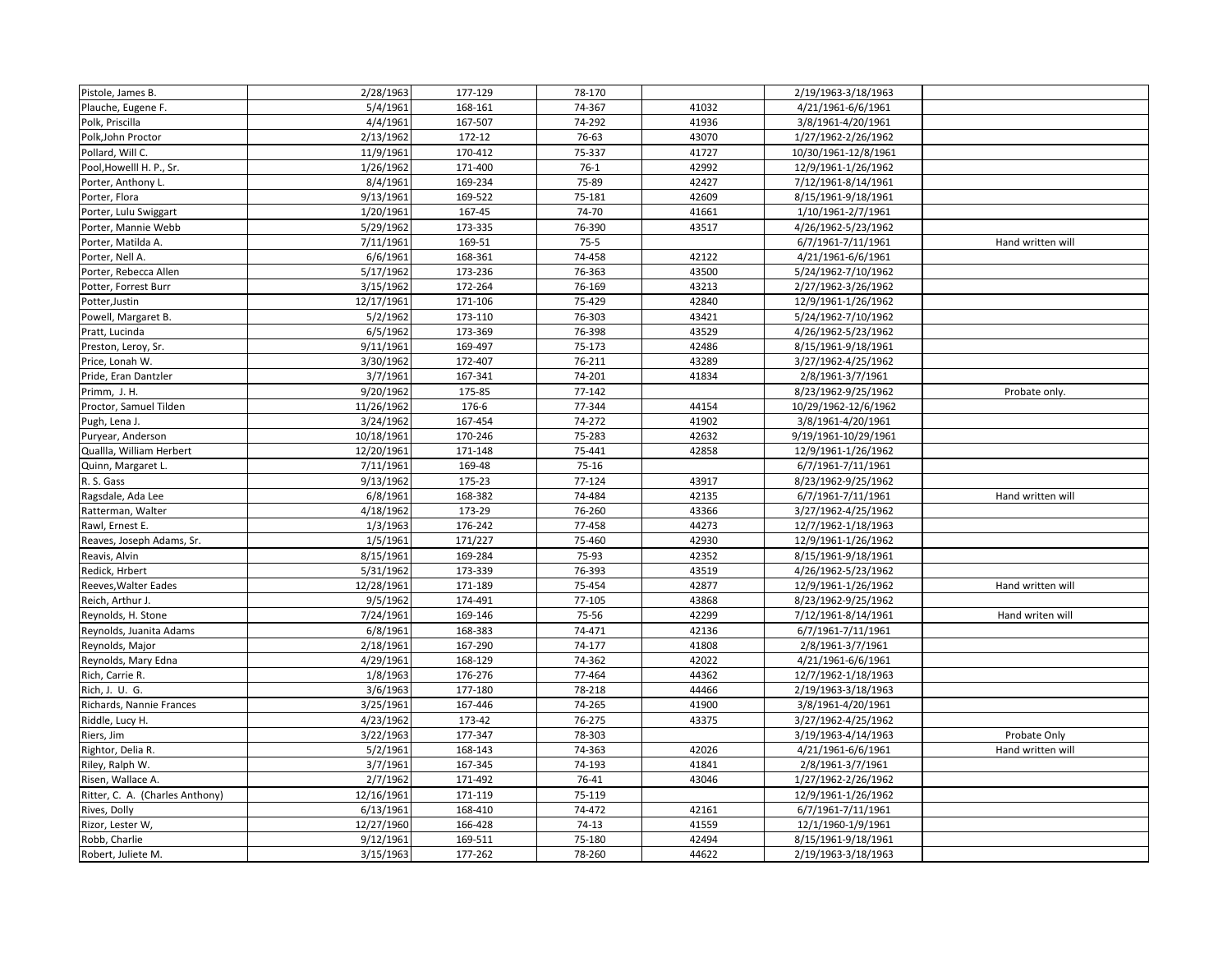| | | | | | | |
|---|---|---|---|---|---|---|
| Pistole, James B. | 2/28/1963 | 177-129 | 78-170 | | 2/19/1963-3/18/1963 | |
| Plauche, Eugene F. | 5/4/1961 | 168-161 | 74-367 | 41032 | 4/21/1961-6/6/1961 | |
| Polk, Priscilla | 4/4/1961 | 167-507 | 74-292 | 41936 | 3/8/1961-4/20/1961 | |
| Polk,John Proctor | 2/13/1962 | 172-12 | 76-63 | 43070 | 1/27/1962-2/26/1962 | |
| Pollard, Will C. | 11/9/1961 | 170-412 | 75-337 | 41727 | 10/30/1961-12/8/1961 | |
| Pool,Howelll H. P., Sr. | 1/26/1962 | 171-400 | 76-1 | 42992 | 12/9/1961-1/26/1962 | |
| Porter, Anthony L. | 8/4/1961 | 169-234 | 75-89 | 42427 | 7/12/1961-8/14/1961 | |
| Porter, Flora | 9/13/1961 | 169-522 | 75-181 | 42609 | 8/15/1961-9/18/1961 | |
| Porter, Lulu Swiggart | 1/20/1961 | 167-45 | 74-70 | 41661 | 1/10/1961-2/7/1961 | |
| Porter, Mannie Webb | 5/29/1962 | 173-335 | 76-390 | 43517 | 4/26/1962-5/23/1962 | |
| Porter, Matilda A. | 7/11/1961 | 169-51 | 75-5 | | 6/7/1961-7/11/1961 | Hand written will |
| Porter, Nell A. | 6/6/1961 | 168-361 | 74-458 | 42122 | 4/21/1961-6/6/1961 | |
| Porter, Rebecca Allen | 5/17/1962 | 173-236 | 76-363 | 43500 | 5/24/1962-7/10/1962 | |
| Potter, Forrest Burr | 3/15/1962 | 172-264 | 76-169 | 43213 | 2/27/1962-3/26/1962 | |
| Potter,Justin | 12/17/1961 | 171-106 | 75-429 | 42840 | 12/9/1961-1/26/1962 | |
| Powell, Margaret B. | 5/2/1962 | 173-110 | 76-303 | 43421 | 5/24/1962-7/10/1962 | |
| Pratt, Lucinda | 6/5/1962 | 173-369 | 76-398 | 43529 | 4/26/1962-5/23/1962 | |
| Preston, Leroy, Sr. | 9/11/1961 | 169-497 | 75-173 | 42486 | 8/15/1961-9/18/1961 | |
| Price, Lonah W. | 3/30/1962 | 172-407 | 76-211 | 43289 | 3/27/1962-4/25/1962 | |
| Pride, Eran Dantzler | 3/7/1961 | 167-341 | 74-201 | 41834 | 2/8/1961-3/7/1961 | |
| Primm, J. H. | 9/20/1962 | 175-85 | 77-142 | | 8/23/1962-9/25/1962 | Probate only. |
| Proctor, Samuel Tilden | 11/26/1962 | 176-6 | 77-344 | 44154 | 10/29/1962-12/6/1962 | |
| Pugh, Lena J. | 3/24/1962 | 167-454 | 74-272 | 41902 | 3/8/1961-4/20/1961 | |
| Puryear, Anderson | 10/18/1961 | 170-246 | 75-283 | 42632 | 9/19/1961-10/29/1961 | |
| Quallla, William Herbert | 12/20/1961 | 171-148 | 75-441 | 42858 | 12/9/1961-1/26/1962 | |
| Quinn, Margaret L. | 7/11/1961 | 169-48 | 75-16 | | 6/7/1961-7/11/1961 | |
| R. S. Gass | 9/13/1962 | 175-23 | 77-124 | 43917 | 8/23/1962-9/25/1962 | |
| Ragsdale, Ada Lee | 6/8/1961 | 168-382 | 74-484 | 42135 | 6/7/1961-7/11/1961 | Hand written will |
| Ratterman, Walter | 4/18/1962 | 173-29 | 76-260 | 43366 | 3/27/1962-4/25/1962 | |
| Rawl, Ernest E. | 1/3/1963 | 176-242 | 77-458 | 44273 | 12/7/1962-1/18/1963 | |
| Reaves, Joseph Adams, Sr. | 1/5/1961 | 171/227 | 75-460 | 42930 | 12/9/1961-1/26/1962 | |
| Reavis, Alvin | 8/15/1961 | 169-284 | 75-93 | 42352 | 8/15/1961-9/18/1961 | |
| Redick, Hrbert | 5/31/1962 | 173-339 | 76-393 | 43519 | 4/26/1962-5/23/1962 | |
| Reeves,Walter Eades | 12/28/1961 | 171-189 | 75-454 | 42877 | 12/9/1961-1/26/1962 | Hand written will |
| Reich, Arthur J. | 9/5/1962 | 174-491 | 77-105 | 43868 | 8/23/1962-9/25/1962 | |
| Reynolds, H. Stone | 7/24/1961 | 169-146 | 75-56 | 42299 | 7/12/1961-8/14/1961 | Hand writen will |
| Reynolds, Juanita Adams | 6/8/1961 | 168-383 | 74-471 | 42136 | 6/7/1961-7/11/1961 | |
| Reynolds, Major | 2/18/1961 | 167-290 | 74-177 | 41808 | 2/8/1961-3/7/1961 | |
| Reynolds, Mary Edna | 4/29/1961 | 168-129 | 74-362 | 42022 | 4/21/1961-6/6/1961 | |
| Rich, Carrie R. | 1/8/1963 | 176-276 | 77-464 | 44362 | 12/7/1962-1/18/1963 | |
| Rich, J. U. G. | 3/6/1963 | 177-180 | 78-218 | 44466 | 2/19/1963-3/18/1963 | |
| Richards, Nannie Frances | 3/25/1961 | 167-446 | 74-265 | 41900 | 3/8/1961-4/20/1961 | |
| Riddle, Lucy H. | 4/23/1962 | 173-42 | 76-275 | 43375 | 3/27/1962-4/25/1962 | |
| Riers, Jim | 3/22/1963 | 177-347 | 78-303 | | 3/19/1963-4/14/1963 | Probate Only |
| Rightor, Delia R. | 5/2/1961 | 168-143 | 74-363 | 42026 | 4/21/1961-6/6/1961 | Hand written will |
| Riley, Ralph W. | 3/7/1961 | 167-345 | 74-193 | 41841 | 2/8/1961-3/7/1961 | |
| Risen, Wallace A. | 2/7/1962 | 171-492 | 76-41 | 43046 | 1/27/1962-2/26/1962 | |
| Ritter, C. A. (Charles Anthony) | 12/16/1961 | 171-119 | 75-119 | | 12/9/1961-1/26/1962 | |
| Rives, Dolly | 6/13/1961 | 168-410 | 74-472 | 42161 | 6/7/1961-7/11/1961 | |
| Rizor, Lester W, | 12/27/1960 | 166-428 | 74-13 | 41559 | 12/1/1960-1/9/1961 | |
| Robb, Charlie | 9/12/1961 | 169-511 | 75-180 | 42494 | 8/15/1961-9/18/1961 | |
| Robert, Juliete M. | 3/15/1963 | 177-262 | 78-260 | 44622 | 2/19/1963-3/18/1963 | |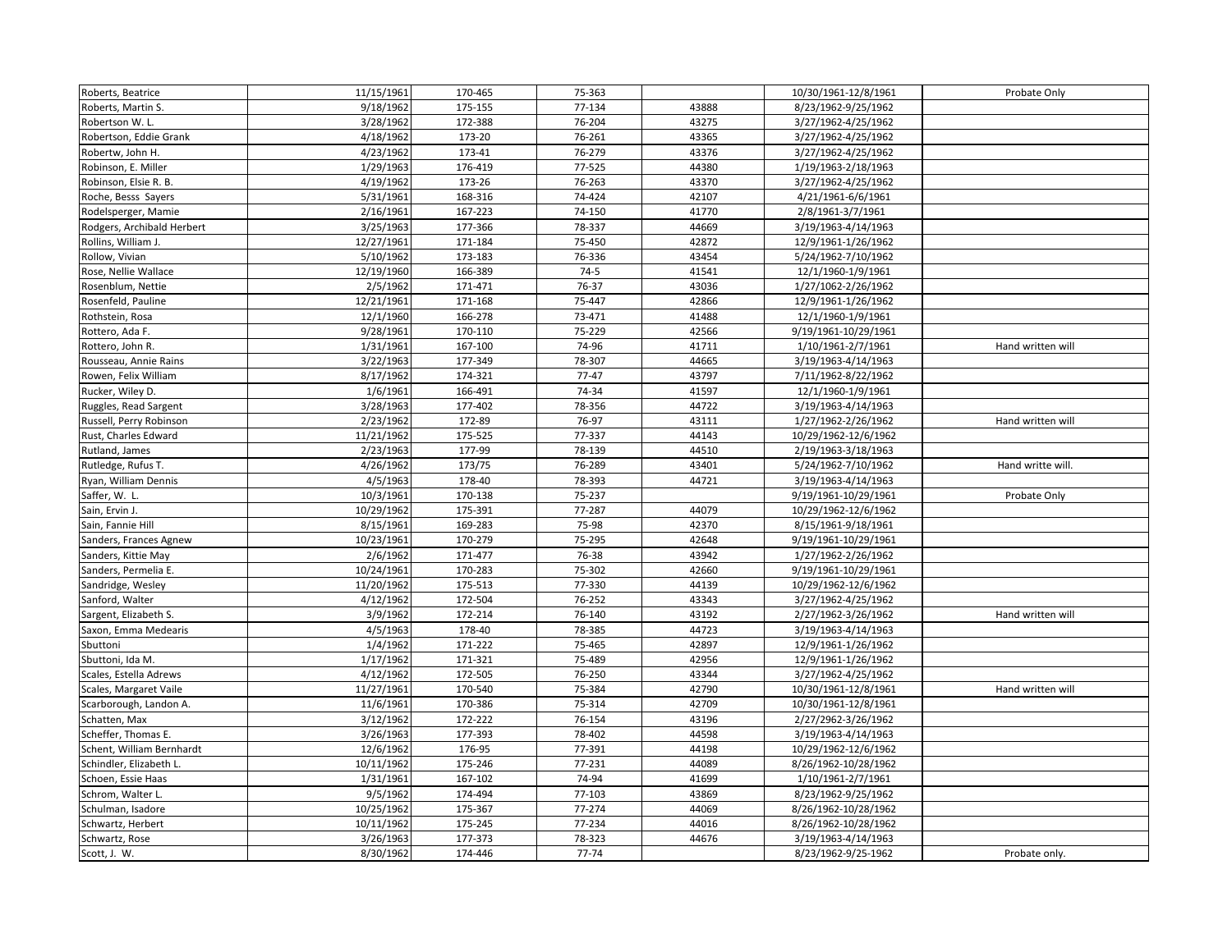| | | | | | | |
|---|---|---|---|---|---|---|
| Roberts, Beatrice | 11/15/1961 | 170-465 | 75-363 | | 10/30/1961-12/8/1961 | Probate Only |
| Roberts, Martin S. | 9/18/1962 | 175-155 | 77-134 | 43888 | 8/23/1962-9/25/1962 | |
| Robertson W. L. | 3/28/1962 | 172-388 | 76-204 | 43275 | 3/27/1962-4/25/1962 | |
| Robertson, Eddie Grank | 4/18/1962 | 173-20 | 76-261 | 43365 | 3/27/1962-4/25/1962 | |
| Robertw, John H. | 4/23/1962 | 173-41 | 76-279 | 43376 | 3/27/1962-4/25/1962 | |
| Robinson, E. Miller | 1/29/1963 | 176-419 | 77-525 | 44380 | 1/19/1963-2/18/1963 | |
| Robinson, Elsie R. B. | 4/19/1962 | 173-26 | 76-263 | 43370 | 3/27/1962-4/25/1962 | |
| Roche, Besss Sayers | 5/31/1961 | 168-316 | 74-424 | 42107 | 4/21/1961-6/6/1961 | |
| Rodelsperger, Mamie | 2/16/1961 | 167-223 | 74-150 | 41770 | 2/8/1961-3/7/1961 | |
| Rodgers, Archibald Herbert | 3/25/1963 | 177-366 | 78-337 | 44669 | 3/19/1963-4/14/1963 | |
| Rollins, William J. | 12/27/1961 | 171-184 | 75-450 | 42872 | 12/9/1961-1/26/1962 | |
| Rollow, Vivian | 5/10/1962 | 173-183 | 76-336 | 43454 | 5/24/1962-7/10/1962 | |
| Rose, Nellie Wallace | 12/19/1960 | 166-389 | 74-5 | 41541 | 12/1/1960-1/9/1961 | |
| Rosenblum, Nettie | 2/5/1962 | 171-471 | 76-37 | 43036 | 1/27/1062-2/26/1962 | |
| Rosenfeld, Pauline | 12/21/1961 | 171-168 | 75-447 | 42866 | 12/9/1961-1/26/1962 | |
| Rothstein, Rosa | 12/1/1960 | 166-278 | 73-471 | 41488 | 12/1/1960-1/9/1961 | |
| Rottero, Ada F. | 9/28/1961 | 170-110 | 75-229 | 42566 | 9/19/1961-10/29/1961 | |
| Rottero, John R. | 1/31/1961 | 167-100 | 74-96 | 41711 | 1/10/1961-2/7/1961 | Hand written will |
| Rousseau, Annie Rains | 3/22/1963 | 177-349 | 78-307 | 44665 | 3/19/1963-4/14/1963 | |
| Rowen, Felix William | 8/17/1962 | 174-321 | 77-47 | 43797 | 7/11/1962-8/22/1962 | |
| Rucker, Wiley D. | 1/6/1961 | 166-491 | 74-34 | 41597 | 12/1/1960-1/9/1961 | |
| Ruggles, Read Sargent | 3/28/1963 | 177-402 | 78-356 | 44722 | 3/19/1963-4/14/1963 | |
| Russell, Perry Robinson | 2/23/1962 | 172-89 | 76-97 | 43111 | 1/27/1962-2/26/1962 | Hand written will |
| Rust, Charles Edward | 11/21/1962 | 175-525 | 77-337 | 44143 | 10/29/1962-12/6/1962 | |
| Rutland, James | 2/23/1963 | 177-99 | 78-139 | 44510 | 2/19/1963-3/18/1963 | |
| Rutledge, Rufus T. | 4/26/1962 | 173/75 | 76-289 | 43401 | 5/24/1962-7/10/1962 | Hand writte will. |
| Ryan, William Dennis | 4/5/1963 | 178-40 | 78-393 | 44721 | 3/19/1963-4/14/1963 | |
| Saffer, W. L. | 10/3/1961 | 170-138 | 75-237 | | 9/19/1961-10/29/1961 | Probate Only |
| Sain, Ervin J. | 10/29/1962 | 175-391 | 77-287 | 44079 | 10/29/1962-12/6/1962 | |
| Sain, Fannie Hill | 8/15/1961 | 169-283 | 75-98 | 42370 | 8/15/1961-9/18/1961 | |
| Sanders, Frances Agnew | 10/23/1961 | 170-279 | 75-295 | 42648 | 9/19/1961-10/29/1961 | |
| Sanders, Kittie May | 2/6/1962 | 171-477 | 76-38 | 43942 | 1/27/1962-2/26/1962 | |
| Sanders, Permelia E. | 10/24/1961 | 170-283 | 75-302 | 42660 | 9/19/1961-10/29/1961 | |
| Sandridge, Wesley | 11/20/1962 | 175-513 | 77-330 | 44139 | 10/29/1962-12/6/1962 | |
| Sanford, Walter | 4/12/1962 | 172-504 | 76-252 | 43343 | 3/27/1962-4/25/1962 | |
| Sargent, Elizabeth S. | 3/9/1962 | 172-214 | 76-140 | 43192 | 2/27/1962-3/26/1962 | Hand written will |
| Saxon, Emma Medearis | 4/5/1963 | 178-40 | 78-385 | 44723 | 3/19/1963-4/14/1963 | |
| Sbuttoni | 1/4/1962 | 171-222 | 75-465 | 42897 | 12/9/1961-1/26/1962 | |
| Sbuttoni, Ida M. | 1/17/1962 | 171-321 | 75-489 | 42956 | 12/9/1961-1/26/1962 | |
| Scales, Estella Adrews | 4/12/1962 | 172-505 | 76-250 | 43344 | 3/27/1962-4/25/1962 | |
| Scales, Margaret Vaile | 11/27/1961 | 170-540 | 75-384 | 42790 | 10/30/1961-12/8/1961 | Hand written will |
| Scarborough, Landon A. | 11/6/1961 | 170-386 | 75-314 | 42709 | 10/30/1961-12/8/1961 | |
| Schatten, Max | 3/12/1962 | 172-222 | 76-154 | 43196 | 2/27/2962-3/26/1962 | |
| Scheffer, Thomas E. | 3/26/1963 | 177-393 | 78-402 | 44598 | 3/19/1963-4/14/1963 | |
| Schent, William Bernhardt | 12/6/1962 | 176-95 | 77-391 | 44198 | 10/29/1962-12/6/1962 | |
| Schindler, Elizabeth L. | 10/11/1962 | 175-246 | 77-231 | 44089 | 8/26/1962-10/28/1962 | |
| Schoen, Essie Haas | 1/31/1961 | 167-102 | 74-94 | 41699 | 1/10/1961-2/7/1961 | |
| Schrom, Walter L. | 9/5/1962 | 174-494 | 77-103 | 43869 | 8/23/1962-9/25/1962 | |
| Schulman, Isadore | 10/25/1962 | 175-367 | 77-274 | 44069 | 8/26/1962-10/28/1962 | |
| Schwartz, Herbert | 10/11/1962 | 175-245 | 77-234 | 44016 | 8/26/1962-10/28/1962 | |
| Schwartz, Rose | 3/26/1963 | 177-373 | 78-323 | 44676 | 3/19/1963-4/14/1963 | |
| Scott, J. W. | 8/30/1962 | 174-446 | 77-74 | | 8/23/1962-9/25-1962 | Probate only. |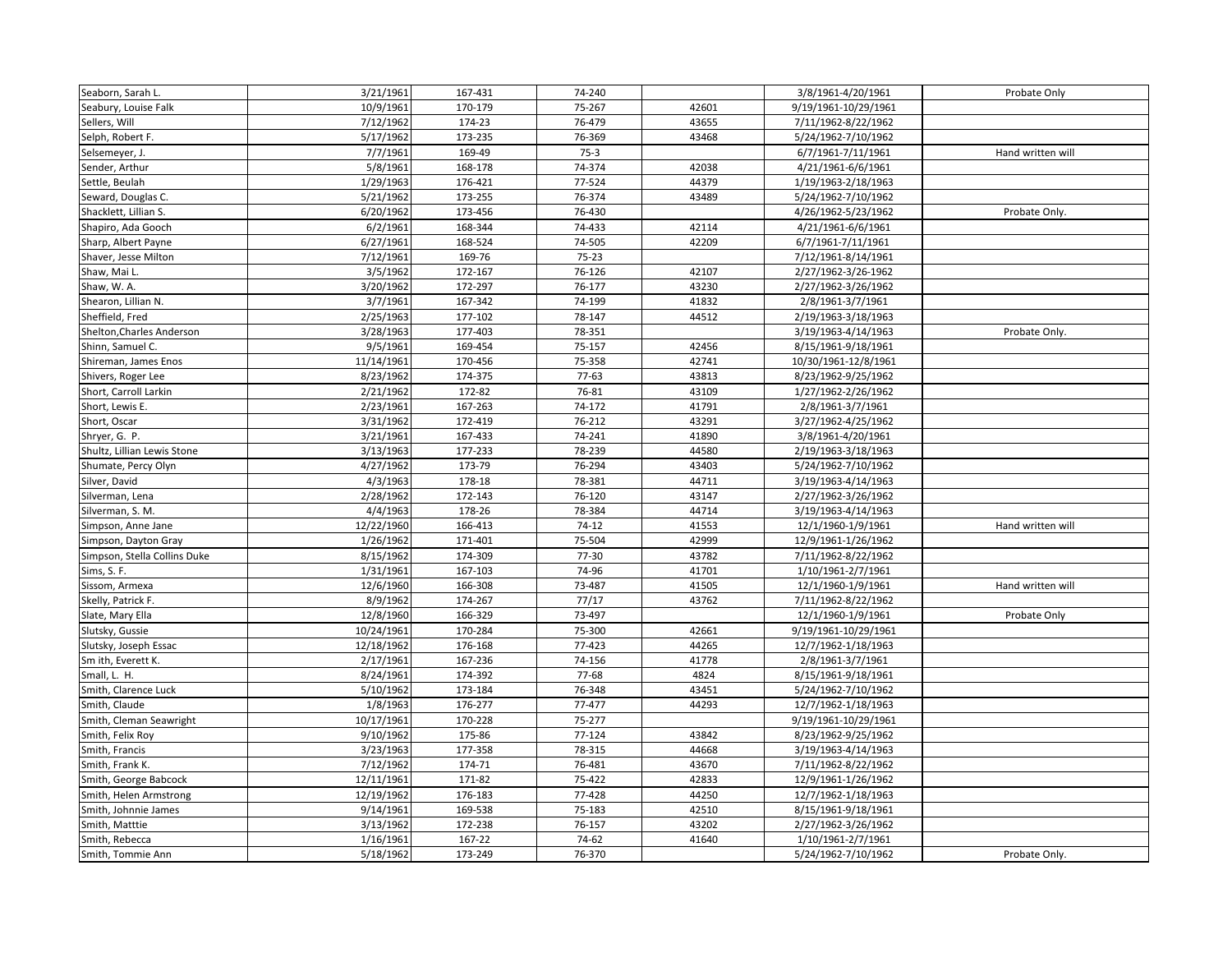| | | | | | | |
|---|---|---|---|---|---|---|
| Seaborn, Sarah L. | 3/21/1961 | 167-431 | 74-240 | | 3/8/1961-4/20/1961 | Probate Only |
| Seabury, Louise Falk | 10/9/1961 | 170-179 | 75-267 | 42601 | 9/19/1961-10/29/1961 | |
| Sellers, Will | 7/12/1962 | 174-23 | 76-479 | 43655 | 7/11/1962-8/22/1962 | |
| Selph, Robert F. | 5/17/1962 | 173-235 | 76-369 | 43468 | 5/24/1962-7/10/1962 | |
| Selsemeyer, J. | 7/7/1961 | 169-49 | 75-3 | | 6/7/1961-7/11/1961 | Hand written will |
| Sender, Arthur | 5/8/1961 | 168-178 | 74-374 | 42038 | 4/21/1961-6/6/1961 | |
| Settle, Beulah | 1/29/1963 | 176-421 | 77-524 | 44379 | 1/19/1963-2/18/1963 | |
| Seward, Douglas C. | 5/21/1962 | 173-255 | 76-374 | 43489 | 5/24/1962-7/10/1962 | |
| Shacklett, Lillian S. | 6/20/1962 | 173-456 | 76-430 | | 4/26/1962-5/23/1962 | Probate Only. |
| Shapiro, Ada Gooch | 6/2/1961 | 168-344 | 74-433 | 42114 | 4/21/1961-6/6/1961 | |
| Sharp, Albert Payne | 6/27/1961 | 168-524 | 74-505 | 42209 | 6/7/1961-7/11/1961 | |
| Shaver, Jesse Milton | 7/12/1961 | 169-76 | 75-23 | | 7/12/1961-8/14/1961 | |
| Shaw, Mai L. | 3/5/1962 | 172-167 | 76-126 | 42107 | 2/27/1962-3/26-1962 | |
| Shaw, W. A. | 3/20/1962 | 172-297 | 76-177 | 43230 | 2/27/1962-3/26/1962 | |
| Shearon, Lillian N. | 3/7/1961 | 167-342 | 74-199 | 41832 | 2/8/1961-3/7/1961 | |
| Sheffield, Fred | 2/25/1963 | 177-102 | 78-147 | 44512 | 2/19/1963-3/18/1963 | |
| Shelton,Charles Anderson | 3/28/1963 | 177-403 | 78-351 | | 3/19/1963-4/14/1963 | Probate Only. |
| Shinn, Samuel C. | 9/5/1961 | 169-454 | 75-157 | 42456 | 8/15/1961-9/18/1961 | |
| Shireman, James Enos | 11/14/1961 | 170-456 | 75-358 | 42741 | 10/30/1961-12/8/1961 | |
| Shivers, Roger Lee | 8/23/1962 | 174-375 | 77-63 | 43813 | 8/23/1962-9/25/1962 | |
| Short, Carroll Larkin | 2/21/1962 | 172-82 | 76-81 | 43109 | 1/27/1962-2/26/1962 | |
| Short, Lewis E. | 2/23/1961 | 167-263 | 74-172 | 41791 | 2/8/1961-3/7/1961 | |
| Short, Oscar | 3/31/1962 | 172-419 | 76-212 | 43291 | 3/27/1962-4/25/1962 | |
| Shryer, G. P. | 3/21/1961 | 167-433 | 74-241 | 41890 | 3/8/1961-4/20/1961 | |
| Shultz, Lillian Lewis Stone | 3/13/1963 | 177-233 | 78-239 | 44580 | 2/19/1963-3/18/1963 | |
| Shumate, Percy Olyn | 4/27/1962 | 173-79 | 76-294 | 43403 | 5/24/1962-7/10/1962 | |
| Silver, David | 4/3/1963 | 178-18 | 78-381 | 44711 | 3/19/1963-4/14/1963 | |
| Silverman, Lena | 2/28/1962 | 172-143 | 76-120 | 43147 | 2/27/1962-3/26/1962 | |
| Silverman, S. M. | 4/4/1963 | 178-26 | 78-384 | 44714 | 3/19/1963-4/14/1963 | |
| Simpson, Anne Jane | 12/22/1960 | 166-413 | 74-12 | 41553 | 12/1/1960-1/9/1961 | Hand written will |
| Simpson, Dayton Gray | 1/26/1962 | 171-401 | 75-504 | 42999 | 12/9/1961-1/26/1962 | |
| Simpson, Stella Collins Duke | 8/15/1962 | 174-309 | 77-30 | 43782 | 7/11/1962-8/22/1962 | |
| Sims, S. F. | 1/31/1961 | 167-103 | 74-96 | 41701 | 1/10/1961-2/7/1961 | |
| Sissom, Armexa | 12/6/1960 | 166-308 | 73-487 | 41505 | 12/1/1960-1/9/1961 | Hand written will |
| Skelly, Patrick F. | 8/9/1962 | 174-267 | 77/17 | 43762 | 7/11/1962-8/22/1962 | |
| Slate, Mary Ella | 12/8/1960 | 166-329 | 73-497 | | 12/1/1960-1/9/1961 | Probate Only |
| Slutsky, Gussie | 10/24/1961 | 170-284 | 75-300 | 42661 | 9/19/1961-10/29/1961 | |
| Slutsky, Joseph Essac | 12/18/1962 | 176-168 | 77-423 | 44265 | 12/7/1962-1/18/1963 | |
| Sm ith, Everett K. | 2/17/1961 | 167-236 | 74-156 | 41778 | 2/8/1961-3/7/1961 | |
| Small, L. H. | 8/24/1961 | 174-392 | 77-68 | 4824 | 8/15/1961-9/18/1961 | |
| Smith, Clarence Luck | 5/10/1962 | 173-184 | 76-348 | 43451 | 5/24/1962-7/10/1962 | |
| Smith, Claude | 1/8/1963 | 176-277 | 77-477 | 44293 | 12/7/1962-1/18/1963 | |
| Smith, Cleman Seawright | 10/17/1961 | 170-228 | 75-277 | | 9/19/1961-10/29/1961 | |
| Smith, Felix Roy | 9/10/1962 | 175-86 | 77-124 | 43842 | 8/23/1962-9/25/1962 | |
| Smith, Francis | 3/23/1963 | 177-358 | 78-315 | 44668 | 3/19/1963-4/14/1963 | |
| Smith, Frank K. | 7/12/1962 | 174-71 | 76-481 | 43670 | 7/11/1962-8/22/1962 | |
| Smith, George Babcock | 12/11/1961 | 171-82 | 75-422 | 42833 | 12/9/1961-1/26/1962 | |
| Smith, Helen Armstrong | 12/19/1962 | 176-183 | 77-428 | 44250 | 12/7/1962-1/18/1963 | |
| Smith, Johnnie James | 9/14/1961 | 169-538 | 75-183 | 42510 | 8/15/1961-9/18/1961 | |
| Smith, Matttie | 3/13/1962 | 172-238 | 76-157 | 43202 | 2/27/1962-3/26/1962 | |
| Smith, Rebecca | 1/16/1961 | 167-22 | 74-62 | 41640 | 1/10/1961-2/7/1961 | |
| Smith, Tommie Ann | 5/18/1962 | 173-249 | 76-370 | | 5/24/1962-7/10/1962 | Probate Only. |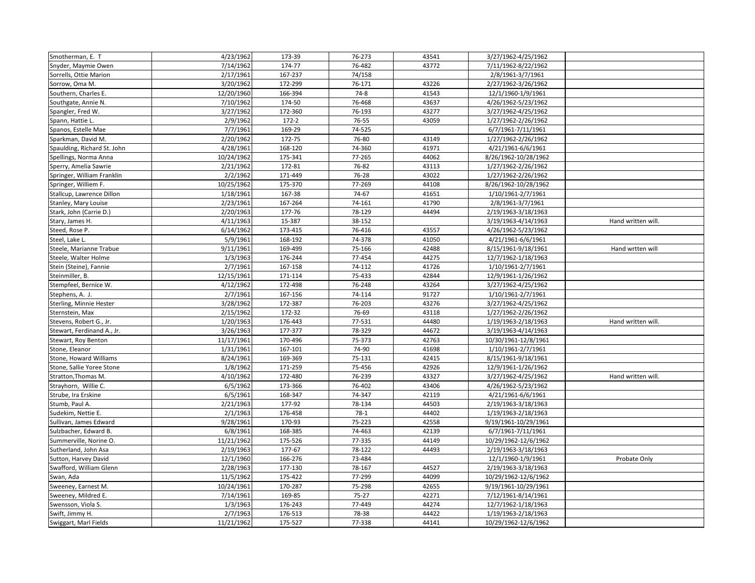| Smotherman, E. T | 4/23/1962 | 173-39 | 76-273 | 43541 | 3/27/1962-4/25/1962 | |
|---|---|---|---|---|---|---|
| Snyder, Maymie Owen | 7/14/1962 | 174-77 | 76-482 | 43772 | 7/11/1962-8/22/1962 | |
| Sorrells, Ottie Marion | 2/17/1961 | 167-237 | 74/158 | | 2/8/1961-3/7/1961 | |
| Sorrow, Oma M. | 3/20/1962 | 172-299 | 76-171 | 43226 | 2/27/1962-3/26/1962 | |
| Southern, Charles E. | 12/20/1960 | 166-394 | 74-8 | 41543 | 12/1/1960-1/9/1961 | |
| Southgate, Annie N. | 7/10/1962 | 174-50 | 76-468 | 43637 | 4/26/1962-5/23/1962 | |
| Spangler, Fred W. | 3/27/1962 | 172-360 | 76-193 | 43277 | 3/27/1962-4/25/1962 | |
| Spann, Hattie L. | 2/9/1962 | 172-2 | 76-55 | 43059 | 1/27/1962-2/26/1962 | |
| Spanos, Estelle Mae | 7/7/1961 | 169-29 | 74-525 | | 6/7/1961-7/11/1961 | |
| Sparkman, David M. | 2/20/1962 | 172-75 | 76-80 | 43149 | 1/27/1962-2/26/1962 | |
| Spaulding, Richard St. John | 4/28/1961 | 168-120 | 74-360 | 41971 | 4/21/1961-6/6/1961 | |
| Spellings, Norma Anna | 10/24/1962 | 175-341 | 77-265 | 44062 | 8/26/1962-10/28/1962 | |
| Sperry, Amelia Sawrie | 2/21/1962 | 172-81 | 76-82 | 43113 | 1/27/1962-2/26/1962 | |
| Springer, William Franklin | 2/2/1962 | 171-449 | 76-28 | 43022 | 1/27/1962-2/26/1962 | |
| Springer, Williem F. | 10/25/1962 | 175-370 | 77-269 | 44108 | 8/26/1962-10/28/1962 | |
| Stallcup, Lawrence Dillon | 1/18/1961 | 167-38 | 74-67 | 41651 | 1/10/1961-2/7/1961 | |
| Stanley, Mary Louise | 2/23/1961 | 167-264 | 74-161 | 41790 | 2/8/1961-3/7/1961 | |
| Stark, John (Carrie D.) | 2/20/1963 | 177-76 | 78-129 | 44494 | 2/19/1963-3/18/1963 | |
| Stary, James H. | 4/11/1963 | 15-387 | 38-152 | | 3/19/1963-4/14/1963 | Hand written will. |
| Steed, Rose P. | 6/14/1962 | 173-415 | 76-416 | 43557 | 4/26/1962-5/23/1962 | |
| Steel, Lake L. | 5/9/1961 | 168-192 | 74-378 | 41050 | 4/21/1961-6/6/1961 | |
| Steele, Marianne Trabue | 9/11/1961 | 169-499 | 75-166 | 42488 | 8/15/1961-9/18/1961 | Hand wrtten will |
| Steele, Walter Holme | 1/3/1963 | 176-244 | 77-454 | 44275 | 12/7/1962-1/18/1963 | |
| Stein (Steine), Fannie | 2/7/1961 | 167-158 | 74-112 | 41726 | 1/10/1961-2/7/1961 | |
| Steinmiller, B. | 12/15/1961 | 171-114 | 75-433 | 42844 | 12/9/1961-1/26/1962 | |
| Stempfeel, Bernice W. | 4/12/1962 | 172-498 | 76-248 | 43264 | 3/27/1962-4/25/1962 | |
| Stephens, A. J. | 2/7/1961 | 167-156 | 74-114 | 91727 | 1/10/1961-2/7/1961 | |
| Sterling, Minnie Hester | 3/28/1962 | 172-387 | 76-203 | 43276 | 3/27/1962-4/25/1962 | |
| Sternstein, Max | 2/15/1962 | 172-32 | 76-69 | 43118 | 1/27/1962-2/26/1962 | |
| Stevens, Robert G., Jr. | 1/20/1963 | 176-443 | 77-531 | 44480 | 1/19/1963-2/18/1963 | Hand written will. |
| Stewart, Ferdinand A., Jr. | 3/26/1963 | 177-377 | 78-329 | 44672 | 3/19/1963-4/14/1963 | |
| Stewart, Roy Benton | 11/17/1961 | 170-496 | 75-373 | 42763 | 10/30/1961-12/8/1961 | |
| Stone, Eleanor | 1/31/1961 | 167-101 | 74-90 | 41698 | 1/10/1961-2/7/1961 | |
| Stone, Howard Williams | 8/24/1961 | 169-369 | 75-131 | 42415 | 8/15/1961-9/18/1961 | |
| Stone, Sallie Yoree Stone | 1/8/1962 | 171-259 | 75-456 | 42926 | 12/9/1961-1/26/1962 | |
| Stratton,Thomas M. | 4/10/1962 | 172-480 | 76-239 | 43327 | 3/27/1962-4/25/1962 | Hand written will. |
| Strayhorn, Willie C. | 6/5/1962 | 173-366 | 76-402 | 43406 | 4/26/1962-5/23/1962 | |
| Strube, Ira Erskine | 6/5/1961 | 168-347 | 74-347 | 42119 | 4/21/1961-6/6/1961 | |
| Stumb, Paul A. | 2/21/1963 | 177-92 | 78-134 | 44503 | 2/19/1963-3/18/1963 | |
| Sudekim, Nettie E. | 2/1/1963 | 176-458 | 78-1 | 44402 | 1/19/1963-2/18/1963 | |
| Sullivan, James Edward | 9/28/1961 | 170-93 | 75-223 | 42558 | 9/19/1961-10/29/1961 | |
| Sulzbacher, Edward B. | 6/8/1961 | 168-385 | 74-463 | 42139 | 6/7/1961-7/11/1961 | |
| Summerville, Norine O. | 11/21/1962 | 175-526 | 77-335 | 44149 | 10/29/1962-12/6/1962 | |
| Sutherland, John Asa | 2/19/1963 | 177-67 | 78-122 | 44493 | 2/19/1963-3/18/1963 | |
| Sutton, Harvey David | 12/1/1960 | 166-276 | 73-484 | | 12/1/1960-1/9/1961 | Probate Only |
| Swafford, William Glenn | 2/28/1963 | 177-130 | 78-167 | 44527 | 2/19/1963-3/18/1963 | |
| Swan, Ada | 11/5/1962 | 175-422 | 77-299 | 44099 | 10/29/1962-12/6/1962 | |
| Sweeney, Earnest M. | 10/24/1961 | 170-287 | 75-298 | 42655 | 9/19/1961-10/29/1961 | |
| Sweeney, Mildred E. | 7/14/1961 | 169-85 | 75-27 | 42271 | 7/12/1961-8/14/1961 | |
| Swensson, Viola S. | 1/3/1963 | 176-243 | 77-449 | 44274 | 12/7/1962-1/18/1963 | |
| Swift, Jimmy H. | 2/7/1963 | 176-513 | 78-38 | 44422 | 1/19/1963-2/18/1963 | |
| Swiggart, Marl Fields | 11/21/1962 | 175-527 | 77-338 | 44141 | 10/29/1962-12/6/1962 | |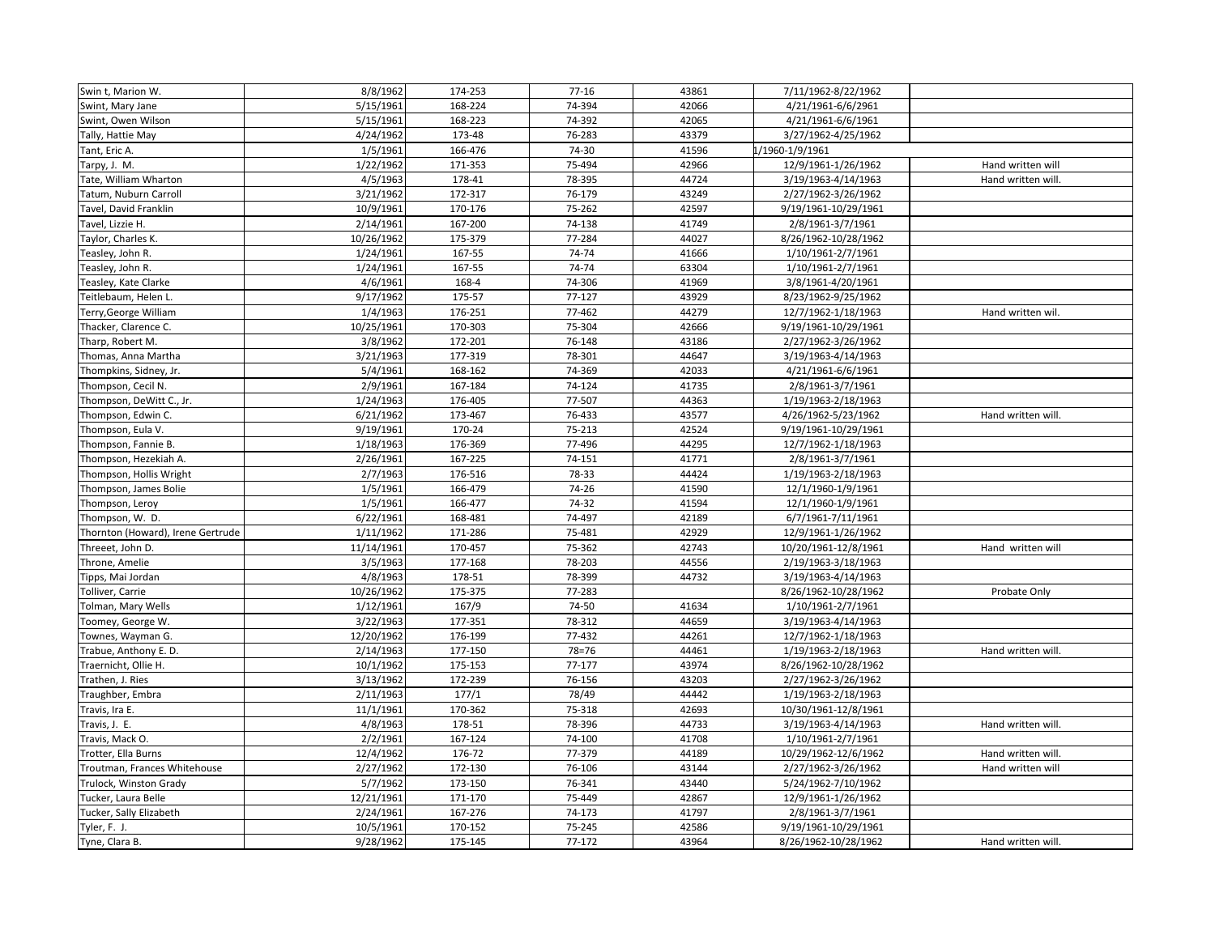| | | | | | | |
|---|---|---|---|---|---|---|
| Swin t, Marion W. | 8/8/1962 | 174-253 | 77-16 | 43861 | 7/11/1962-8/22/1962 | |
| Swint, Mary Jane | 5/15/1961 | 168-224 | 74-394 | 42066 | 4/21/1961-6/6/2961 | |
| Swint, Owen Wilson | 5/15/1961 | 168-223 | 74-392 | 42065 | 4/21/1961-6/6/1961 | |
| Tally, Hattie May | 4/24/1962 | 173-48 | 76-283 | 43379 | 3/27/1962-4/25/1962 | |
| Tant, Eric A. | 1/5/1961 | 166-476 | 74-30 | 41596 | 1/1960-1/9/1961 | |
| Tarpy, J. M. | 1/22/1962 | 171-353 | 75-494 | 42966 | 12/9/1961-1/26/1962 | Hand written will |
| Tate, William Wharton | 4/5/1963 | 178-41 | 78-395 | 44724 | 3/19/1963-4/14/1963 | Hand written will. |
| Tatum, Nuburn Carroll | 3/21/1962 | 172-317 | 76-179 | 43249 | 2/27/1962-3/26/1962 | |
| Tavel, David Franklin | 10/9/1961 | 170-176 | 75-262 | 42597 | 9/19/1961-10/29/1961 | |
| Tavel, Lizzie H. | 2/14/1961 | 167-200 | 74-138 | 41749 | 2/8/1961-3/7/1961 | |
| Taylor, Charles K. | 10/26/1962 | 175-379 | 77-284 | 44027 | 8/26/1962-10/28/1962 | |
| Teasley, John R. | 1/24/1961 | 167-55 | 74-74 | 41666 | 1/10/1961-2/7/1961 | |
| Teasley, John R. | 1/24/1961 | 167-55 | 74-74 | 63304 | 1/10/1961-2/7/1961 | |
| Teasley, Kate Clarke | 4/6/1961 | 168-4 | 74-306 | 41969 | 3/8/1961-4/20/1961 | |
| Teitlebaum, Helen L. | 9/17/1962 | 175-57 | 77-127 | 43929 | 8/23/1962-9/25/1962 | |
| Terry,George William | 1/4/1963 | 176-251 | 77-462 | 44279 | 12/7/1962-1/18/1963 | Hand written wil. |
| Thacker, Clarence C. | 10/25/1961 | 170-303 | 75-304 | 42666 | 9/19/1961-10/29/1961 | |
| Tharp, Robert M. | 3/8/1962 | 172-201 | 76-148 | 43186 | 2/27/1962-3/26/1962 | |
| Thomas, Anna Martha | 3/21/1963 | 177-319 | 78-301 | 44647 | 3/19/1963-4/14/1963 | |
| Thompkins, Sidney, Jr. | 5/4/1961 | 168-162 | 74-369 | 42033 | 4/21/1961-6/6/1961 | |
| Thompson, Cecil N. | 2/9/1961 | 167-184 | 74-124 | 41735 | 2/8/1961-3/7/1961 | |
| Thompson, DeWitt C., Jr. | 1/24/1963 | 176-405 | 77-507 | 44363 | 1/19/1963-2/18/1963 | |
| Thompson, Edwin C. | 6/21/1962 | 173-467 | 76-433 | 43577 | 4/26/1962-5/23/1962 | Hand written will. |
| Thompson, Eula V. | 9/19/1961 | 170-24 | 75-213 | 42524 | 9/19/1961-10/29/1961 | |
| Thompson, Fannie B. | 1/18/1963 | 176-369 | 77-496 | 44295 | 12/7/1962-1/18/1963 | |
| Thompson, Hezekiah A. | 2/26/1961 | 167-225 | 74-151 | 41771 | 2/8/1961-3/7/1961 | |
| Thompson, Hollis Wright | 2/7/1963 | 176-516 | 78-33 | 44424 | 1/19/1963-2/18/1963 | |
| Thompson, James Bolie | 1/5/1961 | 166-479 | 74-26 | 41590 | 12/1/1960-1/9/1961 | |
| Thompson, Leroy | 1/5/1961 | 166-477 | 74-32 | 41594 | 12/1/1960-1/9/1961 | |
| Thompson, W. D. | 6/22/1961 | 168-481 | 74-497 | 42189 | 6/7/1961-7/11/1961 | |
| Thornton (Howard), Irene Gertrude | 1/11/1962 | 171-286 | 75-481 | 42929 | 12/9/1961-1/26/1962 | |
| Threeet, John D. | 11/14/1961 | 170-457 | 75-362 | 42743 | 10/20/1961-12/8/1961 | Hand written will |
| Throne, Amelie | 3/5/1963 | 177-168 | 78-203 | 44556 | 2/19/1963-3/18/1963 | |
| Tipps, Mai Jordan | 4/8/1963 | 178-51 | 78-399 | 44732 | 3/19/1963-4/14/1963 | |
| Tolliver, Carrie | 10/26/1962 | 175-375 | 77-283 | | 8/26/1962-10/28/1962 | Probate Only |
| Tolman, Mary Wells | 1/12/1961 | 167/9 | 74-50 | 41634 | 1/10/1961-2/7/1961 | |
| Toomey, George W. | 3/22/1963 | 177-351 | 78-312 | 44659 | 3/19/1963-4/14/1963 | |
| Townes, Wayman G. | 12/20/1962 | 176-199 | 77-432 | 44261 | 12/7/1962-1/18/1963 | |
| Trabue, Anthony E. D. | 2/14/1963 | 177-150 | 78=76 | 44461 | 1/19/1963-2/18/1963 | Hand written will. |
| Traernicht, Ollie H. | 10/1/1962 | 175-153 | 77-177 | 43974 | 8/26/1962-10/28/1962 | |
| Trathen, J. Ries | 3/13/1962 | 172-239 | 76-156 | 43203 | 2/27/1962-3/26/1962 | |
| Traughber, Embra | 2/11/1963 | 177/1 | 78/49 | 44442 | 1/19/1963-2/18/1963 | |
| Travis, Ira E. | 11/1/1961 | 170-362 | 75-318 | 42693 | 10/30/1961-12/8/1961 | |
| Travis, J. E. | 4/8/1963 | 178-51 | 78-396 | 44733 | 3/19/1963-4/14/1963 | Hand written will. |
| Travis, Mack O. | 2/2/1961 | 167-124 | 74-100 | 41708 | 1/10/1961-2/7/1961 | |
| Trotter, Ella Burns | 12/4/1962 | 176-72 | 77-379 | 44189 | 10/29/1962-12/6/1962 | Hand written will. |
| Troutman, Frances Whitehouse | 2/27/1962 | 172-130 | 76-106 | 43144 | 2/27/1962-3/26/1962 | Hand written will |
| Trulock, Winston Grady | 5/7/1962 | 173-150 | 76-341 | 43440 | 5/24/1962-7/10/1962 | |
| Tucker, Laura Belle | 12/21/1961 | 171-170 | 75-449 | 42867 | 12/9/1961-1/26/1962 | |
| Tucker, Sally Elizabeth | 2/24/1961 | 167-276 | 74-173 | 41797 | 2/8/1961-3/7/1961 | |
| Tyler, F. J. | 10/5/1961 | 170-152 | 75-245 | 42586 | 9/19/1961-10/29/1961 | |
| Tyne, Clara B. | 9/28/1962 | 175-145 | 77-172 | 43964 | 8/26/1962-10/28/1962 | Hand written will. |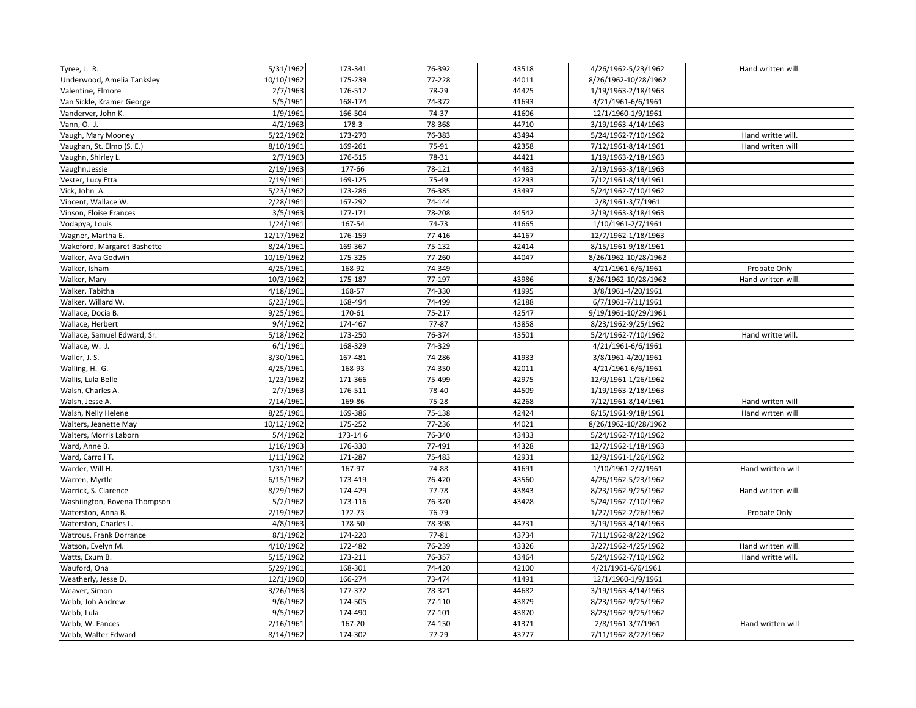| Tyree, J. R. | 5/31/1962 | 173-341 | 76-392 | 43518 | 4/26/1962-5/23/1962 | Hand written will. |
|---|---|---|---|---|---|---|
| Underwood, Amelia Tanksley | 10/10/1962 | 175-239 | 77-228 | 44011 | 8/26/1962-10/28/1962 | |
| Valentine, Elmore | 2/7/1963 | 176-512 | 78-29 | 44425 | 1/19/1963-2/18/1963 | |
| Van Sickle, Kramer George | 5/5/1961 | 168-174 | 74-372 | 41693 | 4/21/1961-6/6/1961 | |
| Vanderver, John K. | 1/9/1961 | 166-504 | 74-37 | 41606 | 12/1/1960-1/9/1961 | |
| Vann, O. J. | 4/2/1963 | 178-3 | 78-368 | 44710 | 3/19/1963-4/14/1963 | |
| Vaugh, Mary Mooney | 5/22/1962 | 173-270 | 76-383 | 43494 | 5/24/1962-7/10/1962 | Hand writte will. |
| Vaughan, St. Elmo (S. E.) | 8/10/1961 | 169-261 | 75-91 | 42358 | 7/12/1961-8/14/1961 | Hand writen will |
| Vaughn, Shirley L. | 2/7/1963 | 176-515 | 78-31 | 44421 | 1/19/1963-2/18/1963 | |
| Vaughn,Jessie | 2/19/1963 | 177-66 | 78-121 | 44483 | 2/19/1963-3/18/1963 | |
| Vester, Lucy Etta | 7/19/1961 | 169-125 | 75-49 | 42293 | 7/12/1961-8/14/1961 | |
| Vick, John A. | 5/23/1962 | 173-286 | 76-385 | 43497 | 5/24/1962-7/10/1962 | |
| Vincent, Wallace W. | 2/28/1961 | 167-292 | 74-144 | | 2/8/1961-3/7/1961 | |
| Vinson, Eloise Frances | 3/5/1963 | 177-171 | 78-208 | 44542 | 2/19/1963-3/18/1963 | |
| Vodapya, Louis | 1/24/1961 | 167-54 | 74-73 | 41665 | 1/10/1961-2/7/1961 | |
| Wagner, Martha E. | 12/17/1962 | 176-159 | 77-416 | 44167 | 12/7/1962-1/18/1963 | |
| Wakeford, Margaret Bashette | 8/24/1961 | 169-367 | 75-132 | 42414 | 8/15/1961-9/18/1961 | |
| Walker, Ava Godwin | 10/19/1962 | 175-325 | 77-260 | 44047 | 8/26/1962-10/28/1962 | |
| Walker, Isham | 4/25/1961 | 168-92 | 74-349 | | 4/21/1961-6/6/1961 | Probate Only |
| Walker, Mary | 10/3/1962 | 175-187 | 77-197 | 43986 | 8/26/1962-10/28/1962 | Hand written will. |
| Walker, Tabitha | 4/18/1961 | 168-57 | 74-330 | 41995 | 3/8/1961-4/20/1961 | |
| Walker, Willard W. | 6/23/1961 | 168-494 | 74-499 | 42188 | 6/7/1961-7/11/1961 | |
| Wallace, Docia B. | 9/25/1961 | 170-61 | 75-217 | 42547 | 9/19/1961-10/29/1961 | |
| Wallace, Herbert | 9/4/1962 | 174-467 | 77-87 | 43858 | 8/23/1962-9/25/1962 | |
| Wallace, Samuel Edward, Sr. | 5/18/1962 | 173-250 | 76-374 | 43501 | 5/24/1962-7/10/1962 | Hand writte will. |
| Wallace, W. J. | 6/1/1961 | 168-329 | 74-329 | | 4/21/1961-6/6/1961 | |
| Waller, J. S. | 3/30/1961 | 167-481 | 74-286 | 41933 | 3/8/1961-4/20/1961 | |
| Walling, H. G. | 4/25/1961 | 168-93 | 74-350 | 42011 | 4/21/1961-6/6/1961 | |
| Wallis, Lula Belle | 1/23/1962 | 171-366 | 75-499 | 42975 | 12/9/1961-1/26/1962 | |
| Walsh, Charles A. | 2/7/1963 | 176-511 | 78-40 | 44509 | 1/19/1963-2/18/1963 | |
| Walsh, Jesse A. | 7/14/1961 | 169-86 | 75-28 | 42268 | 7/12/1961-8/14/1961 | Hand writen will |
| Walsh, Nelly Helene | 8/25/1961 | 169-386 | 75-138 | 42424 | 8/15/1961-9/18/1961 | Hand wrtten will |
| Walters, Jeanette May | 10/12/1962 | 175-252 | 77-236 | 44021 | 8/26/1962-10/28/1962 | |
| Walters, Morris Laborn | 5/4/1962 | 173-14 6 | 76-340 | 43433 | 5/24/1962-7/10/1962 | |
| Ward, Anne B. | 1/16/1963 | 176-330 | 77-491 | 44328 | 12/7/1962-1/18/1963 | |
| Ward, Carroll T. | 1/11/1962 | 171-287 | 75-483 | 42931 | 12/9/1961-1/26/1962 | |
| Warder, Will H. | 1/31/1961 | 167-97 | 74-88 | 41691 | 1/10/1961-2/7/1961 | Hand written will |
| Warren, Myrtle | 6/15/1962 | 173-419 | 76-420 | 43560 | 4/26/1962-5/23/1962 | |
| Warrick, S. Clarence | 8/29/1962 | 174-429 | 77-78 | 43843 | 8/23/1962-9/25/1962 | Hand written will. |
| Washiington, Rovena Thompson | 5/2/1962 | 173-116 | 76-320 | 43428 | 5/24/1962-7/10/1962 | |
| Waterston, Anna B. | 2/19/1962 | 172-73 | 76-79 | | 1/27/1962-2/26/1962 | Probate Only |
| Waterston, Charles L. | 4/8/1963 | 178-50 | 78-398 | 44731 | 3/19/1963-4/14/1963 | |
| Watrous, Frank Dorrance | 8/1/1962 | 174-220 | 77-81 | 43734 | 7/11/1962-8/22/1962 | |
| Watson, Evelyn M. | 4/10/1962 | 172-482 | 76-239 | 43326 | 3/27/1962-4/25/1962 | Hand written will. |
| Watts, Exum B. | 5/15/1962 | 173-211 | 76-357 | 43464 | 5/24/1962-7/10/1962 | Hand writte will. |
| Wauford, Ona | 5/29/1961 | 168-301 | 74-420 | 42100 | 4/21/1961-6/6/1961 | |
| Weatherly, Jesse D. | 12/1/1960 | 166-274 | 73-474 | 41491 | 12/1/1960-1/9/1961 | |
| Weaver, Simon | 3/26/1963 | 177-372 | 78-321 | 44682 | 3/19/1963-4/14/1963 | |
| Webb, Joh Andrew | 9/6/1962 | 174-505 | 77-110 | 43879 | 8/23/1962-9/25/1962 | |
| Webb, Lula | 9/5/1962 | 174-490 | 77-101 | 43870 | 8/23/1962-9/25/1962 | |
| Webb, W. Fances | 2/16/1961 | 167-20 | 74-150 | 41371 | 2/8/1961-3/7/1961 | Hand written will |
| Webb, Walter Edward | 8/14/1962 | 174-302 | 77-29 | 43777 | 7/11/1962-8/22/1962 | |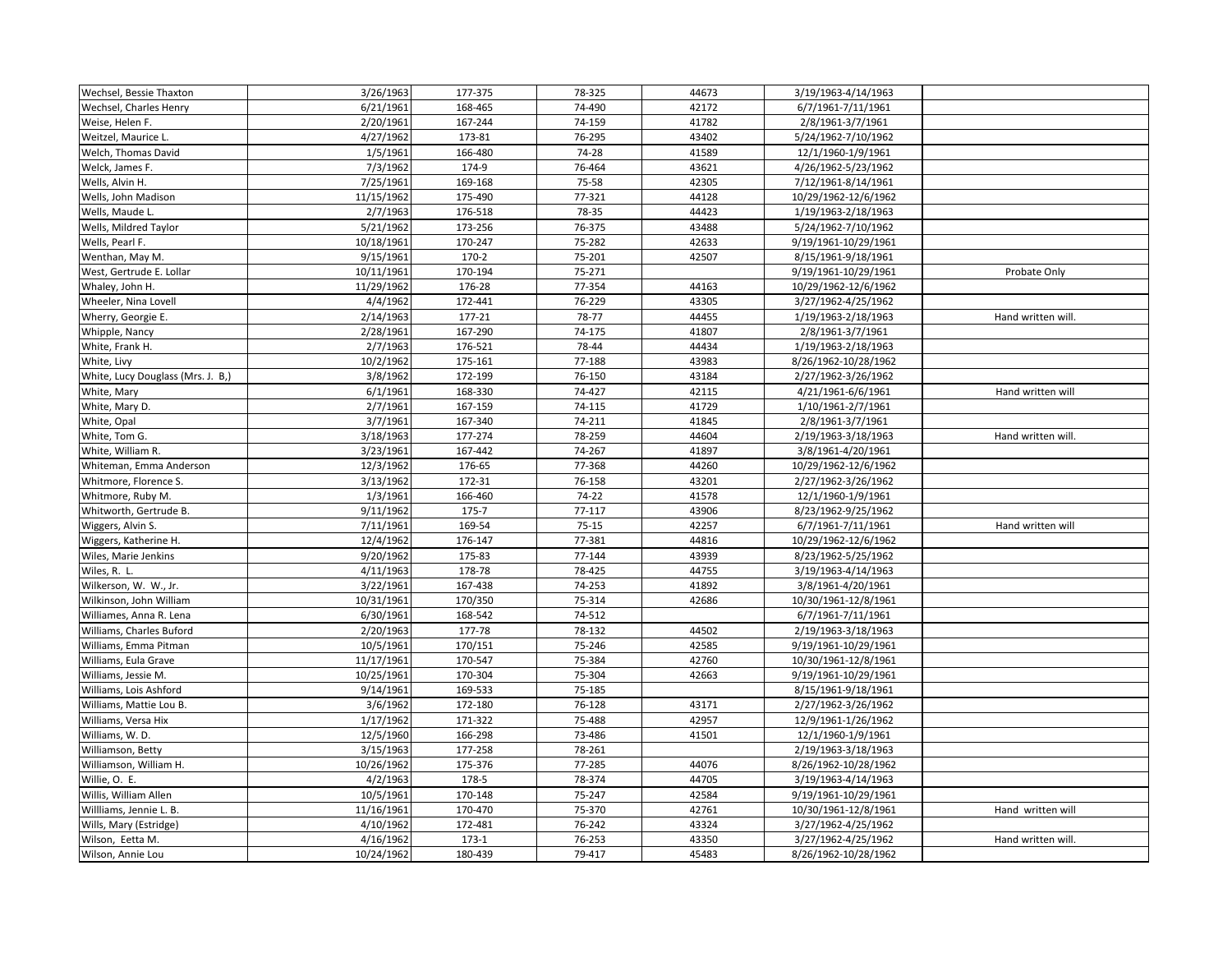| | | | | | | |
|---|---|---|---|---|---|---|
| Wechsel, Bessie Thaxton | 3/26/1963 | 177-375 | 78-325 | 44673 | 3/19/1963-4/14/1963 | |
| Wechsel, Charles Henry | 6/21/1961 | 168-465 | 74-490 | 42172 | 6/7/1961-7/11/1961 | |
| Weise, Helen F. | 2/20/1961 | 167-244 | 74-159 | 41782 | 2/8/1961-3/7/1961 | |
| Weitzel, Maurice L. | 4/27/1962 | 173-81 | 76-295 | 43402 | 5/24/1962-7/10/1962 | |
| Welch, Thomas David | 1/5/1961 | 166-480 | 74-28 | 41589 | 12/1/1960-1/9/1961 | |
| Welck, James F. | 7/3/1962 | 174-9 | 76-464 | 43621 | 4/26/1962-5/23/1962 | |
| Wells, Alvin H. | 7/25/1961 | 169-168 | 75-58 | 42305 | 7/12/1961-8/14/1961 | |
| Wells, John Madison | 11/15/1962 | 175-490 | 77-321 | 44128 | 10/29/1962-12/6/1962 | |
| Wells, Maude L. | 2/7/1963 | 176-518 | 78-35 | 44423 | 1/19/1963-2/18/1963 | |
| Wells, Mildred Taylor | 5/21/1962 | 173-256 | 76-375 | 43488 | 5/24/1962-7/10/1962 | |
| Wells, Pearl F. | 10/18/1961 | 170-247 | 75-282 | 42633 | 9/19/1961-10/29/1961 | |
| Wenthan, May M. | 9/15/1961 | 170-2 | 75-201 | 42507 | 8/15/1961-9/18/1961 | |
| West, Gertrude E. Lollar | 10/11/1961 | 170-194 | 75-271 | | 9/19/1961-10/29/1961 | Probate Only |
| Whaley, John H. | 11/29/1962 | 176-28 | 77-354 | 44163 | 10/29/1962-12/6/1962 | |
| Wheeler, Nina Lovell | 4/4/1962 | 172-441 | 76-229 | 43305 | 3/27/1962-4/25/1962 | |
| Wherry, Georgie E. | 2/14/1963 | 177-21 | 78-77 | 44455 | 1/19/1963-2/18/1963 | Hand written will. |
| Whipple, Nancy | 2/28/1961 | 167-290 | 74-175 | 41807 | 2/8/1961-3/7/1961 | |
| White, Frank H. | 2/7/1963 | 176-521 | 78-44 | 44434 | 1/19/1963-2/18/1963 | |
| White, Livy | 10/2/1962 | 175-161 | 77-188 | 43983 | 8/26/1962-10/28/1962 | |
| White, Lucy Douglass (Mrs. J. B,) | 3/8/1962 | 172-199 | 76-150 | 43184 | 2/27/1962-3/26/1962 | |
| White, Mary | 6/1/1961 | 168-330 | 74-427 | 42115 | 4/21/1961-6/6/1961 | Hand written will |
| White, Mary D. | 2/7/1961 | 167-159 | 74-115 | 41729 | 1/10/1961-2/7/1961 | |
| White, Opal | 3/7/1961 | 167-340 | 74-211 | 41845 | 2/8/1961-3/7/1961 | |
| White, Tom G. | 3/18/1963 | 177-274 | 78-259 | 44604 | 2/19/1963-3/18/1963 | Hand written will. |
| White, William R. | 3/23/1961 | 167-442 | 74-267 | 41897 | 3/8/1961-4/20/1961 | |
| Whiteman, Emma Anderson | 12/3/1962 | 176-65 | 77-368 | 44260 | 10/29/1962-12/6/1962 | |
| Whitmore, Florence S. | 3/13/1962 | 172-31 | 76-158 | 43201 | 2/27/1962-3/26/1962 | |
| Whitmore, Ruby M. | 1/3/1961 | 166-460 | 74-22 | 41578 | 12/1/1960-1/9/1961 | |
| Whitworth, Gertrude B. | 9/11/1962 | 175-7 | 77-117 | 43906 | 8/23/1962-9/25/1962 | |
| Wiggers, Alvin S. | 7/11/1961 | 169-54 | 75-15 | 42257 | 6/7/1961-7/11/1961 | Hand written will |
| Wiggers, Katherine H. | 12/4/1962 | 176-147 | 77-381 | 44816 | 10/29/1962-12/6/1962 | |
| Wiles, Marie Jenkins | 9/20/1962 | 175-83 | 77-144 | 43939 | 8/23/1962-5/25/1962 | |
| Wiles, R. L. | 4/11/1963 | 178-78 | 78-425 | 44755 | 3/19/1963-4/14/1963 | |
| Wilkerson, W. W., Jr. | 3/22/1961 | 167-438 | 74-253 | 41892 | 3/8/1961-4/20/1961 | |
| Wilkinson, John William | 10/31/1961 | 170/350 | 75-314 | 42686 | 10/30/1961-12/8/1961 | |
| Williames, Anna R. Lena | 6/30/1961 | 168-542 | 74-512 | | 6/7/1961-7/11/1961 | |
| Williams, Charles Buford | 2/20/1963 | 177-78 | 78-132 | 44502 | 2/19/1963-3/18/1963 | |
| Williams, Emma Pitman | 10/5/1961 | 170/151 | 75-246 | 42585 | 9/19/1961-10/29/1961 | |
| Williams, Eula Grave | 11/17/1961 | 170-547 | 75-384 | 42760 | 10/30/1961-12/8/1961 | |
| Williams, Jessie M. | 10/25/1961 | 170-304 | 75-304 | 42663 | 9/19/1961-10/29/1961 | |
| Williams, Lois Ashford | 9/14/1961 | 169-533 | 75-185 | | 8/15/1961-9/18/1961 | |
| Williams, Mattie Lou B. | 3/6/1962 | 172-180 | 76-128 | 43171 | 2/27/1962-3/26/1962 | |
| Williams, Versa Hix | 1/17/1962 | 171-322 | 75-488 | 42957 | 12/9/1961-1/26/1962 | |
| Williams, W. D. | 12/5/1960 | 166-298 | 73-486 | 41501 | 12/1/1960-1/9/1961 | |
| Williamson, Betty | 3/15/1963 | 177-258 | 78-261 | | 2/19/1963-3/18/1963 | |
| Williamson, William H. | 10/26/1962 | 175-376 | 77-285 | 44076 | 8/26/1962-10/28/1962 | |
| Willie, O. E. | 4/2/1963 | 178-5 | 78-374 | 44705 | 3/19/1963-4/14/1963 | |
| Willis, William Allen | 10/5/1961 | 170-148 | 75-247 | 42584 | 9/19/1961-10/29/1961 | |
| Willliams, Jennie L. B. | 11/16/1961 | 170-470 | 75-370 | 42761 | 10/30/1961-12/8/1961 | Hand written will |
| Wills, Mary (Estridge) | 4/10/1962 | 172-481 | 76-242 | 43324 | 3/27/1962-4/25/1962 | |
| Wilson, Eetta M. | 4/16/1962 | 173-1 | 76-253 | 43350 | 3/27/1962-4/25/1962 | Hand written will. |
| Wilson, Annie Lou | 10/24/1962 | 180-439 | 79-417 | 45483 | 8/26/1962-10/28/1962 | |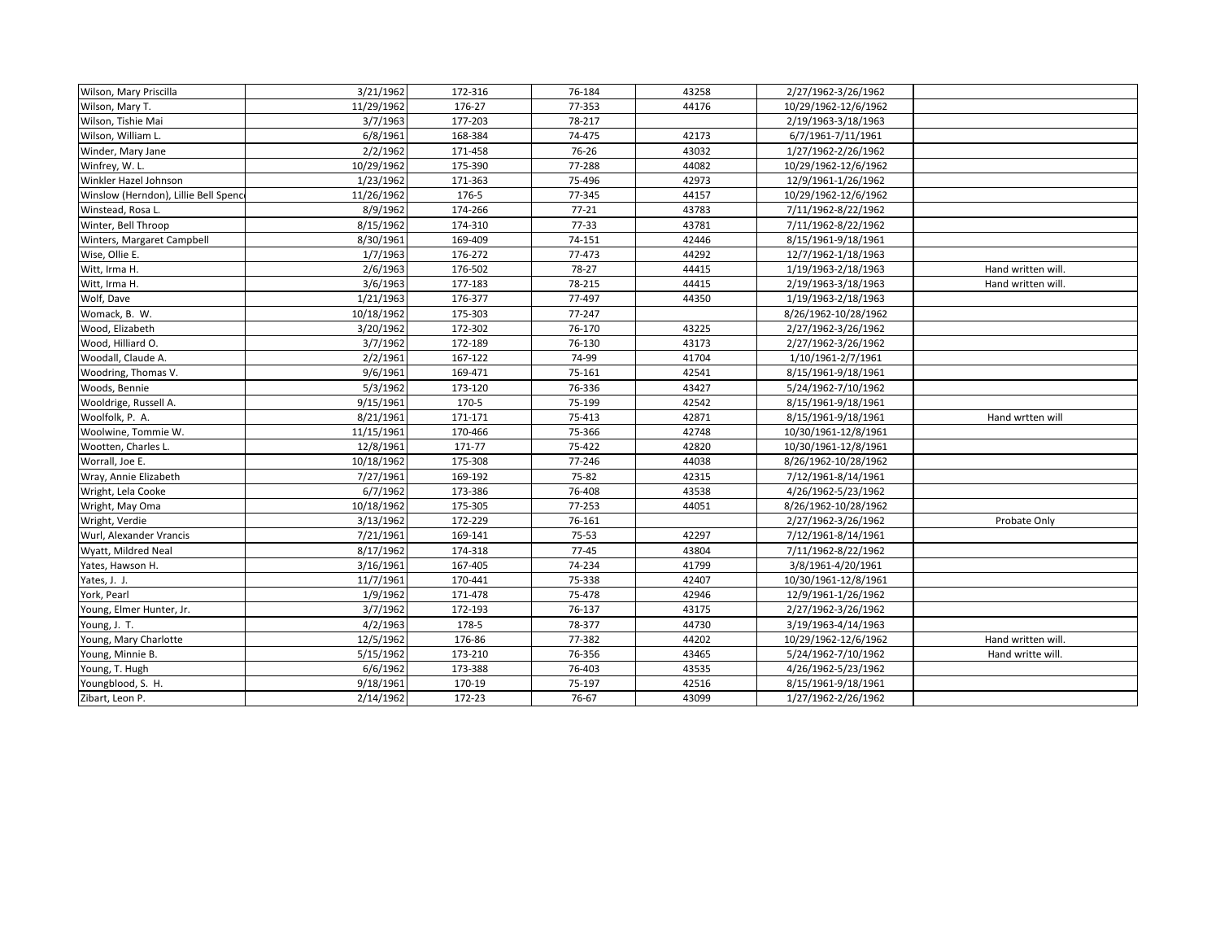| | | | | | | |
|---|---|---|---|---|---|---|
| Wilson, Mary Priscilla | 3/21/1962 | 172-316 | 76-184 | 43258 | 2/27/1962-3/26/1962 | |
| Wilson, Mary T. | 11/29/1962 | 176-27 | 77-353 | 44176 | 10/29/1962-12/6/1962 | |
| Wilson, Tishie Mai | 3/7/1963 | 177-203 | 78-217 | | 2/19/1963-3/18/1963 | |
| Wilson, William L. | 6/8/1961 | 168-384 | 74-475 | 42173 | 6/7/1961-7/11/1961 | |
| Winder, Mary Jane | 2/2/1962 | 171-458 | 76-26 | 43032 | 1/27/1962-2/26/1962 | |
| Winfrey, W. L. | 10/29/1962 | 175-390 | 77-288 | 44082 | 10/29/1962-12/6/1962 | |
| Winkler Hazel Johnson | 1/23/1962 | 171-363 | 75-496 | 42973 | 12/9/1961-1/26/1962 | |
| Winslow (Herndon), Lillie Bell Spenc | 11/26/1962 | 176-5 | 77-345 | 44157 | 10/29/1962-12/6/1962 | |
| Winstead, Rosa L. | 8/9/1962 | 174-266 | 77-21 | 43783 | 7/11/1962-8/22/1962 | |
| Winter, Bell Throop | 8/15/1962 | 174-310 | 77-33 | 43781 | 7/11/1962-8/22/1962 | |
| Winters, Margaret Campbell | 8/30/1961 | 169-409 | 74-151 | 42446 | 8/15/1961-9/18/1961 | |
| Wise, Ollie E. | 1/7/1963 | 176-272 | 77-473 | 44292 | 12/7/1962-1/18/1963 | |
| Witt, Irma H. | 2/6/1963 | 176-502 | 78-27 | 44415 | 1/19/1963-2/18/1963 | Hand written will. |
| Witt, Irma H. | 3/6/1963 | 177-183 | 78-215 | 44415 | 2/19/1963-3/18/1963 | Hand written will. |
| Wolf, Dave | 1/21/1963 | 176-377 | 77-497 | 44350 | 1/19/1963-2/18/1963 | |
| Womack, B. W. | 10/18/1962 | 175-303 | 77-247 | | 8/26/1962-10/28/1962 | |
| Wood, Elizabeth | 3/20/1962 | 172-302 | 76-170 | 43225 | 2/27/1962-3/26/1962 | |
| Wood, Hilliard O. | 3/7/1962 | 172-189 | 76-130 | 43173 | 2/27/1962-3/26/1962 | |
| Woodall, Claude A. | 2/2/1961 | 167-122 | 74-99 | 41704 | 1/10/1961-2/7/1961 | |
| Woodring, Thomas V. | 9/6/1961 | 169-471 | 75-161 | 42541 | 8/15/1961-9/18/1961 | |
| Woods, Bennie | 5/3/1962 | 173-120 | 76-336 | 43427 | 5/24/1962-7/10/1962 | |
| Wooldrige, Russell A. | 9/15/1961 | 170-5 | 75-199 | 42542 | 8/15/1961-9/18/1961 | |
| Woolfolk, P. A. | 8/21/1961 | 171-171 | 75-413 | 42871 | 8/15/1961-9/18/1961 | Hand wrtten will |
| Woolwine, Tommie W. | 11/15/1961 | 170-466 | 75-366 | 42748 | 10/30/1961-12/8/1961 | |
| Wootten, Charles L. | 12/8/1961 | 171-77 | 75-422 | 42820 | 10/30/1961-12/8/1961 | |
| Worrall, Joe E. | 10/18/1962 | 175-308 | 77-246 | 44038 | 8/26/1962-10/28/1962 | |
| Wray, Annie Elizabeth | 7/27/1961 | 169-192 | 75-82 | 42315 | 7/12/1961-8/14/1961 | |
| Wright, Lela Cooke | 6/7/1962 | 173-386 | 76-408 | 43538 | 4/26/1962-5/23/1962 | |
| Wright, May Oma | 10/18/1962 | 175-305 | 77-253 | 44051 | 8/26/1962-10/28/1962 | |
| Wright, Verdie | 3/13/1962 | 172-229 | 76-161 | | 2/27/1962-3/26/1962 | Probate Only |
| Wurl, Alexander Vrancis | 7/21/1961 | 169-141 | 75-53 | 42297 | 7/12/1961-8/14/1961 | |
| Wyatt, Mildred Neal | 8/17/1962 | 174-318 | 77-45 | 43804 | 7/11/1962-8/22/1962 | |
| Yates, Hawson H. | 3/16/1961 | 167-405 | 74-234 | 41799 | 3/8/1961-4/20/1961 | |
| Yates, J. J. | 11/7/1961 | 170-441 | 75-338 | 42407 | 10/30/1961-12/8/1961 | |
| York, Pearl | 1/9/1962 | 171-478 | 75-478 | 42946 | 12/9/1961-1/26/1962 | |
| Young, Elmer Hunter, Jr. | 3/7/1962 | 172-193 | 76-137 | 43175 | 2/27/1962-3/26/1962 | |
| Young, J. T. | 4/2/1963 | 178-5 | 78-377 | 44730 | 3/19/1963-4/14/1963 | |
| Young, Mary Charlotte | 12/5/1962 | 176-86 | 77-382 | 44202 | 10/29/1962-12/6/1962 | Hand written will. |
| Young, Minnie B. | 5/15/1962 | 173-210 | 76-356 | 43465 | 5/24/1962-7/10/1962 | Hand writte will. |
| Young, T. Hugh | 6/6/1962 | 173-388 | 76-403 | 43535 | 4/26/1962-5/23/1962 | |
| Youngblood, S. H. | 9/18/1961 | 170-19 | 75-197 | 42516 | 8/15/1961-9/18/1961 | |
| Zibart, Leon P. | 2/14/1962 | 172-23 | 76-67 | 43099 | 1/27/1962-2/26/1962 | |